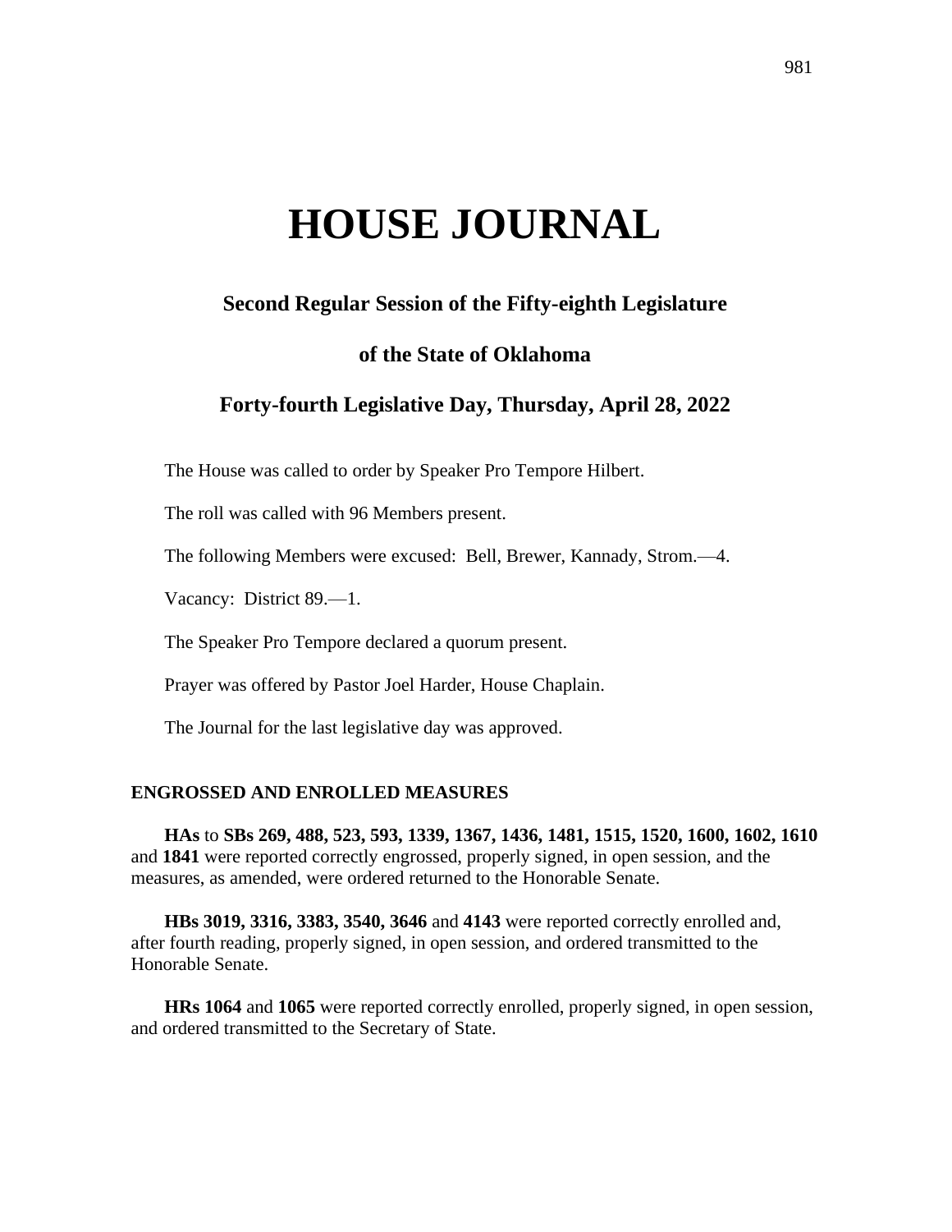# HOUSE JOURNAL

## Second Regular Session of the Fifty-eighth Legislature

## of the State of Oklahoma

## Forty-fourth Legislative Day, Thursday, April 28, 2022

The House was called to order by Speaker Pro Tempore Hilbert.

The roll was called with 96 Members present.

The following Members were excused: Bell, Brewer, Kannady, Strom.—4.

Vacancy: District 89.—1.

The Speaker Pro Tempore declared a quorum present.

Prayer was offered by Pastor Joel Harder, House Chaplain.

The Journal for the last legislative day was approved.

### ENGROSSED AND ENROLLED MEASURES

**HAs** to **SBs 269, 488, 523, 593, 1339, 1367, 1436, 1481, 1515, 1520, 1600, 1602, 1610** and **1841** were reported correctly engrossed, properly signed, in open session, and the measures, as amended, were ordered returned to the Honorable Senate.

**HBs 3019, 3316, 3383, 3540, 3646** and **4143** were reported correctly enrolled and, after fourth reading, properly signed, in open session, and ordered transmitted to the Honorable Senate.

**HRs 1064** and **1065** were reported correctly enrolled, properly signed, in open session, and ordered transmitted to the Secretary of State.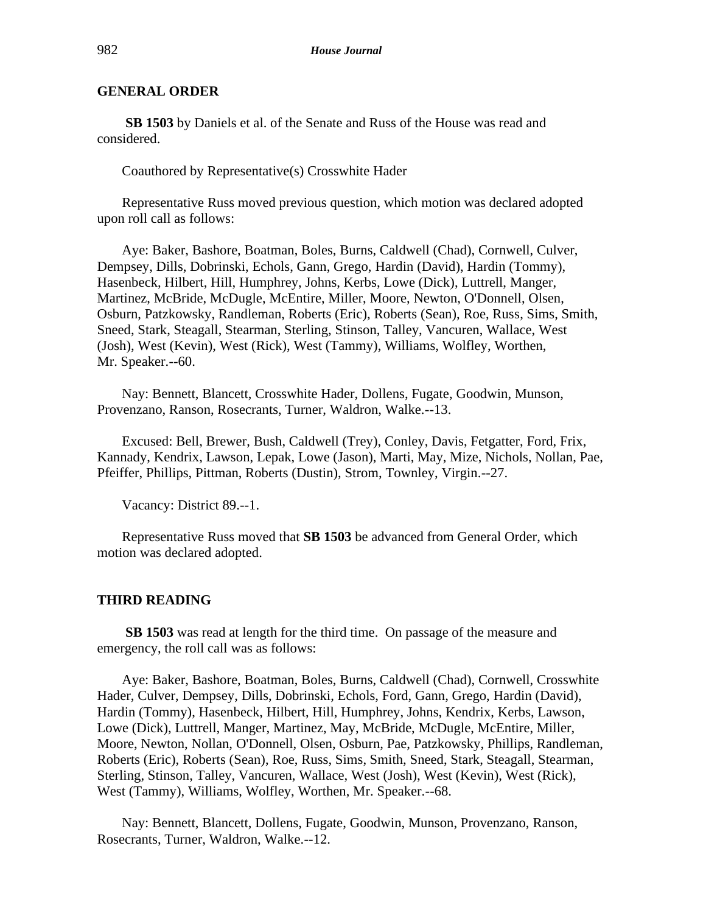## GENERAL ORDER

**SB 1503** by Daniels et al. of the Senate and Russ of the House was read and considered.

Coauthored by Representative(s) Crosswhite Hader

Representative Russ moved previous question, which motion was declared adopted upon roll call as follows:

Aye: Baker, Bashore, Boatman, Boles, Burns, Caldwell (Chad), Cornwell, Culver, Dempsey, Dills, Dobrinski, Echols, Gann, Grego, Hardin (David), Hardin (Tommy), Hasenbeck, Hilbert, Hill, Humphrey, Johns, Kerbs, Lowe (Dick), Luttrell, Manger, Martinez, McBride, McDugle, McEntire, Miller, Moore, Newton, O'Donnell, Olsen, Osburn, Patzkowsky, Randleman, Roberts (Eric), Roberts (Sean), Roe, Russ, Sims, Smith, Sneed, Stark, Steagall, Stearman, Sterling, Stinson, Talley, Vancuren, Wallace, West (Josh), West (Kevin), West (Rick), West (Tammy), Williams, Wolfley, Worthen, Mr. Speaker.--60.

Nay: Bennett, Blancett, Crosswhite Hader, Dollens, Fugate, Goodwin, Munson, Provenzano, Ranson, Rosecrants, Turner, Waldron, Walke.--13.

Excused: Bell, Brewer, Bush, Caldwell (Trey), Conley, Davis, Fetgatter, Ford, Frix, Kannady, Kendrix, Lawson, Lepak, Lowe (Jason), Marti, May, Mize, Nichols, Nollan, Pae, Pfeiffer, Phillips, Pittman, Roberts (Dustin), Strom, Townley, Virgin.--27.

Vacancy: District 89.--1.

Representative Russ moved that **SB 1503** be advanced from General Order, which motion was declared adopted.

## THIRD READING

**SB 1503** was read at length for the third time. On passage of the measure and emergency, the roll call was as follows:

Aye: Baker, Bashore, Boatman, Boles, Burns, Caldwell (Chad), Cornwell, Crosswhite Hader, Culver, Dempsey, Dills, Dobrinski, Echols, Ford, Gann, Grego, Hardin (David), Hardin (Tommy), Hasenbeck, Hilbert, Hill, Humphrey, Johns, Kendrix, Kerbs, Lawson, Lowe (Dick), Luttrell, Manger, Martinez, May, McBride, McDugle, McEntire, Miller, Moore, Newton, Nollan, O'Donnell, Olsen, Osburn, Pae, Patzkowsky, Phillips, Randleman, Roberts (Eric), Roberts (Sean), Roe, Russ, Sims, Smith, Sneed, Stark, Steagall, Stearman, Sterling, Stinson, Talley, Vancuren, Wallace, West (Josh), West (Kevin), West (Rick), West (Tammy), Williams, Wolfley, Worthen, Mr. Speaker.--68.

Nay: Bennett, Blancett, Dollens, Fugate, Goodwin, Munson, Provenzano, Ranson, Rosecrants, Turner, Waldron, Walke.--12.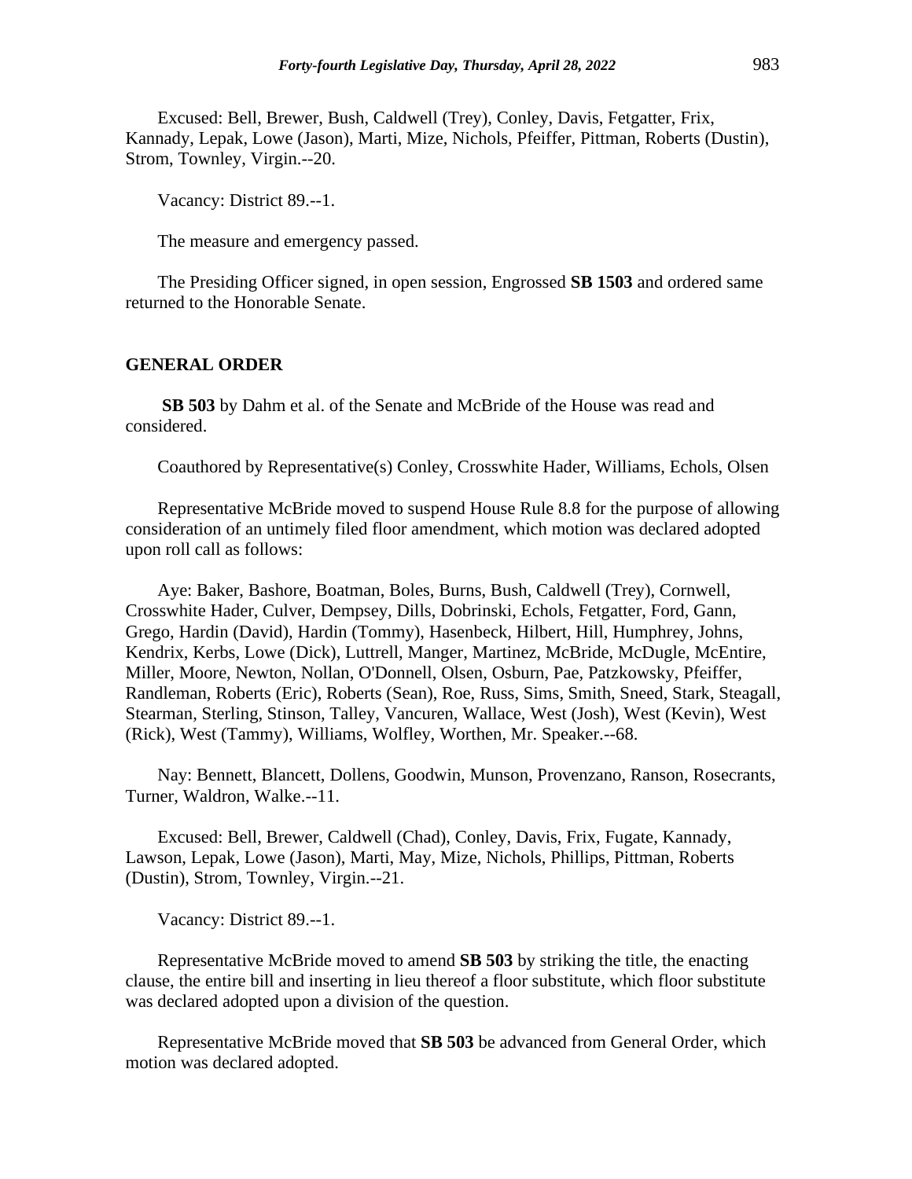Excused: Bell, Brewer, Bush, Caldwell (Trey), Conley, Davis, Fetgatter, Frix, Kannady, Lepak, Lowe (Jason), Marti, Mize, Nichols, Pfeiffer, Pittman, Roberts (Dustin), Strom, Townley, Virgin.--20.

Vacancy: District 89.--1.

The measure and emergency passed.

The Presiding Officer signed, in open session, Engrossed **SB 1503** and ordered same returned to the Honorable Senate.

## GENERAL ORDER

**SB 503** by Dahm et al. of the Senate and McBride of the House was read and considered.

Coauthored by Representative(s) Conley, Crosswhite Hader, Williams, Echols, Olsen

Representative McBride moved to suspend House Rule 8.8 for the purpose of allowing consideration of an untimely filed floor amendment, which motion was declared adopted upon roll call as follows:

Aye: Baker, Bashore, Boatman, Boles, Burns, Bush, Caldwell (Trey), Cornwell, Crosswhite Hader, Culver, Dempsey, Dills, Dobrinski, Echols, Fetgatter, Ford, Gann, Grego, Hardin (David), Hardin (Tommy), Hasenbeck, Hilbert, Hill, Humphrey, Johns, Kendrix, Kerbs, Lowe (Dick), Luttrell, Manger, Martinez, McBride, McDugle, McEntire, Miller, Moore, Newton, Nollan, O'Donnell, Olsen, Osburn, Pae, Patzkowsky, Pfeiffer, Randleman, Roberts (Eric), Roberts (Sean), Roe, Russ, Sims, Smith, Sneed, Stark, Steagall, Stearman, Sterling, Stinson, Talley, Vancuren, Wallace, West (Josh), West (Kevin), West (Rick), West (Tammy), Williams, Wolfley, Worthen, Mr. Speaker.--68.

Nay: Bennett, Blancett, Dollens, Goodwin, Munson, Provenzano, Ranson, Rosecrants, Turner, Waldron, Walke.--11.

Excused: Bell, Brewer, Caldwell (Chad), Conley, Davis, Frix, Fugate, Kannady, Lawson, Lepak, Lowe (Jason), Marti, May, Mize, Nichols, Phillips, Pittman, Roberts (Dustin), Strom, Townley, Virgin.--21.

Vacancy: District 89.--1.

Representative McBride moved to amend **SB 503** by striking the title, the enacting clause, the entire bill and inserting in lieu thereof a floor substitute, which floor substitute was declared adopted upon a division of the question.

Representative McBride moved that **SB 503** be advanced from General Order, which motion was declared adopted.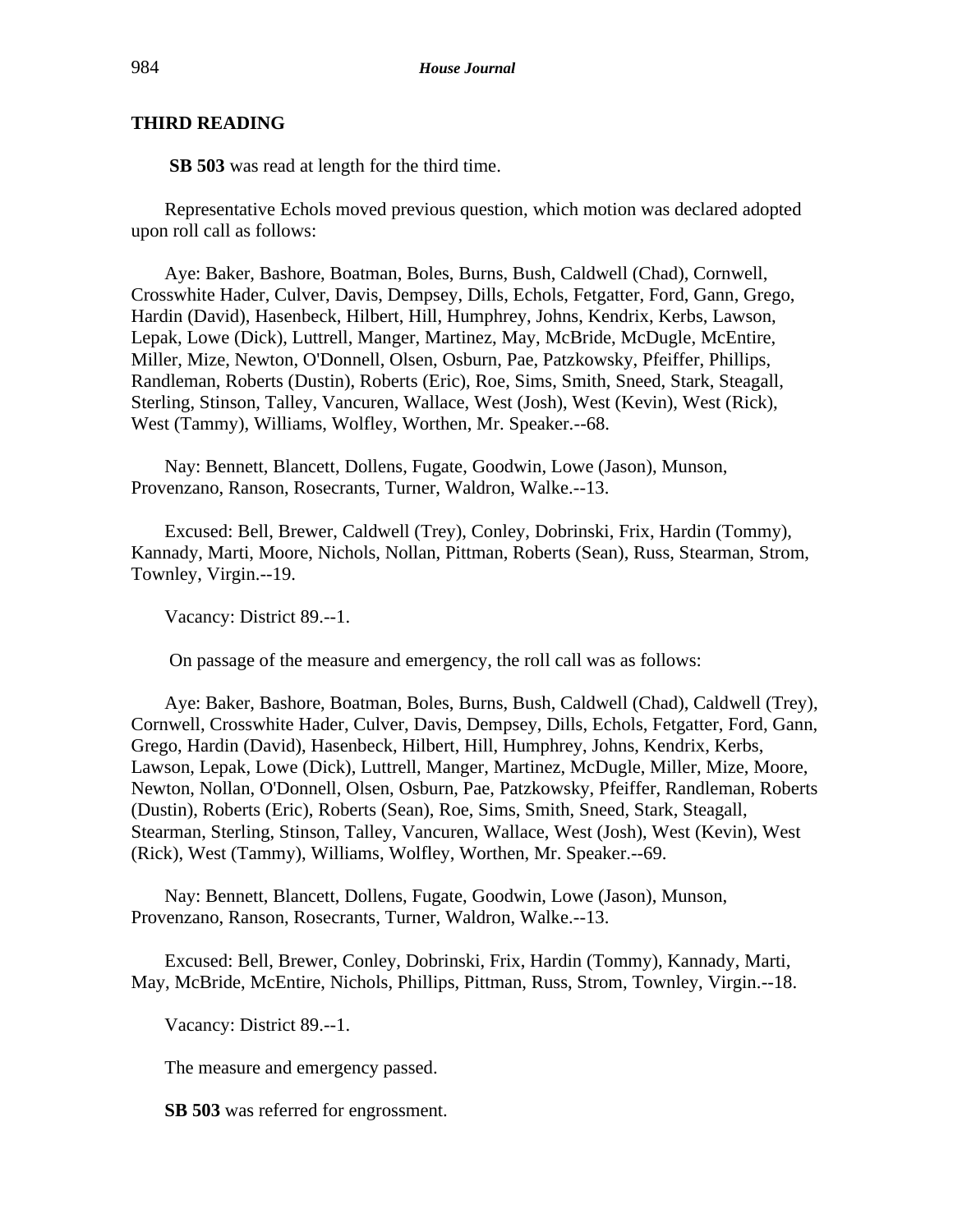## THIRD READING

**SB 503** was read at length for the third time.

Representative Echols moved previous question, which motion was declared adopted upon roll call as follows:

Aye: Baker, Bashore, Boatman, Boles, Burns, Bush, Caldwell (Chad), Cornwell, Crosswhite Hader, Culver, Davis, Dempsey, Dills, Echols, Fetgatter, Ford, Gann, Grego, Hardin (David), Hasenbeck, Hilbert, Hill, Humphrey, Johns, Kendrix, Kerbs, Lawson, Lepak, Lowe (Dick), Luttrell, Manger, Martinez, May, McBride, McDugle, McEntire, Miller, Mize, Newton, O'Donnell, Olsen, Osburn, Pae, Patzkowsky, Pfeiffer, Phillips, Randleman, Roberts (Dustin), Roberts (Eric), Roe, Sims, Smith, Sneed, Stark, Steagall, Sterling, Stinson, Talley, Vancuren, Wallace, West (Josh), West (Kevin), West (Rick), West (Tammy), Williams, Wolfley, Worthen, Mr. Speaker.--68.

Nay: Bennett, Blancett, Dollens, Fugate, Goodwin, Lowe (Jason), Munson, Provenzano, Ranson, Rosecrants, Turner, Waldron, Walke.--13.

Excused: Bell, Brewer, Caldwell (Trey), Conley, Dobrinski, Frix, Hardin (Tommy), Kannady, Marti, Moore, Nichols, Nollan, Pittman, Roberts (Sean), Russ, Stearman, Strom, Townley, Virgin.--19.

Vacancy: District 89.--1.

On passage of the measure and emergency, the roll call was as follows:

Aye: Baker, Bashore, Boatman, Boles, Burns, Bush, Caldwell (Chad), Caldwell (Trey), Cornwell, Crosswhite Hader, Culver, Davis, Dempsey, Dills, Echols, Fetgatter, Ford, Gann, Grego, Hardin (David), Hasenbeck, Hilbert, Hill, Humphrey, Johns, Kendrix, Kerbs, Lawson, Lepak, Lowe (Dick), Luttrell, Manger, Martinez, McDugle, Miller, Mize, Moore, Newton, Nollan, O'Donnell, Olsen, Osburn, Pae, Patzkowsky, Pfeiffer, Randleman, Roberts (Dustin), Roberts (Eric), Roberts (Sean), Roe, Sims, Smith, Sneed, Stark, Steagall, Stearman, Sterling, Stinson, Talley, Vancuren, Wallace, West (Josh), West (Kevin), West (Rick), West (Tammy), Williams, Wolfley, Worthen, Mr. Speaker.--69.

Nay: Bennett, Blancett, Dollens, Fugate, Goodwin, Lowe (Jason), Munson, Provenzano, Ranson, Rosecrants, Turner, Waldron, Walke.--13.

Excused: Bell, Brewer, Conley, Dobrinski, Frix, Hardin (Tommy), Kannady, Marti, May, McBride, McEntire, Nichols, Phillips, Pittman, Russ, Strom, Townley, Virgin.--18.

Vacancy: District 89.--1.

The measure and emergency passed.

**SB 503** was referred for engrossment.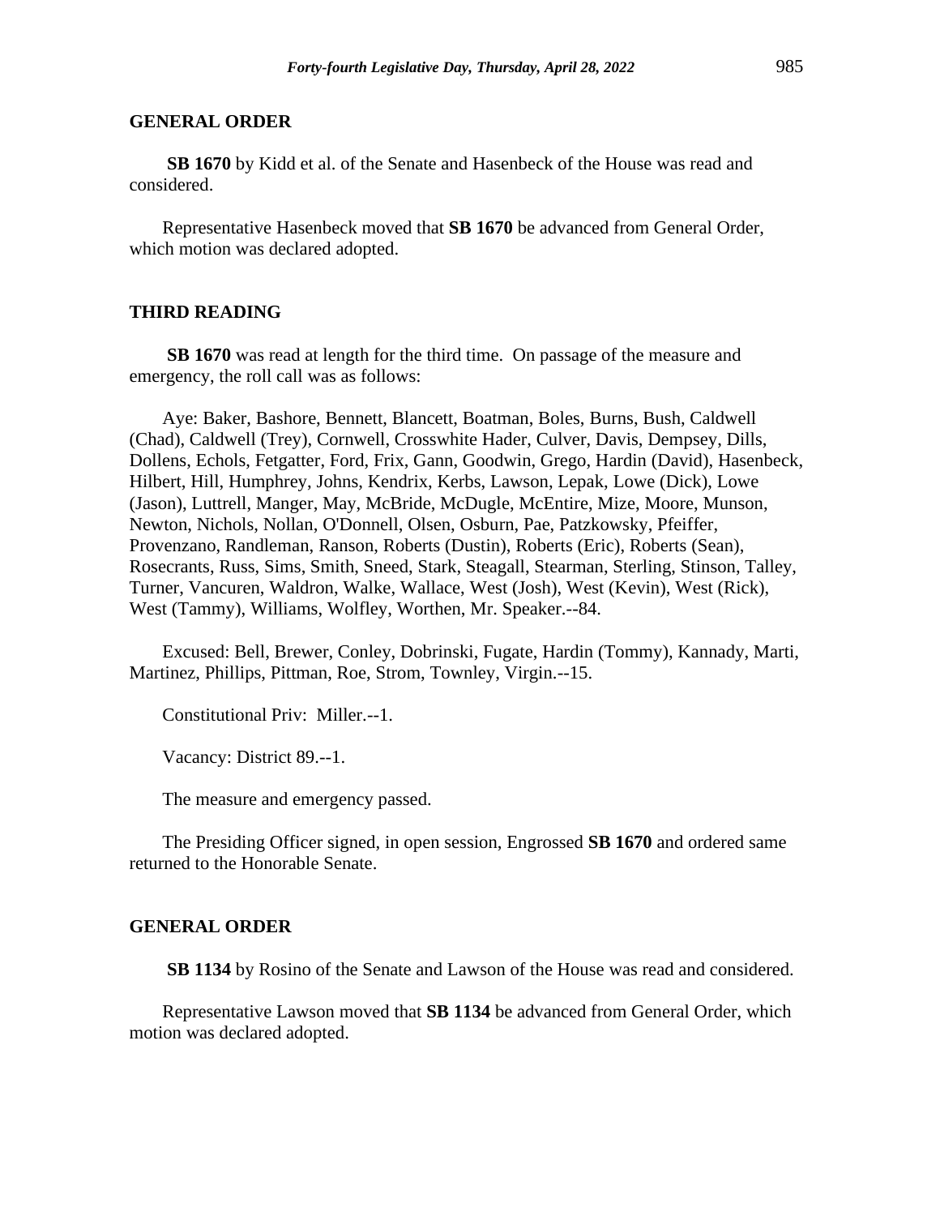## GENERAL ORDER

**SB 1670** by Kidd et al. of the Senate and Hasenbeck of the House was read and considered.

Representative Hasenbeck moved that **SB 1670** be advanced from General Order, which motion was declared adopted.

## THIRD READING

**SB 1670** was read at length for the third time. On passage of the measure and emergency, the roll call was as follows:

Aye: Baker, Bashore, Bennett, Blancett, Boatman, Boles, Burns, Bush, Caldwell (Chad), Caldwell (Trey), Cornwell, Crosswhite Hader, Culver, Davis, Dempsey, Dills, Dollens, Echols, Fetgatter, Ford, Frix, Gann, Goodwin, Grego, Hardin (David), Hasenbeck, Hilbert, Hill, Humphrey, Johns, Kendrix, Kerbs, Lawson, Lepak, Lowe (Dick), Lowe (Jason), Luttrell, Manger, May, McBride, McDugle, McEntire, Mize, Moore, Munson, Newton, Nichols, Nollan, O'Donnell, Olsen, Osburn, Pae, Patzkowsky, Pfeiffer, Provenzano, Randleman, Ranson, Roberts (Dustin), Roberts (Eric), Roberts (Sean), Rosecrants, Russ, Sims, Smith, Sneed, Stark, Steagall, Stearman, Sterling, Stinson, Talley, Turner, Vancuren, Waldron, Walke, Wallace, West (Josh), West (Kevin), West (Rick), West (Tammy), Williams, Wolfley, Worthen, Mr. Speaker.--84.

Excused: Bell, Brewer, Conley, Dobrinski, Fugate, Hardin (Tommy), Kannady, Marti, Martinez, Phillips, Pittman, Roe, Strom, Townley, Virgin.--15.

Constitutional Priv: Miller.--1.

Vacancy: District 89.--1.

The measure and emergency passed.

The Presiding Officer signed, in open session, Engrossed **SB 1670** and ordered same returned to the Honorable Senate.

## GENERAL ORDER

**SB 1134** by Rosino of the Senate and Lawson of the House was read and considered.

Representative Lawson moved that **SB 1134** be advanced from General Order, which motion was declared adopted.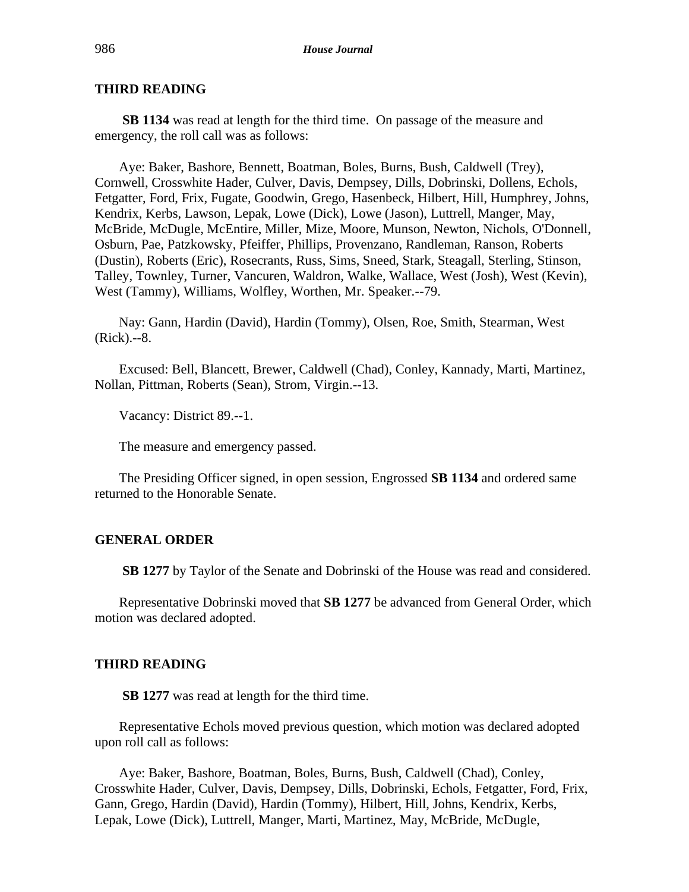## THIRD READING

**SB 1134** was read at length for the third time. On passage of the measure and emergency, the roll call was as follows:

Aye: Baker, Bashore, Bennett, Boatman, Boles, Burns, Bush, Caldwell (Trey), Cornwell, Crosswhite Hader, Culver, Davis, Dempsey, Dills, Dobrinski, Dollens, Echols, Fetgatter, Ford, Frix, Fugate, Goodwin, Grego, Hasenbeck, Hilbert, Hill, Humphrey, Johns, Kendrix, Kerbs, Lawson, Lepak, Lowe (Dick), Lowe (Jason), Luttrell, Manger, May, McBride, McDugle, McEntire, Miller, Mize, Moore, Munson, Newton, Nichols, O'Donnell, Osburn, Pae, Patzkowsky, Pfeiffer, Phillips, Provenzano, Randleman, Ranson, Roberts (Dustin), Roberts (Eric), Rosecrants, Russ, Sims, Sneed, Stark, Steagall, Sterling, Stinson, Talley, Townley, Turner, Vancuren, Waldron, Walke, Wallace, West (Josh), West (Kevin), West (Tammy), Williams, Wolfley, Worthen, Mr. Speaker.--79.

Nay: Gann, Hardin (David), Hardin (Tommy), Olsen, Roe, Smith, Stearman, West (Rick).--8.

Excused: Bell, Blancett, Brewer, Caldwell (Chad), Conley, Kannady, Marti, Martinez, Nollan, Pittman, Roberts (Sean), Strom, Virgin.--13.

Vacancy: District 89.--1.

The measure and emergency passed.

The Presiding Officer signed, in open session, Engrossed **SB 1134** and ordered same returned to the Honorable Senate.

## GENERAL ORDER

**SB 1277** by Taylor of the Senate and Dobrinski of the House was read and considered.

Representative Dobrinski moved that **SB 1277** be advanced from General Order, which motion was declared adopted.

## THIRD READING

**SB 1277** was read at length for the third time.

Representative Echols moved previous question, which motion was declared adopted upon roll call as follows:

Aye: Baker, Bashore, Boatman, Boles, Burns, Bush, Caldwell (Chad), Conley, Crosswhite Hader, Culver, Davis, Dempsey, Dills, Dobrinski, Echols, Fetgatter, Ford, Frix, Gann, Grego, Hardin (David), Hardin (Tommy), Hilbert, Hill, Johns, Kendrix, Kerbs, Lepak, Lowe (Dick), Luttrell, Manger, Marti, Martinez, May, McBride, McDugle,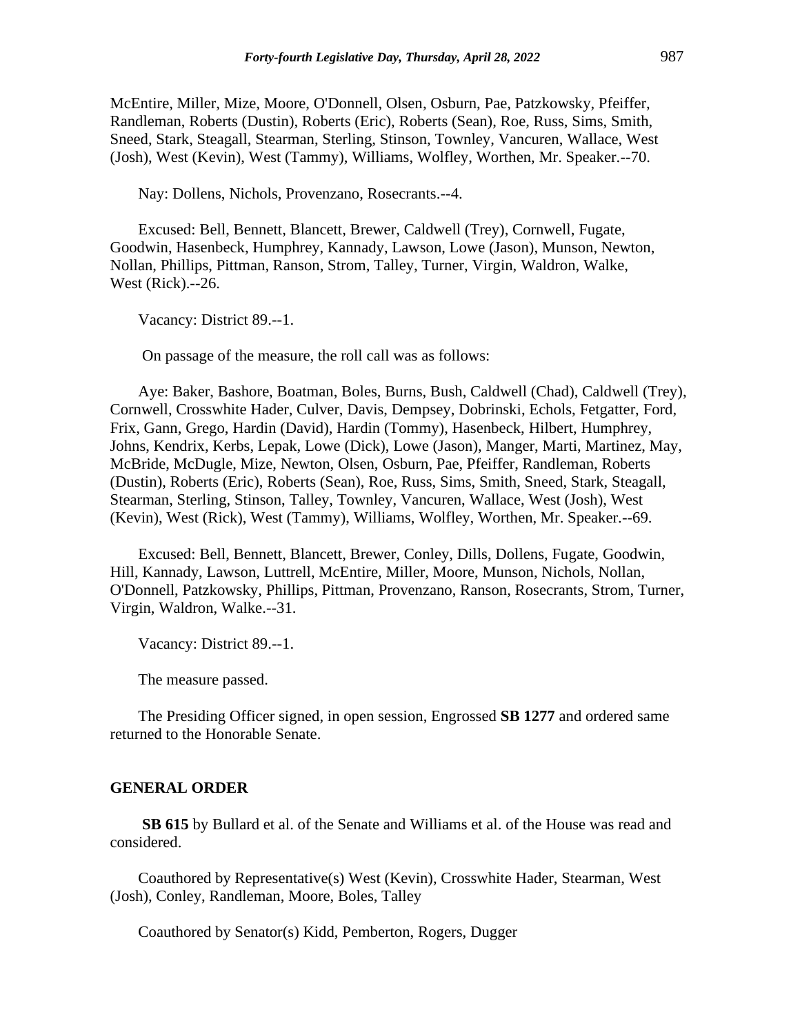McEntire, Miller, Mize, Moore, O'Donnell, Olsen, Osburn, Pae, Patzkowsky, Pfeiffer, Randleman, Roberts (Dustin), Roberts (Eric), Roberts (Sean), Roe, Russ, Sims, Smith, Sneed, Stark, Steagall, Stearman, Sterling, Stinson, Townley, Vancuren, Wallace, West (Josh), West (Kevin), West (Tammy), Williams, Wolfley, Worthen, Mr. Speaker.--70.

Nay: Dollens, Nichols, Provenzano, Rosecrants.--4.

Excused: Bell, Bennett, Blancett, Brewer, Caldwell (Trey), Cornwell, Fugate, Goodwin, Hasenbeck, Humphrey, Kannady, Lawson, Lowe (Jason), Munson, Newton, Nollan, Phillips, Pittman, Ranson, Strom, Talley, Turner, Virgin, Waldron, Walke, West (Rick).--26.

Vacancy: District 89.--1.

On passage of the measure, the roll call was as follows:

Aye: Baker, Bashore, Boatman, Boles, Burns, Bush, Caldwell (Chad), Caldwell (Trey), Cornwell, Crosswhite Hader, Culver, Davis, Dempsey, Dobrinski, Echols, Fetgatter, Ford, Frix, Gann, Grego, Hardin (David), Hardin (Tommy), Hasenbeck, Hilbert, Humphrey, Johns, Kendrix, Kerbs, Lepak, Lowe (Dick), Lowe (Jason), Manger, Marti, Martinez, May, McBride, McDugle, Mize, Newton, Olsen, Osburn, Pae, Pfeiffer, Randleman, Roberts (Dustin), Roberts (Eric), Roberts (Sean), Roe, Russ, Sims, Smith, Sneed, Stark, Steagall, Stearman, Sterling, Stinson, Talley, Townley, Vancuren, Wallace, West (Josh), West (Kevin), West (Rick), West (Tammy), Williams, Wolfley, Worthen, Mr. Speaker.--69.

Excused: Bell, Bennett, Blancett, Brewer, Conley, Dills, Dollens, Fugate, Goodwin, Hill, Kannady, Lawson, Luttrell, McEntire, Miller, Moore, Munson, Nichols, Nollan, O'Donnell, Patzkowsky, Phillips, Pittman, Provenzano, Ranson, Rosecrants, Strom, Turner, Virgin, Waldron, Walke.--31.

Vacancy: District 89.--1.

The measure passed.

The Presiding Officer signed, in open session, Engrossed **SB 1277** and ordered same returned to the Honorable Senate.

## GENERAL ORDER

**SB 615** by Bullard et al. of the Senate and Williams et al. of the House was read and considered.

Coauthored by Representative(s) West (Kevin), Crosswhite Hader, Stearman, West (Josh), Conley, Randleman, Moore, Boles, Talley

Coauthored by Senator(s) Kidd, Pemberton, Rogers, Dugger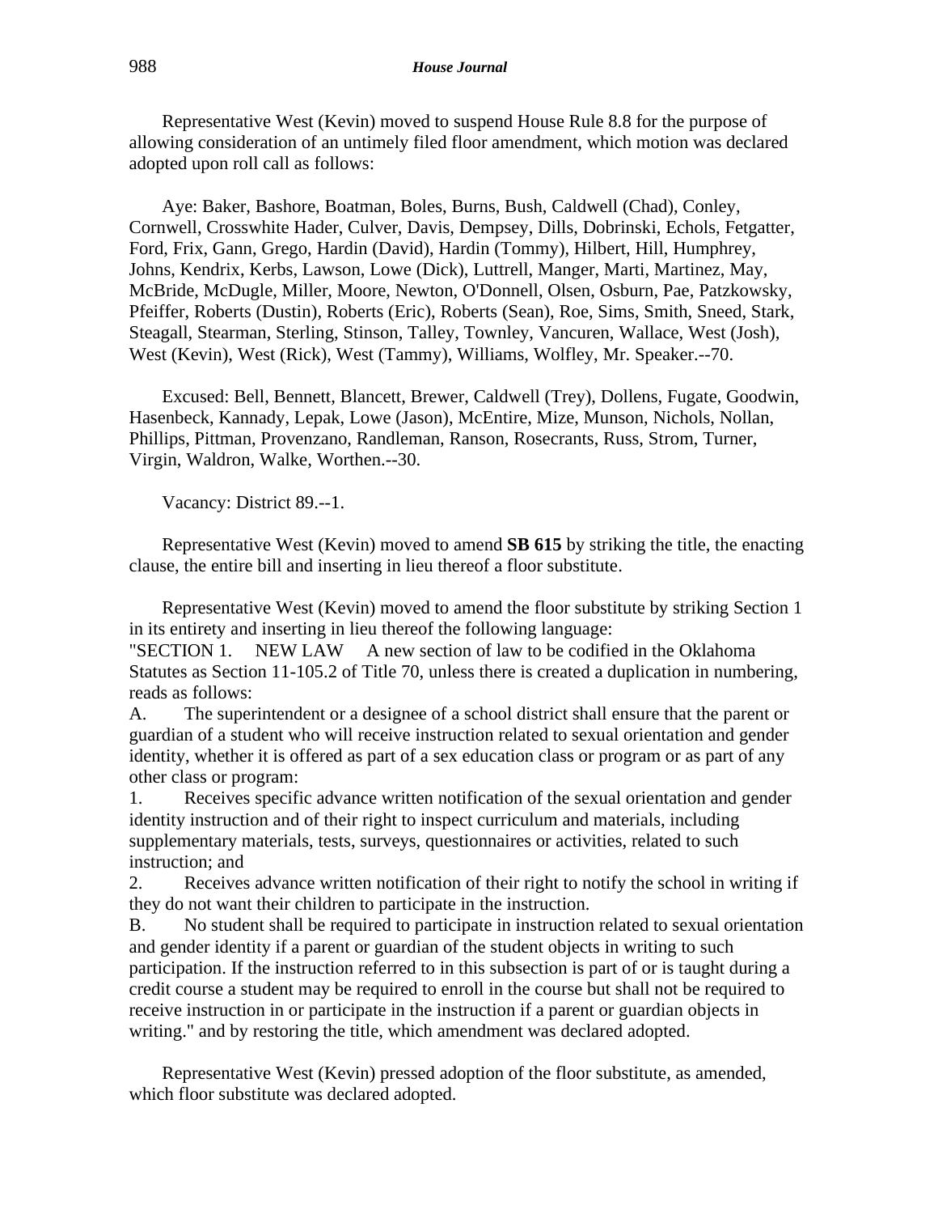Representative West (Kevin) moved to suspend House Rule 8.8 for the purpose of allowing consideration of an untimely filed floor amendment, which motion was declared adopted upon roll call as follows:

Aye: Baker, Bashore, Boatman, Boles, Burns, Bush, Caldwell (Chad), Conley, Cornwell, Crosswhite Hader, Culver, Davis, Dempsey, Dills, Dobrinski, Echols, Fetgatter, Ford, Frix, Gann, Grego, Hardin (David), Hardin (Tommy), Hilbert, Hill, Humphrey, Johns, Kendrix, Kerbs, Lawson, Lowe (Dick), Luttrell, Manger, Marti, Martinez, May, McBride, McDugle, Miller, Moore, Newton, O'Donnell, Olsen, Osburn, Pae, Patzkowsky, Pfeiffer, Roberts (Dustin), Roberts (Eric), Roberts (Sean), Roe, Sims, Smith, Sneed, Stark, Steagall, Stearman, Sterling, Stinson, Talley, Townley, Vancuren, Wallace, West (Josh), West (Kevin), West (Rick), West (Tammy), Williams, Wolfley, Mr. Speaker.--70.

Excused: Bell, Bennett, Blancett, Brewer, Caldwell (Trey), Dollens, Fugate, Goodwin, Hasenbeck, Kannady, Lepak, Lowe (Jason), McEntire, Mize, Munson, Nichols, Nollan, Phillips, Pittman, Provenzano, Randleman, Ranson, Rosecrants, Russ, Strom, Turner, Virgin, Waldron, Walke, Worthen.--30.

Vacancy: District 89.--1.

Representative West (Kevin) moved to amend **SB 615** by striking the title, the enacting clause, the entire bill and inserting in lieu thereof a floor substitute.

Representative West (Kevin) moved to amend the floor substitute by striking Section 1 in its entirety and inserting in lieu thereof the following language:

"SECTION 1. NEW LAW A new section of law to be codified in the Oklahoma Statutes as Section 11-105.2 of Title 70, unless there is created a duplication in numbering, reads as follows:

A. The superintendent or a designee of a school district shall ensure that the parent or guardian of a student who will receive instruction related to sexual orientation and gender identity, whether it is offered as part of a sex education class or program or as part of any other class or program:

1. Receives specific advance written notification of the sexual orientation and gender identity instruction and of their right to inspect curriculum and materials, including supplementary materials, tests, surveys, questionnaires or activities, related to such instruction; and

2. Receives advance written notification of their right to notify the school in writing if they do not want their children to participate in the instruction.

B. No student shall be required to participate in instruction related to sexual orientation and gender identity if a parent or guardian of the student objects in writing to such participation. If the instruction referred to in this subsection is part of or is taught during a credit course a student may be required to enroll in the course but shall not be required to receive instruction in or participate in the instruction if a parent or guardian objects in writing." and by restoring the title, which amendment was declared adopted.

Representative West (Kevin) pressed adoption of the floor substitute, as amended, which floor substitute was declared adopted.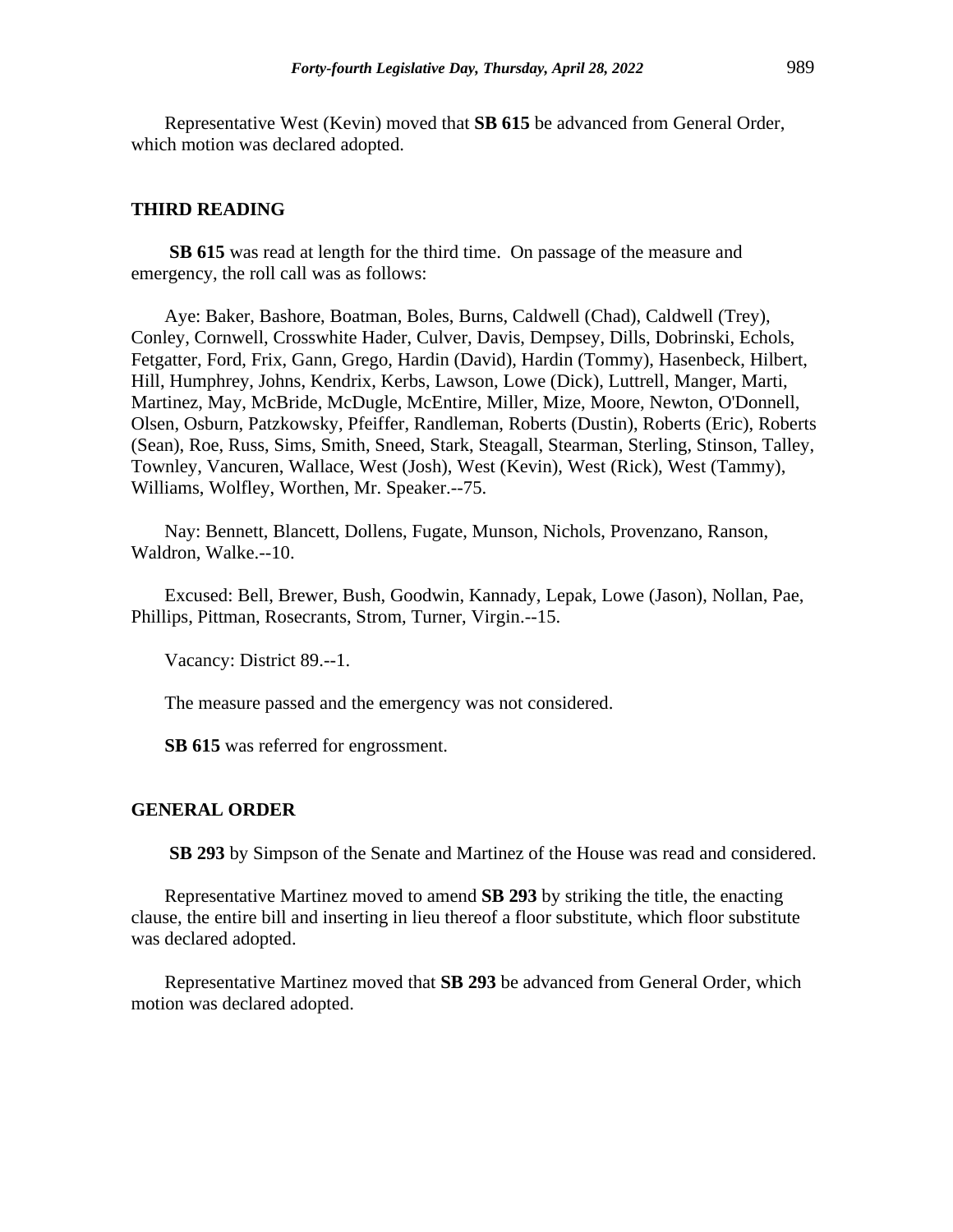Representative West (Kevin) moved that **SB 615** be advanced from General Order, which motion was declared adopted.

## THIRD READING

**SB 615** was read at length for the third time. On passage of the measure and emergency, the roll call was as follows:

Aye: Baker, Bashore, Boatman, Boles, Burns, Caldwell (Chad), Caldwell (Trey), Conley, Cornwell, Crosswhite Hader, Culver, Davis, Dempsey, Dills, Dobrinski, Echols, Fetgatter, Ford, Frix, Gann, Grego, Hardin (David), Hardin (Tommy), Hasenbeck, Hilbert, Hill, Humphrey, Johns, Kendrix, Kerbs, Lawson, Lowe (Dick), Luttrell, Manger, Marti, Martinez, May, McBride, McDugle, McEntire, Miller, Mize, Moore, Newton, O'Donnell, Olsen, Osburn, Patzkowsky, Pfeiffer, Randleman, Roberts (Dustin), Roberts (Eric), Roberts (Sean), Roe, Russ, Sims, Smith, Sneed, Stark, Steagall, Stearman, Sterling, Stinson, Talley, Townley, Vancuren, Wallace, West (Josh), West (Kevin), West (Rick), West (Tammy), Williams, Wolfley, Worthen, Mr. Speaker.--75.

Nay: Bennett, Blancett, Dollens, Fugate, Munson, Nichols, Provenzano, Ranson, Waldron, Walke.--10.

Excused: Bell, Brewer, Bush, Goodwin, Kannady, Lepak, Lowe (Jason), Nollan, Pae, Phillips, Pittman, Rosecrants, Strom, Turner, Virgin.--15.

Vacancy: District 89.--1.

The measure passed and the emergency was not considered.

**SB 615** was referred for engrossment.

## GENERAL ORDER

**SB 293** by Simpson of the Senate and Martinez of the House was read and considered.

Representative Martinez moved to amend **SB 293** by striking the title, the enacting clause, the entire bill and inserting in lieu thereof a floor substitute, which floor substitute was declared adopted.

Representative Martinez moved that **SB 293** be advanced from General Order, which motion was declared adopted.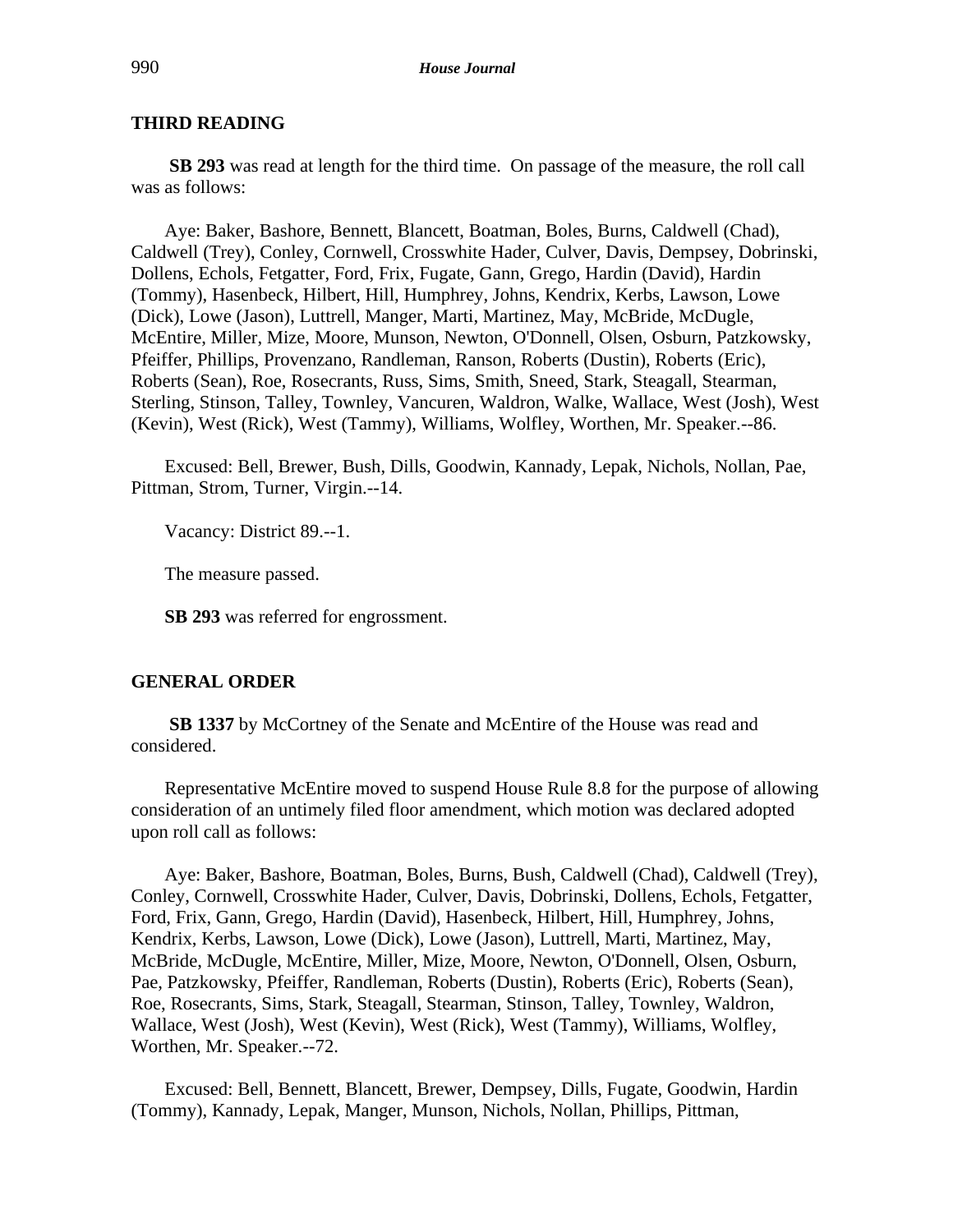## THIRD READING

**SB 293** was read at length for the third time. On passage of the measure, the roll call was as follows:

Aye: Baker, Bashore, Bennett, Blancett, Boatman, Boles, Burns, Caldwell (Chad), Caldwell (Trey), Conley, Cornwell, Crosswhite Hader, Culver, Davis, Dempsey, Dobrinski, Dollens, Echols, Fetgatter, Ford, Frix, Fugate, Gann, Grego, Hardin (David), Hardin (Tommy), Hasenbeck, Hilbert, Hill, Humphrey, Johns, Kendrix, Kerbs, Lawson, Lowe (Dick), Lowe (Jason), Luttrell, Manger, Marti, Martinez, May, McBride, McDugle, McEntire, Miller, Mize, Moore, Munson, Newton, O'Donnell, Olsen, Osburn, Patzkowsky, Pfeiffer, Phillips, Provenzano, Randleman, Ranson, Roberts (Dustin), Roberts (Eric), Roberts (Sean), Roe, Rosecrants, Russ, Sims, Smith, Sneed, Stark, Steagall, Stearman, Sterling, Stinson, Talley, Townley, Vancuren, Waldron, Walke, Wallace, West (Josh), West (Kevin), West (Rick), West (Tammy), Williams, Wolfley, Worthen, Mr. Speaker.--86.

Excused: Bell, Brewer, Bush, Dills, Goodwin, Kannady, Lepak, Nichols, Nollan, Pae, Pittman, Strom, Turner, Virgin.--14.

Vacancy: District 89.--1.

The measure passed.

**SB 293** was referred for engrossment.

## GENERAL ORDER

**SB 1337** by McCortney of the Senate and McEntire of the House was read and considered.

Representative McEntire moved to suspend House Rule 8.8 for the purpose of allowing consideration of an untimely filed floor amendment, which motion was declared adopted upon roll call as follows:

Aye: Baker, Bashore, Boatman, Boles, Burns, Bush, Caldwell (Chad), Caldwell (Trey), Conley, Cornwell, Crosswhite Hader, Culver, Davis, Dobrinski, Dollens, Echols, Fetgatter, Ford, Frix, Gann, Grego, Hardin (David), Hasenbeck, Hilbert, Hill, Humphrey, Johns, Kendrix, Kerbs, Lawson, Lowe (Dick), Lowe (Jason), Luttrell, Marti, Martinez, May, McBride, McDugle, McEntire, Miller, Mize, Moore, Newton, O'Donnell, Olsen, Osburn, Pae, Patzkowsky, Pfeiffer, Randleman, Roberts (Dustin), Roberts (Eric), Roberts (Sean), Roe, Rosecrants, Sims, Stark, Steagall, Stearman, Stinson, Talley, Townley, Waldron, Wallace, West (Josh), West (Kevin), West (Rick), West (Tammy), Williams, Wolfley, Worthen, Mr. Speaker.--72.

Excused: Bell, Bennett, Blancett, Brewer, Dempsey, Dills, Fugate, Goodwin, Hardin (Tommy), Kannady, Lepak, Manger, Munson, Nichols, Nollan, Phillips, Pittman,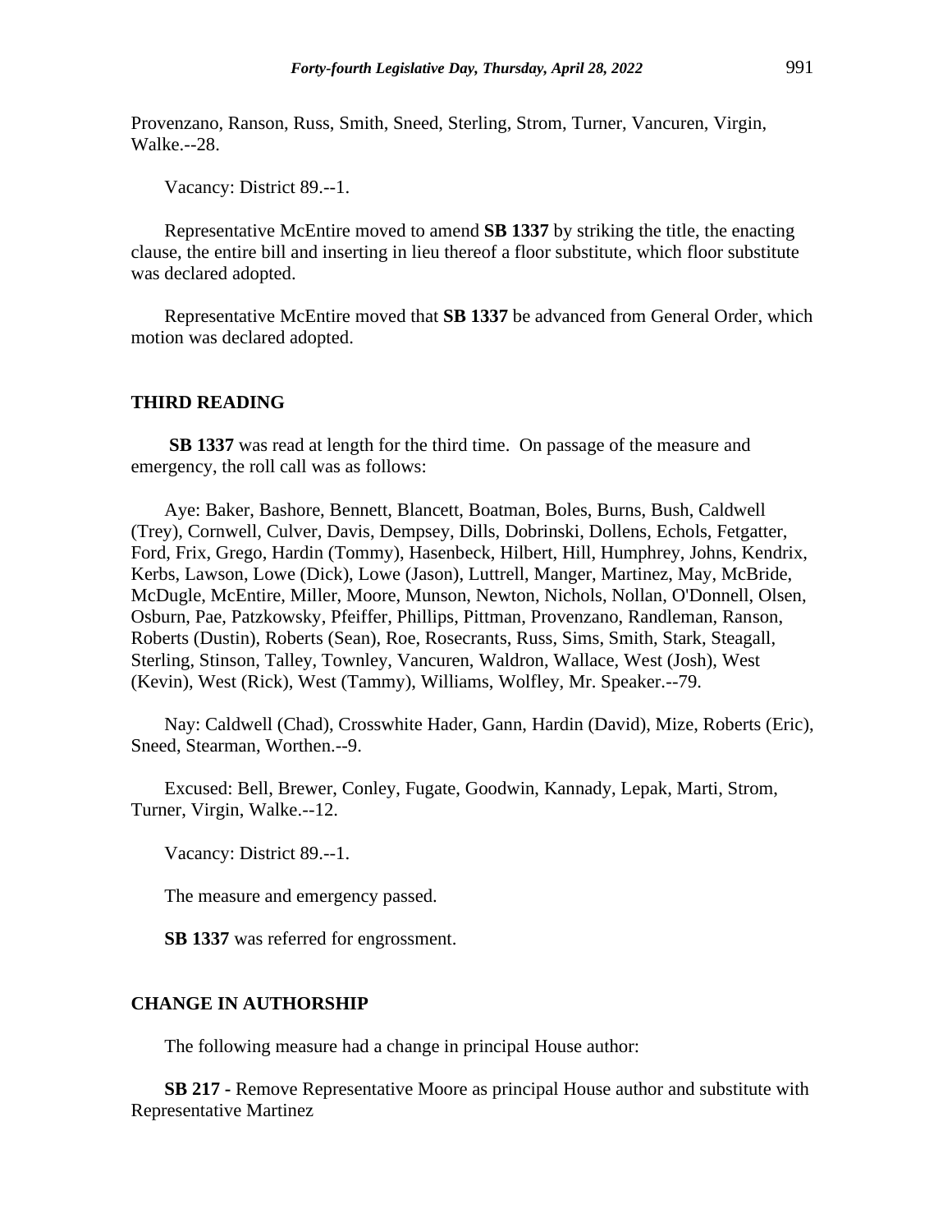Provenzano, Ranson, Russ, Smith, Sneed, Sterling, Strom, Turner, Vancuren, Virgin, Walke.--28.

Vacancy: District 89.--1.

Representative McEntire moved to amend **SB 1337** by striking the title, the enacting clause, the entire bill and inserting in lieu thereof a floor substitute, which floor substitute was declared adopted.

Representative McEntire moved that **SB 1337** be advanced from General Order, which motion was declared adopted.

## THIRD READING

**SB 1337** was read at length for the third time. On passage of the measure and emergency, the roll call was as follows:

Aye: Baker, Bashore, Bennett, Blancett, Boatman, Boles, Burns, Bush, Caldwell (Trey), Cornwell, Culver, Davis, Dempsey, Dills, Dobrinski, Dollens, Echols, Fetgatter, Ford, Frix, Grego, Hardin (Tommy), Hasenbeck, Hilbert, Hill, Humphrey, Johns, Kendrix, Kerbs, Lawson, Lowe (Dick), Lowe (Jason), Luttrell, Manger, Martinez, May, McBride, McDugle, McEntire, Miller, Moore, Munson, Newton, Nichols, Nollan, O'Donnell, Olsen, Osburn, Pae, Patzkowsky, Pfeiffer, Phillips, Pittman, Provenzano, Randleman, Ranson, Roberts (Dustin), Roberts (Sean), Roe, Rosecrants, Russ, Sims, Smith, Stark, Steagall, Sterling, Stinson, Talley, Townley, Vancuren, Waldron, Wallace, West (Josh), West (Kevin), West (Rick), West (Tammy), Williams, Wolfley, Mr. Speaker.--79.

Nay: Caldwell (Chad), Crosswhite Hader, Gann, Hardin (David), Mize, Roberts (Eric), Sneed, Stearman, Worthen.--9.

Excused: Bell, Brewer, Conley, Fugate, Goodwin, Kannady, Lepak, Marti, Strom, Turner, Virgin, Walke.--12.

Vacancy: District 89.--1.

The measure and emergency passed.

**SB 1337** was referred for engrossment.

## CHANGE IN AUTHORSHIP

The following measure had a change in principal House author:

**SB 217 -** Remove Representative Moore as principal House author and substitute with Representative Martinez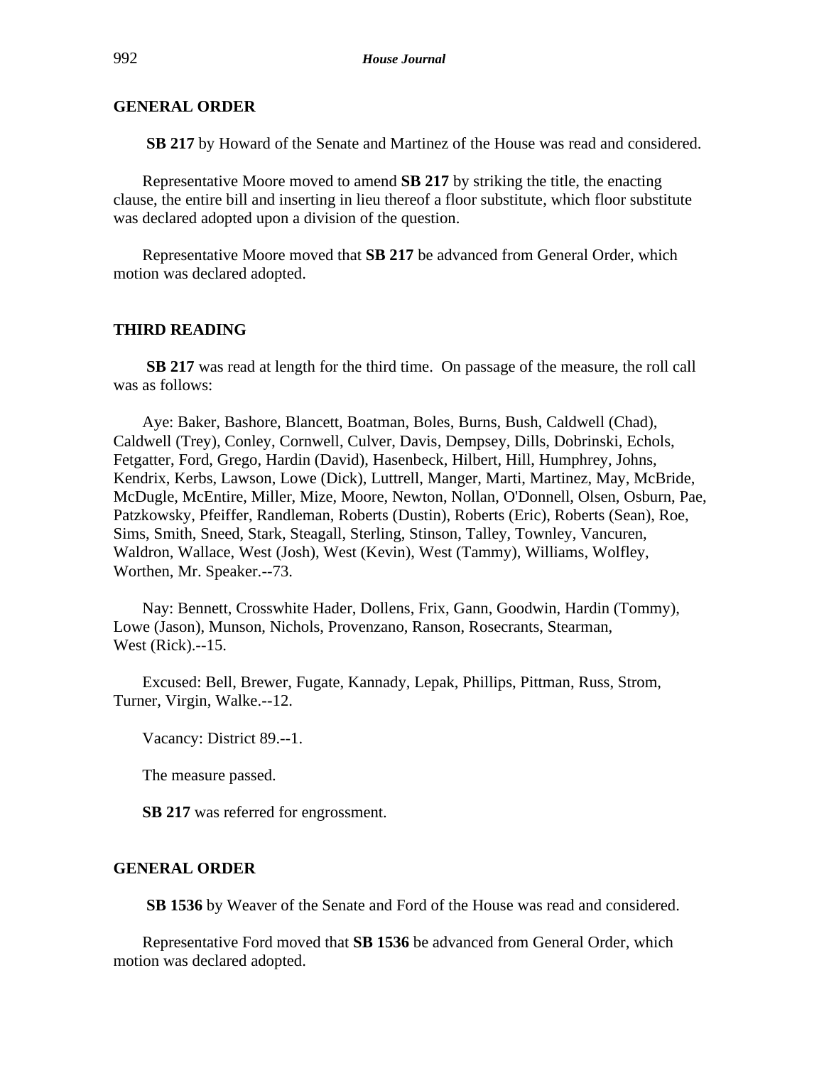## GENERAL ORDER

**SB 217** by Howard of the Senate and Martinez of the House was read and considered.

Representative Moore moved to amend **SB 217** by striking the title, the enacting clause, the entire bill and inserting in lieu thereof a floor substitute, which floor substitute was declared adopted upon a division of the question.

Representative Moore moved that **SB 217** be advanced from General Order, which motion was declared adopted.

## THIRD READING

**SB 217** was read at length for the third time. On passage of the measure, the roll call was as follows:

Aye: Baker, Bashore, Blancett, Boatman, Boles, Burns, Bush, Caldwell (Chad), Caldwell (Trey), Conley, Cornwell, Culver, Davis, Dempsey, Dills, Dobrinski, Echols, Fetgatter, Ford, Grego, Hardin (David), Hasenbeck, Hilbert, Hill, Humphrey, Johns, Kendrix, Kerbs, Lawson, Lowe (Dick), Luttrell, Manger, Marti, Martinez, May, McBride, McDugle, McEntire, Miller, Mize, Moore, Newton, Nollan, O'Donnell, Olsen, Osburn, Pae, Patzkowsky, Pfeiffer, Randleman, Roberts (Dustin), Roberts (Eric), Roberts (Sean), Roe, Sims, Smith, Sneed, Stark, Steagall, Sterling, Stinson, Talley, Townley, Vancuren, Waldron, Wallace, West (Josh), West (Kevin), West (Tammy), Williams, Wolfley, Worthen, Mr. Speaker.--73.

Nay: Bennett, Crosswhite Hader, Dollens, Frix, Gann, Goodwin, Hardin (Tommy), Lowe (Jason), Munson, Nichols, Provenzano, Ranson, Rosecrants, Stearman, West (Rick).--15.

Excused: Bell, Brewer, Fugate, Kannady, Lepak, Phillips, Pittman, Russ, Strom, Turner, Virgin, Walke.--12.

Vacancy: District 89.--1.

The measure passed.

**SB 217** was referred for engrossment.

## GENERAL ORDER

**SB 1536** by Weaver of the Senate and Ford of the House was read and considered.

Representative Ford moved that **SB 1536** be advanced from General Order, which motion was declared adopted.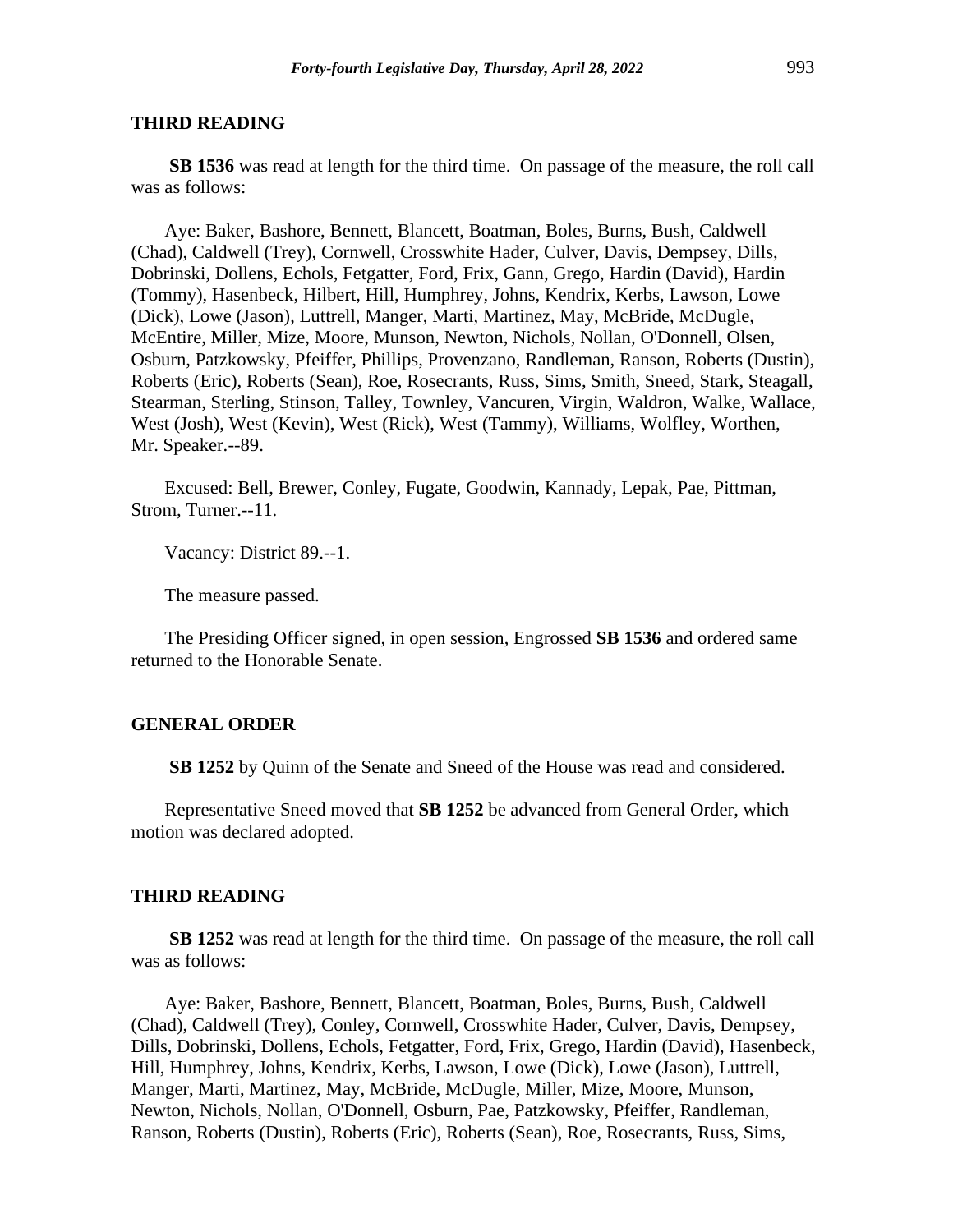## THIRD READING

**SB 1536** was read at length for the third time. On passage of the measure, the roll call was as follows:

Aye: Baker, Bashore, Bennett, Blancett, Boatman, Boles, Burns, Bush, Caldwell (Chad), Caldwell (Trey), Cornwell, Crosswhite Hader, Culver, Davis, Dempsey, Dills, Dobrinski, Dollens, Echols, Fetgatter, Ford, Frix, Gann, Grego, Hardin (David), Hardin (Tommy), Hasenbeck, Hilbert, Hill, Humphrey, Johns, Kendrix, Kerbs, Lawson, Lowe (Dick), Lowe (Jason), Luttrell, Manger, Marti, Martinez, May, McBride, McDugle, McEntire, Miller, Mize, Moore, Munson, Newton, Nichols, Nollan, O'Donnell, Olsen, Osburn, Patzkowsky, Pfeiffer, Phillips, Provenzano, Randleman, Ranson, Roberts (Dustin), Roberts (Eric), Roberts (Sean), Roe, Rosecrants, Russ, Sims, Smith, Sneed, Stark, Steagall, Stearman, Sterling, Stinson, Talley, Townley, Vancuren, Virgin, Waldron, Walke, Wallace, West (Josh), West (Kevin), West (Rick), West (Tammy), Williams, Wolfley, Worthen, Mr. Speaker.--89.

Excused: Bell, Brewer, Conley, Fugate, Goodwin, Kannady, Lepak, Pae, Pittman, Strom, Turner.--11.

Vacancy: District 89.--1.

The measure passed.

The Presiding Officer signed, in open session, Engrossed **SB 1536** and ordered same returned to the Honorable Senate.

## GENERAL ORDER

**SB 1252** by Quinn of the Senate and Sneed of the House was read and considered.

Representative Sneed moved that **SB 1252** be advanced from General Order, which motion was declared adopted.

## THIRD READING

**SB 1252** was read at length for the third time. On passage of the measure, the roll call was as follows:

Aye: Baker, Bashore, Bennett, Blancett, Boatman, Boles, Burns, Bush, Caldwell (Chad), Caldwell (Trey), Conley, Cornwell, Crosswhite Hader, Culver, Davis, Dempsey, Dills, Dobrinski, Dollens, Echols, Fetgatter, Ford, Frix, Grego, Hardin (David), Hasenbeck, Hill, Humphrey, Johns, Kendrix, Kerbs, Lawson, Lowe (Dick), Lowe (Jason), Luttrell, Manger, Marti, Martinez, May, McBride, McDugle, Miller, Mize, Moore, Munson, Newton, Nichols, Nollan, O'Donnell, Osburn, Pae, Patzkowsky, Pfeiffer, Randleman, Ranson, Roberts (Dustin), Roberts (Eric), Roberts (Sean), Roe, Rosecrants, Russ, Sims,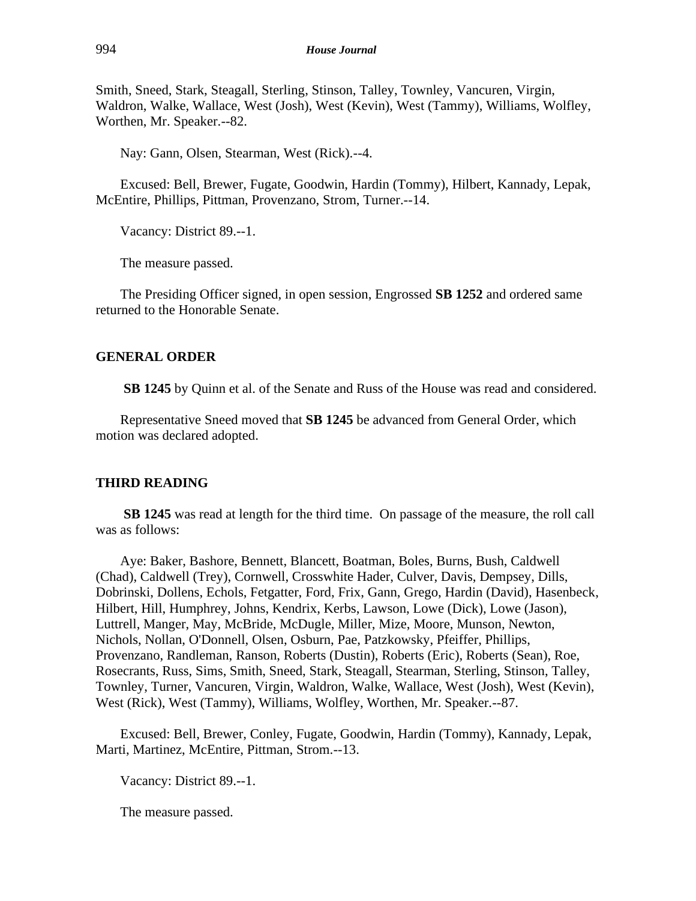Smith, Sneed, Stark, Steagall, Sterling, Stinson, Talley, Townley, Vancuren, Virgin, Waldron, Walke, Wallace, West (Josh), West (Kevin), West (Tammy), Williams, Wolfley, Worthen, Mr. Speaker.--82.

Nay: Gann, Olsen, Stearman, West (Rick).--4.

Excused: Bell, Brewer, Fugate, Goodwin, Hardin (Tommy), Hilbert, Kannady, Lepak, McEntire, Phillips, Pittman, Provenzano, Strom, Turner.--14.

Vacancy: District 89.--1.

The measure passed.

The Presiding Officer signed, in open session, Engrossed **SB 1252** and ordered same returned to the Honorable Senate.

**GENERAL ORDER**

**SB 1245** by Quinn et al. of the Senate and Russ of the House was read and considered.

Representative Sneed moved that **SB 1245** be advanced from General Order, which motion was declared adopted.

**THIRD READING**

**SB 1245** was read at length for the third time. On passage of the measure, the roll call was as follows:

Aye: Baker, Bashore, Bennett, Blancett, Boatman, Boles, Burns, Bush, Caldwell (Chad), Caldwell (Trey), Cornwell, Crosswhite Hader, Culver, Davis, Dempsey, Dills, Dobrinski, Dollens, Echols, Fetgatter, Ford, Frix, Gann, Grego, Hardin (David), Hasenbeck, Hilbert, Hill, Humphrey, Johns, Kendrix, Kerbs, Lawson, Lowe (Dick), Lowe (Jason), Luttrell, Manger, May, McBride, McDugle, Miller, Mize, Moore, Munson, Newton, Nichols, Nollan, O'Donnell, Olsen, Osburn, Pae, Patzkowsky, Pfeiffer, Phillips, Provenzano, Randleman, Ranson, Roberts (Dustin), Roberts (Eric), Roberts (Sean), Roe, Rosecrants, Russ, Sims, Smith, Sneed, Stark, Steagall, Stearman, Sterling, Stinson, Talley, Townley, Turner, Vancuren, Virgin, Waldron, Walke, Wallace, West (Josh), West (Kevin), West (Rick), West (Tammy), Williams, Wolfley, Worthen, Mr. Speaker.--87.

Excused: Bell, Brewer, Conley, Fugate, Goodwin, Hardin (Tommy), Kannady, Lepak, Marti, Martinez, McEntire, Pittman, Strom.--13.

Vacancy: District 89.--1.

The measure passed.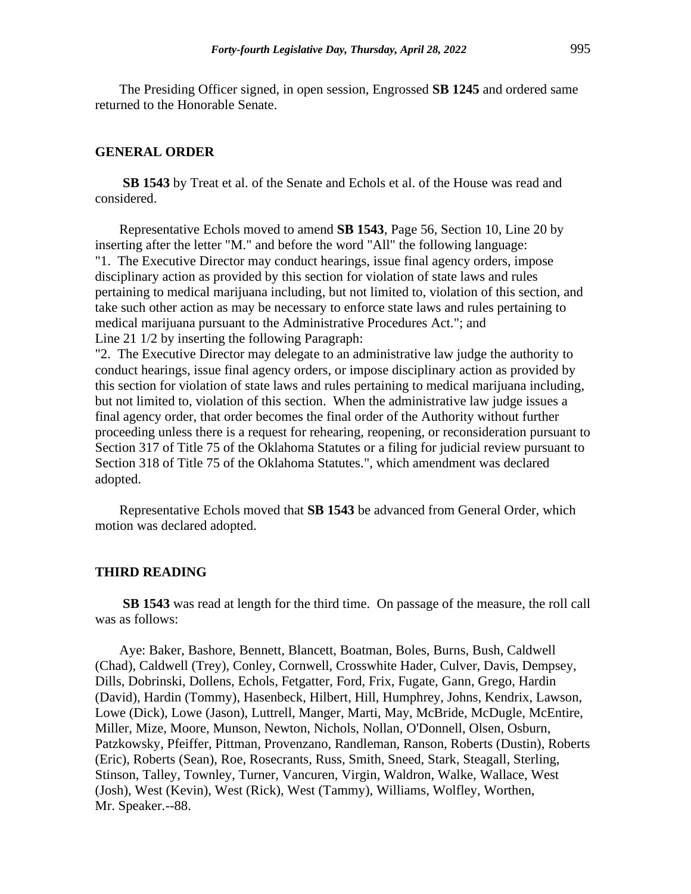The Presiding Officer signed, in open session, Engrossed **SB 1245** and ordered same returned to the Honorable Senate.

## GENERAL ORDER

**SB 1543** by Treat et al. of the Senate and Echols et al. of the House was read and considered.

Representative Echols moved to amend **SB 1543**, Page 56, Section 10, Line 20 by inserting after the letter "M." and before the word "All" the following language:
"1. The Executive Director may conduct hearings, issue final agency orders, impose disciplinary action as provided by this section for violation of state laws and rules pertaining to medical marijuana including, but not limited to, violation of this section, and take such other action as may be necessary to enforce state laws and rules pertaining to medical marijuana pursuant to the Administrative Procedures Act."; and
Line 21 1/2 by inserting the following Paragraph:
"2. The Executive Director may delegate to an administrative law judge the authority to conduct hearings, issue final agency orders, or impose disciplinary action as provided by this section for violation of state laws and rules pertaining to medical marijuana including, but not limited to, violation of this section. When the administrative law judge issues a final agency order, that order becomes the final order of the Authority without further proceeding unless there is a request for rehearing, reopening, or reconsideration pursuant to Section 317 of Title 75 of the Oklahoma Statutes or a filing for judicial review pursuant to Section 318 of Title 75 of the Oklahoma Statutes.", which amendment was declared adopted.

Representative Echols moved that **SB 1543** be advanced from General Order, which motion was declared adopted.

## THIRD READING

**SB 1543** was read at length for the third time. On passage of the measure, the roll call was as follows:

Aye: Baker, Bashore, Bennett, Blancett, Boatman, Boles, Burns, Bush, Caldwell (Chad), Caldwell (Trey), Conley, Cornwell, Crosswhite Hader, Culver, Davis, Dempsey, Dills, Dobrinski, Dollens, Echols, Fetgatter, Ford, Frix, Fugate, Gann, Grego, Hardin (David), Hardin (Tommy), Hasenbeck, Hilbert, Hill, Humphrey, Johns, Kendrix, Lawson, Lowe (Dick), Lowe (Jason), Luttrell, Manger, Marti, May, McBride, McDugle, McEntire, Miller, Mize, Moore, Munson, Newton, Nichols, Nollan, O'Donnell, Olsen, Osburn, Patzkowsky, Pfeiffer, Pittman, Provenzano, Randleman, Ranson, Roberts (Dustin), Roberts (Eric), Roberts (Sean), Roe, Rosecrants, Russ, Smith, Sneed, Stark, Steagall, Sterling, Stinson, Talley, Townley, Turner, Vancuren, Virgin, Waldron, Walke, Wallace, West (Josh), West (Kevin), West (Rick), West (Tammy), Williams, Wolfley, Worthen, Mr. Speaker.--88.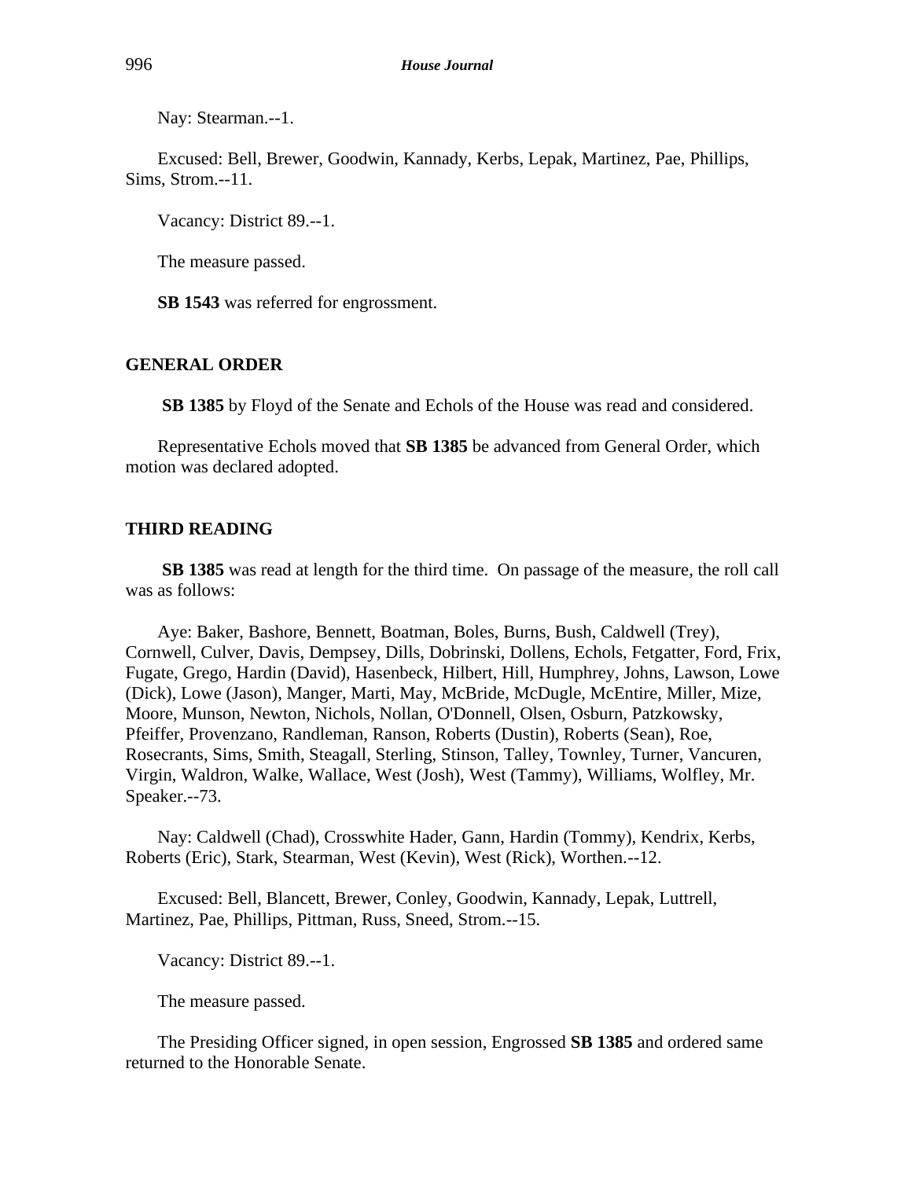Nay: Stearman.--1.

Excused: Bell, Brewer, Goodwin, Kannady, Kerbs, Lepak, Martinez, Pae, Phillips, Sims, Strom.--11.

Vacancy: District 89.--1.

The measure passed.

**SB 1543** was referred for engrossment.

## GENERAL ORDER

**SB 1385** by Floyd of the Senate and Echols of the House was read and considered.

Representative Echols moved that **SB 1385** be advanced from General Order, which motion was declared adopted.

## THIRD READING

**SB 1385** was read at length for the third time. On passage of the measure, the roll call was as follows:

Aye: Baker, Bashore, Bennett, Boatman, Boles, Burns, Bush, Caldwell (Trey), Cornwell, Culver, Davis, Dempsey, Dills, Dobrinski, Dollens, Echols, Fetgatter, Ford, Frix, Fugate, Grego, Hardin (David), Hasenbeck, Hilbert, Hill, Humphrey, Johns, Lawson, Lowe (Dick), Lowe (Jason), Manger, Marti, May, McBride, McDugle, McEntire, Miller, Mize, Moore, Munson, Newton, Nichols, Nollan, O'Donnell, Olsen, Osburn, Patzkowsky, Pfeiffer, Provenzano, Randleman, Ranson, Roberts (Dustin), Roberts (Sean), Roe, Rosecrants, Sims, Smith, Steagall, Sterling, Stinson, Talley, Townley, Turner, Vancuren, Virgin, Waldron, Walke, Wallace, West (Josh), West (Tammy), Williams, Wolfley, Mr. Speaker.--73.

Nay: Caldwell (Chad), Crosswhite Hader, Gann, Hardin (Tommy), Kendrix, Kerbs, Roberts (Eric), Stark, Stearman, West (Kevin), West (Rick), Worthen.--12.

Excused: Bell, Blancett, Brewer, Conley, Goodwin, Kannady, Lepak, Luttrell, Martinez, Pae, Phillips, Pittman, Russ, Sneed, Strom.--15.

Vacancy: District 89.--1.

The measure passed.

The Presiding Officer signed, in open session, Engrossed **SB 1385** and ordered same returned to the Honorable Senate.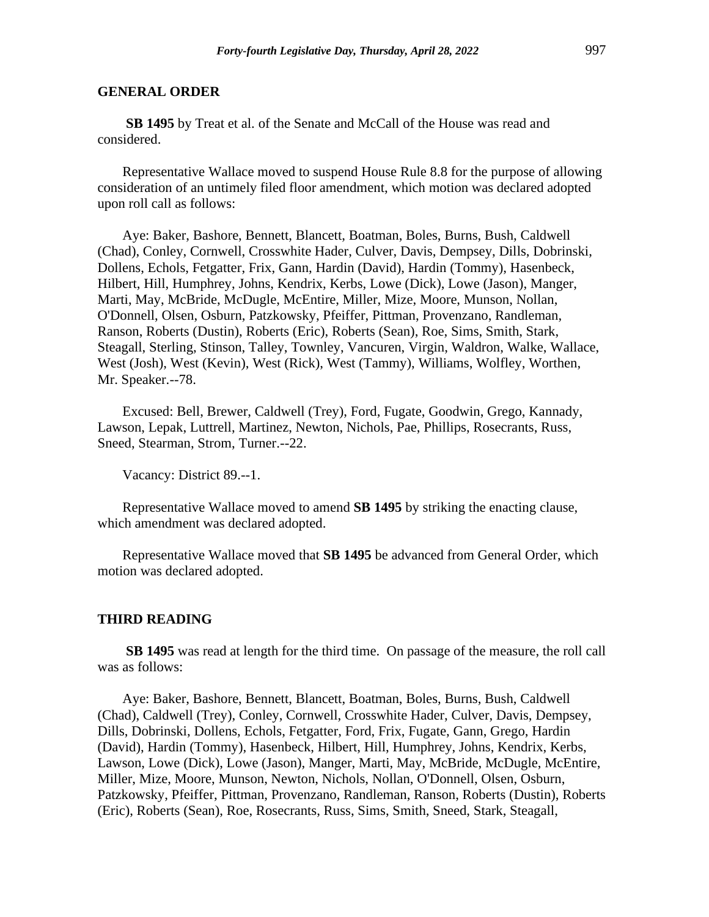## GENERAL ORDER

**SB 1495** by Treat et al. of the Senate and McCall of the House was read and considered.

Representative Wallace moved to suspend House Rule 8.8 for the purpose of allowing consideration of an untimely filed floor amendment, which motion was declared adopted upon roll call as follows:

Aye: Baker, Bashore, Bennett, Blancett, Boatman, Boles, Burns, Bush, Caldwell (Chad), Conley, Cornwell, Crosswhite Hader, Culver, Davis, Dempsey, Dills, Dobrinski, Dollens, Echols, Fetgatter, Frix, Gann, Hardin (David), Hardin (Tommy), Hasenbeck, Hilbert, Hill, Humphrey, Johns, Kendrix, Kerbs, Lowe (Dick), Lowe (Jason), Manger, Marti, May, McBride, McDugle, McEntire, Miller, Mize, Moore, Munson, Nollan, O'Donnell, Olsen, Osburn, Patzkowsky, Pfeiffer, Pittman, Provenzano, Randleman, Ranson, Roberts (Dustin), Roberts (Eric), Roberts (Sean), Roe, Sims, Smith, Stark, Steagall, Sterling, Stinson, Talley, Townley, Vancuren, Virgin, Waldron, Walke, Wallace, West (Josh), West (Kevin), West (Rick), West (Tammy), Williams, Wolfley, Worthen, Mr. Speaker.--78.

Excused: Bell, Brewer, Caldwell (Trey), Ford, Fugate, Goodwin, Grego, Kannady, Lawson, Lepak, Luttrell, Martinez, Newton, Nichols, Pae, Phillips, Rosecrants, Russ, Sneed, Stearman, Strom, Turner.--22.

Vacancy: District 89.--1.

Representative Wallace moved to amend **SB 1495** by striking the enacting clause, which amendment was declared adopted.

Representative Wallace moved that **SB 1495** be advanced from General Order, which motion was declared adopted.

## THIRD READING

**SB 1495** was read at length for the third time. On passage of the measure, the roll call was as follows:

Aye: Baker, Bashore, Bennett, Blancett, Boatman, Boles, Burns, Bush, Caldwell (Chad), Caldwell (Trey), Conley, Cornwell, Crosswhite Hader, Culver, Davis, Dempsey, Dills, Dobrinski, Dollens, Echols, Fetgatter, Ford, Frix, Fugate, Gann, Grego, Hardin (David), Hardin (Tommy), Hasenbeck, Hilbert, Hill, Humphrey, Johns, Kendrix, Kerbs, Lawson, Lowe (Dick), Lowe (Jason), Manger, Marti, May, McBride, McDugle, McEntire, Miller, Mize, Moore, Munson, Newton, Nichols, Nollan, O'Donnell, Olsen, Osburn, Patzkowsky, Pfeiffer, Pittman, Provenzano, Randleman, Ranson, Roberts (Dustin), Roberts (Eric), Roberts (Sean), Roe, Rosecrants, Russ, Sims, Smith, Sneed, Stark, Steagall,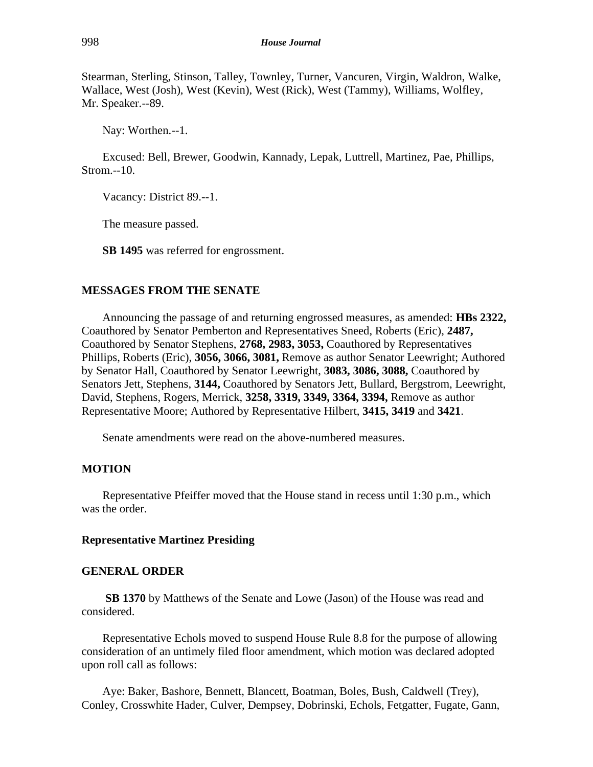Stearman, Sterling, Stinson, Talley, Townley, Turner, Vancuren, Virgin, Waldron, Walke, Wallace, West (Josh), West (Kevin), West (Rick), West (Tammy), Williams, Wolfley, Mr. Speaker.--89.

Nay: Worthen.--1.

Excused: Bell, Brewer, Goodwin, Kannady, Lepak, Luttrell, Martinez, Pae, Phillips, Strom.--10.

Vacancy: District 89.--1.

The measure passed.

**SB 1495** was referred for engrossment.

## MESSAGES FROM THE SENATE

Announcing the passage of and returning engrossed measures, as amended: **HBs 2322,** Coauthored by Senator Pemberton and Representatives Sneed, Roberts (Eric), **2487,** Coauthored by Senator Stephens, **2768, 2983, 3053,** Coauthored by Representatives Phillips, Roberts (Eric), **3056, 3066, 3081,** Remove as author Senator Leewright; Authored by Senator Hall, Coauthored by Senator Leewright, **3083, 3086, 3088,** Coauthored by Senators Jett, Stephens, **3144,** Coauthored by Senators Jett, Bullard, Bergstrom, Leewright, David, Stephens, Rogers, Merrick, **3258, 3319, 3349, 3364, 3394,** Remove as author Representative Moore; Authored by Representative Hilbert, **3415, 3419** and **3421**.

Senate amendments were read on the above-numbered measures.

## MOTION

Representative Pfeiffer moved that the House stand in recess until 1:30 p.m., which was the order.

## Representative Martinez Presiding

## GENERAL ORDER

**SB 1370** by Matthews of the Senate and Lowe (Jason) of the House was read and considered.

Representative Echols moved to suspend House Rule 8.8 for the purpose of allowing consideration of an untimely filed floor amendment, which motion was declared adopted upon roll call as follows:

Aye: Baker, Bashore, Bennett, Blancett, Boatman, Boles, Bush, Caldwell (Trey), Conley, Crosswhite Hader, Culver, Dempsey, Dobrinski, Echols, Fetgatter, Fugate, Gann,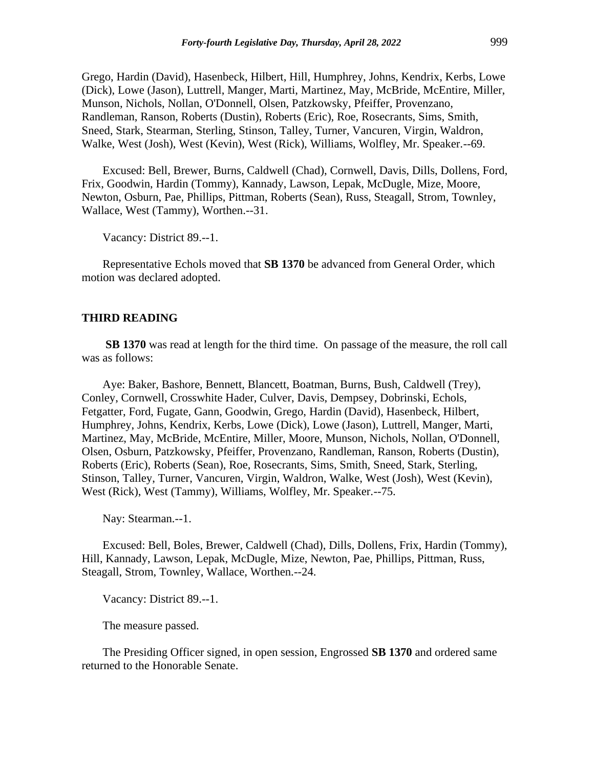Grego, Hardin (David), Hasenbeck, Hilbert, Hill, Humphrey, Johns, Kendrix, Kerbs, Lowe (Dick), Lowe (Jason), Luttrell, Manger, Marti, Martinez, May, McBride, McEntire, Miller, Munson, Nichols, Nollan, O'Donnell, Olsen, Patzkowsky, Pfeiffer, Provenzano, Randleman, Ranson, Roberts (Dustin), Roberts (Eric), Roe, Rosecrants, Sims, Smith, Sneed, Stark, Stearman, Sterling, Stinson, Talley, Turner, Vancuren, Virgin, Waldron, Walke, West (Josh), West (Kevin), West (Rick), Williams, Wolfley, Mr. Speaker.--69.

Excused: Bell, Brewer, Burns, Caldwell (Chad), Cornwell, Davis, Dills, Dollens, Ford, Frix, Goodwin, Hardin (Tommy), Kannady, Lawson, Lepak, McDugle, Mize, Moore, Newton, Osburn, Pae, Phillips, Pittman, Roberts (Sean), Russ, Steagall, Strom, Townley, Wallace, West (Tammy), Worthen.--31.

Vacancy: District 89.--1.

Representative Echols moved that **SB 1370** be advanced from General Order, which motion was declared adopted.

## THIRD READING

**SB 1370** was read at length for the third time. On passage of the measure, the roll call was as follows:

Aye: Baker, Bashore, Bennett, Blancett, Boatman, Burns, Bush, Caldwell (Trey), Conley, Cornwell, Crosswhite Hader, Culver, Davis, Dempsey, Dobrinski, Echols, Fetgatter, Ford, Fugate, Gann, Goodwin, Grego, Hardin (David), Hasenbeck, Hilbert, Humphrey, Johns, Kendrix, Kerbs, Lowe (Dick), Lowe (Jason), Luttrell, Manger, Marti, Martinez, May, McBride, McEntire, Miller, Moore, Munson, Nichols, Nollan, O'Donnell, Olsen, Osburn, Patzkowsky, Pfeiffer, Provenzano, Randleman, Ranson, Roberts (Dustin), Roberts (Eric), Roberts (Sean), Roe, Rosecrants, Sims, Smith, Sneed, Stark, Sterling, Stinson, Talley, Turner, Vancuren, Virgin, Waldron, Walke, West (Josh), West (Kevin), West (Rick), West (Tammy), Williams, Wolfley, Mr. Speaker.--75.

Nay: Stearman.--1.

Excused: Bell, Boles, Brewer, Caldwell (Chad), Dills, Dollens, Frix, Hardin (Tommy), Hill, Kannady, Lawson, Lepak, McDugle, Mize, Newton, Pae, Phillips, Pittman, Russ, Steagall, Strom, Townley, Wallace, Worthen.--24.

Vacancy: District 89.--1.

The measure passed.

The Presiding Officer signed, in open session, Engrossed **SB 1370** and ordered same returned to the Honorable Senate.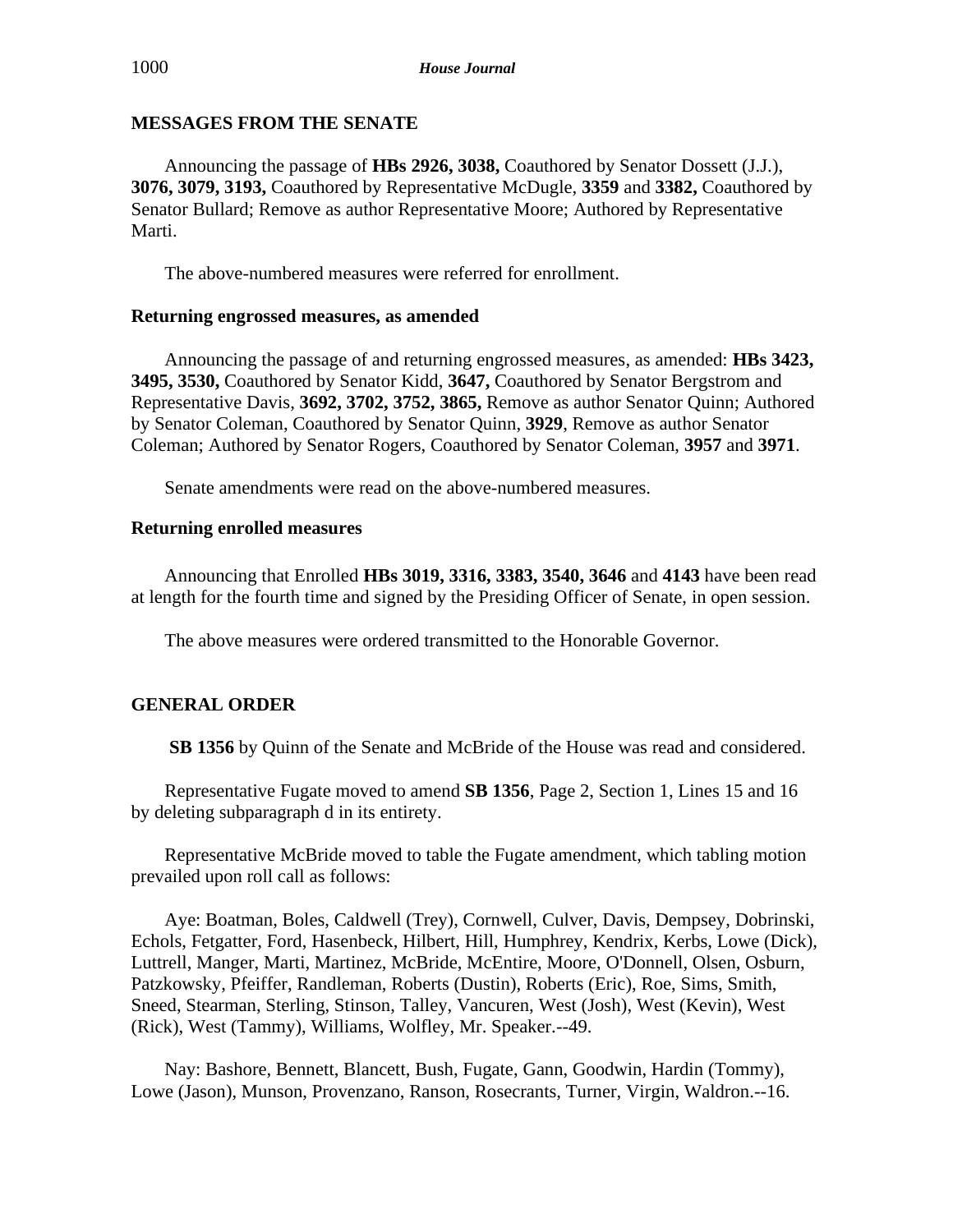## MESSAGES FROM THE SENATE

Announcing the passage of **HBs 2926, 3038,** Coauthored by Senator Dossett (J.J.), **3076, 3079, 3193,** Coauthored by Representative McDugle, **3359** and **3382,** Coauthored by Senator Bullard; Remove as author Representative Moore; Authored by Representative Marti.

The above-numbered measures were referred for enrollment.

### Returning engrossed measures, as amended

Announcing the passage of and returning engrossed measures, as amended: **HBs 3423, 3495, 3530,** Coauthored by Senator Kidd, **3647,** Coauthored by Senator Bergstrom and Representative Davis, **3692, 3702, 3752, 3865,** Remove as author Senator Quinn; Authored by Senator Coleman, Coauthored by Senator Quinn, **3929**, Remove as author Senator Coleman; Authored by Senator Rogers, Coauthored by Senator Coleman, **3957** and **3971**.

Senate amendments were read on the above-numbered measures.

### Returning enrolled measures

Announcing that Enrolled **HBs 3019, 3316, 3383, 3540, 3646** and **4143** have been read at length for the fourth time and signed by the Presiding Officer of Senate, in open session.

The above measures were ordered transmitted to the Honorable Governor.

## GENERAL ORDER

**SB 1356** by Quinn of the Senate and McBride of the House was read and considered.

Representative Fugate moved to amend **SB 1356**, Page 2, Section 1, Lines 15 and 16 by deleting subparagraph d in its entirety.

Representative McBride moved to table the Fugate amendment, which tabling motion prevailed upon roll call as follows:

Aye: Boatman, Boles, Caldwell (Trey), Cornwell, Culver, Davis, Dempsey, Dobrinski, Echols, Fetgatter, Ford, Hasenbeck, Hilbert, Hill, Humphrey, Kendrix, Kerbs, Lowe (Dick), Luttrell, Manger, Marti, Martinez, McBride, McEntire, Moore, O'Donnell, Olsen, Osburn, Patzkowsky, Pfeiffer, Randleman, Roberts (Dustin), Roberts (Eric), Roe, Sims, Smith, Sneed, Stearman, Sterling, Stinson, Talley, Vancuren, West (Josh), West (Kevin), West (Rick), West (Tammy), Williams, Wolfley, Mr. Speaker.--49.

Nay: Bashore, Bennett, Blancett, Bush, Fugate, Gann, Goodwin, Hardin (Tommy), Lowe (Jason), Munson, Provenzano, Ranson, Rosecrants, Turner, Virgin, Waldron.--16.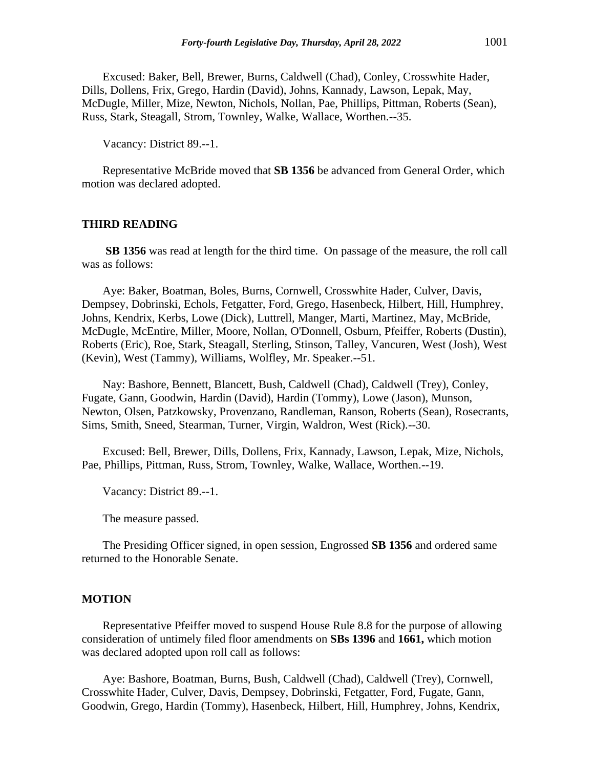Excused: Baker, Bell, Brewer, Burns, Caldwell (Chad), Conley, Crosswhite Hader, Dills, Dollens, Frix, Grego, Hardin (David), Johns, Kannady, Lawson, Lepak, May, McDugle, Miller, Mize, Newton, Nichols, Nollan, Pae, Phillips, Pittman, Roberts (Sean), Russ, Stark, Steagall, Strom, Townley, Walke, Wallace, Worthen.--35.

Vacancy: District 89.--1.

Representative McBride moved that **SB 1356** be advanced from General Order, which motion was declared adopted.

## THIRD READING

**SB 1356** was read at length for the third time. On passage of the measure, the roll call was as follows:

Aye: Baker, Boatman, Boles, Burns, Cornwell, Crosswhite Hader, Culver, Davis, Dempsey, Dobrinski, Echols, Fetgatter, Ford, Grego, Hasenbeck, Hilbert, Hill, Humphrey, Johns, Kendrix, Kerbs, Lowe (Dick), Luttrell, Manger, Marti, Martinez, May, McBride, McDugle, McEntire, Miller, Moore, Nollan, O'Donnell, Osburn, Pfeiffer, Roberts (Dustin), Roberts (Eric), Roe, Stark, Steagall, Sterling, Stinson, Talley, Vancuren, West (Josh), West (Kevin), West (Tammy), Williams, Wolfley, Mr. Speaker.--51.

Nay: Bashore, Bennett, Blancett, Bush, Caldwell (Chad), Caldwell (Trey), Conley, Fugate, Gann, Goodwin, Hardin (David), Hardin (Tommy), Lowe (Jason), Munson, Newton, Olsen, Patzkowsky, Provenzano, Randleman, Ranson, Roberts (Sean), Rosecrants, Sims, Smith, Sneed, Stearman, Turner, Virgin, Waldron, West (Rick).--30.

Excused: Bell, Brewer, Dills, Dollens, Frix, Kannady, Lawson, Lepak, Mize, Nichols, Pae, Phillips, Pittman, Russ, Strom, Townley, Walke, Wallace, Worthen.--19.

Vacancy: District 89.--1.

The measure passed.

The Presiding Officer signed, in open session, Engrossed **SB 1356** and ordered same returned to the Honorable Senate.

## MOTION

Representative Pfeiffer moved to suspend House Rule 8.8 for the purpose of allowing consideration of untimely filed floor amendments on **SBs 1396** and **1661,** which motion was declared adopted upon roll call as follows:

Aye: Bashore, Boatman, Burns, Bush, Caldwell (Chad), Caldwell (Trey), Cornwell, Crosswhite Hader, Culver, Davis, Dempsey, Dobrinski, Fetgatter, Ford, Fugate, Gann, Goodwin, Grego, Hardin (Tommy), Hasenbeck, Hilbert, Hill, Humphrey, Johns, Kendrix,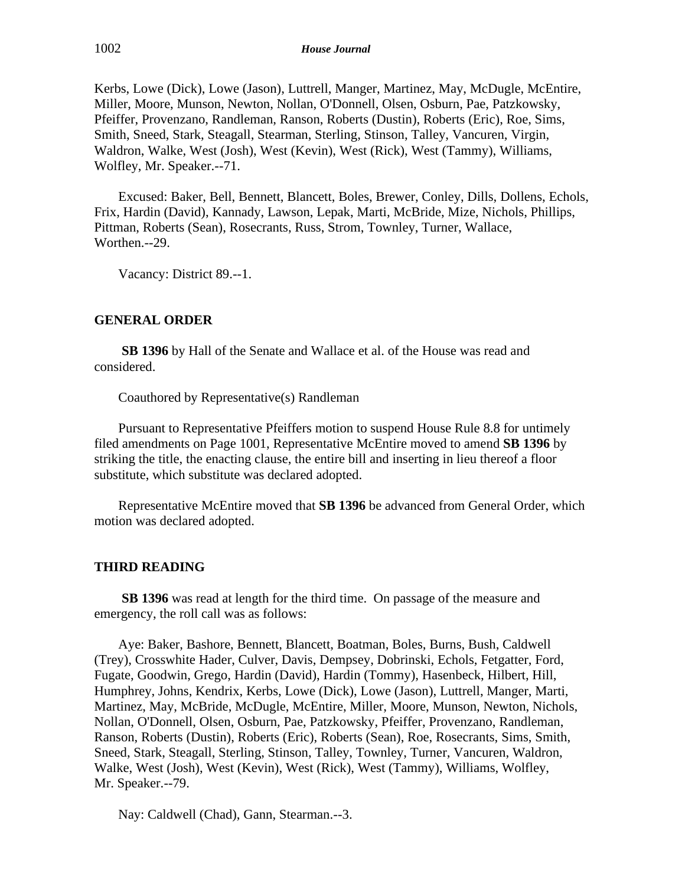Kerbs, Lowe (Dick), Lowe (Jason), Luttrell, Manger, Martinez, May, McDugle, McEntire, Miller, Moore, Munson, Newton, Nollan, O'Donnell, Olsen, Osburn, Pae, Patzkowsky, Pfeiffer, Provenzano, Randleman, Ranson, Roberts (Dustin), Roberts (Eric), Roe, Sims, Smith, Sneed, Stark, Steagall, Stearman, Sterling, Stinson, Talley, Vancuren, Virgin, Waldron, Walke, West (Josh), West (Kevin), West (Rick), West (Tammy), Williams, Wolfley, Mr. Speaker.--71.

Excused: Baker, Bell, Bennett, Blancett, Boles, Brewer, Conley, Dills, Dollens, Echols, Frix, Hardin (David), Kannady, Lawson, Lepak, Marti, McBride, Mize, Nichols, Phillips, Pittman, Roberts (Sean), Rosecrants, Russ, Strom, Townley, Turner, Wallace, Worthen.--29.

Vacancy: District 89.--1.

## GENERAL ORDER

**SB 1396** by Hall of the Senate and Wallace et al. of the House was read and considered.

Coauthored by Representative(s) Randleman

Pursuant to Representative Pfeiffers motion to suspend House Rule 8.8 for untimely filed amendments on Page 1001, Representative McEntire moved to amend **SB 1396** by striking the title, the enacting clause, the entire bill and inserting in lieu thereof a floor substitute, which substitute was declared adopted.

Representative McEntire moved that **SB 1396** be advanced from General Order, which motion was declared adopted.

## THIRD READING

**SB 1396** was read at length for the third time. On passage of the measure and emergency, the roll call was as follows:

Aye: Baker, Bashore, Bennett, Blancett, Boatman, Boles, Burns, Bush, Caldwell (Trey), Crosswhite Hader, Culver, Davis, Dempsey, Dobrinski, Echols, Fetgatter, Ford, Fugate, Goodwin, Grego, Hardin (David), Hardin (Tommy), Hasenbeck, Hilbert, Hill, Humphrey, Johns, Kendrix, Kerbs, Lowe (Dick), Lowe (Jason), Luttrell, Manger, Marti, Martinez, May, McBride, McDugle, McEntire, Miller, Moore, Munson, Newton, Nichols, Nollan, O'Donnell, Olsen, Osburn, Pae, Patzkowsky, Pfeiffer, Provenzano, Randleman, Ranson, Roberts (Dustin), Roberts (Eric), Roberts (Sean), Roe, Rosecrants, Sims, Smith, Sneed, Stark, Steagall, Sterling, Stinson, Talley, Townley, Turner, Vancuren, Waldron, Walke, West (Josh), West (Kevin), West (Rick), West (Tammy), Williams, Wolfley, Mr. Speaker.--79.

Nay: Caldwell (Chad), Gann, Stearman.--3.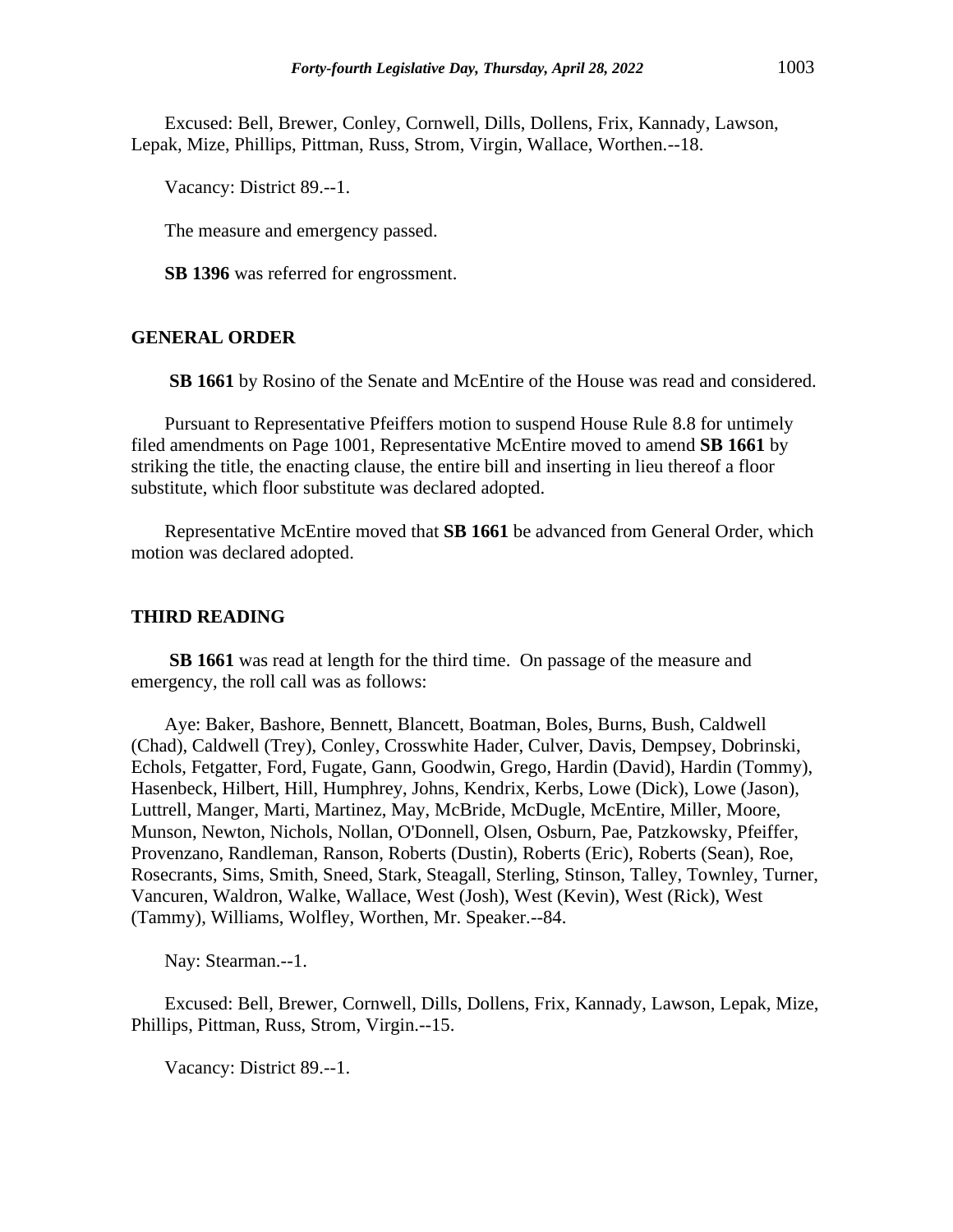Excused: Bell, Brewer, Conley, Cornwell, Dills, Dollens, Frix, Kannady, Lawson, Lepak, Mize, Phillips, Pittman, Russ, Strom, Virgin, Wallace, Worthen.--18.

Vacancy: District 89.--1.

The measure and emergency passed.

**SB 1396** was referred for engrossment.

## GENERAL ORDER

**SB 1661** by Rosino of the Senate and McEntire of the House was read and considered.

Pursuant to Representative Pfeiffers motion to suspend House Rule 8.8 for untimely filed amendments on Page 1001, Representative McEntire moved to amend **SB 1661** by striking the title, the enacting clause, the entire bill and inserting in lieu thereof a floor substitute, which floor substitute was declared adopted.

Representative McEntire moved that **SB 1661** be advanced from General Order, which motion was declared adopted.

## THIRD READING

**SB 1661** was read at length for the third time. On passage of the measure and emergency, the roll call was as follows:

Aye: Baker, Bashore, Bennett, Blancett, Boatman, Boles, Burns, Bush, Caldwell (Chad), Caldwell (Trey), Conley, Crosswhite Hader, Culver, Davis, Dempsey, Dobrinski, Echols, Fetgatter, Ford, Fugate, Gann, Goodwin, Grego, Hardin (David), Hardin (Tommy), Hasenbeck, Hilbert, Hill, Humphrey, Johns, Kendrix, Kerbs, Lowe (Dick), Lowe (Jason), Luttrell, Manger, Marti, Martinez, May, McBride, McDugle, McEntire, Miller, Moore, Munson, Newton, Nichols, Nollan, O'Donnell, Olsen, Osburn, Pae, Patzkowsky, Pfeiffer, Provenzano, Randleman, Ranson, Roberts (Dustin), Roberts (Eric), Roberts (Sean), Roe, Rosecrants, Sims, Smith, Sneed, Stark, Steagall, Sterling, Stinson, Talley, Townley, Turner, Vancuren, Waldron, Walke, Wallace, West (Josh), West (Kevin), West (Rick), West (Tammy), Williams, Wolfley, Worthen, Mr. Speaker.--84.

Nay: Stearman.--1.

Excused: Bell, Brewer, Cornwell, Dills, Dollens, Frix, Kannady, Lawson, Lepak, Mize, Phillips, Pittman, Russ, Strom, Virgin.--15.

Vacancy: District 89.--1.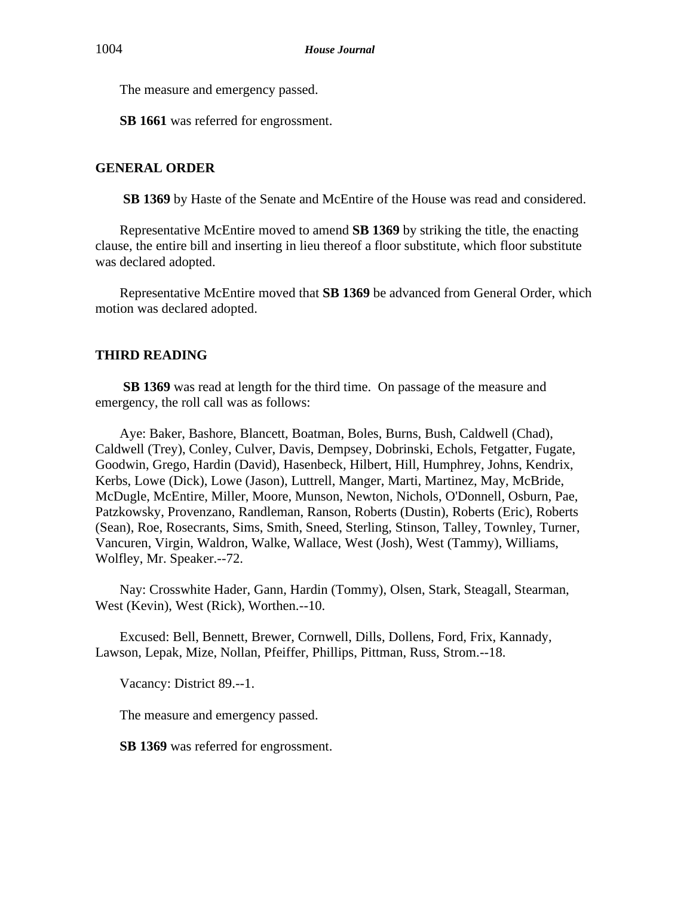The measure and emergency passed.

**SB 1661** was referred for engrossment.

## GENERAL ORDER

**SB 1369** by Haste of the Senate and McEntire of the House was read and considered.

Representative McEntire moved to amend **SB 1369** by striking the title, the enacting clause, the entire bill and inserting in lieu thereof a floor substitute, which floor substitute was declared adopted.

Representative McEntire moved that **SB 1369** be advanced from General Order, which motion was declared adopted.

## THIRD READING

**SB 1369** was read at length for the third time. On passage of the measure and emergency, the roll call was as follows:

Aye: Baker, Bashore, Blancett, Boatman, Boles, Burns, Bush, Caldwell (Chad), Caldwell (Trey), Conley, Culver, Davis, Dempsey, Dobrinski, Echols, Fetgatter, Fugate, Goodwin, Grego, Hardin (David), Hasenbeck, Hilbert, Hill, Humphrey, Johns, Kendrix, Kerbs, Lowe (Dick), Lowe (Jason), Luttrell, Manger, Marti, Martinez, May, McBride, McDugle, McEntire, Miller, Moore, Munson, Newton, Nichols, O'Donnell, Osburn, Pae, Patzkowsky, Provenzano, Randleman, Ranson, Roberts (Dustin), Roberts (Eric), Roberts (Sean), Roe, Rosecrants, Sims, Smith, Sneed, Sterling, Stinson, Talley, Townley, Turner, Vancuren, Virgin, Waldron, Walke, Wallace, West (Josh), West (Tammy), Williams, Wolfley, Mr. Speaker.--72.

Nay: Crosswhite Hader, Gann, Hardin (Tommy), Olsen, Stark, Steagall, Stearman, West (Kevin), West (Rick), Worthen.--10.

Excused: Bell, Bennett, Brewer, Cornwell, Dills, Dollens, Ford, Frix, Kannady, Lawson, Lepak, Mize, Nollan, Pfeiffer, Phillips, Pittman, Russ, Strom.--18.

Vacancy: District 89.--1.

The measure and emergency passed.

**SB 1369** was referred for engrossment.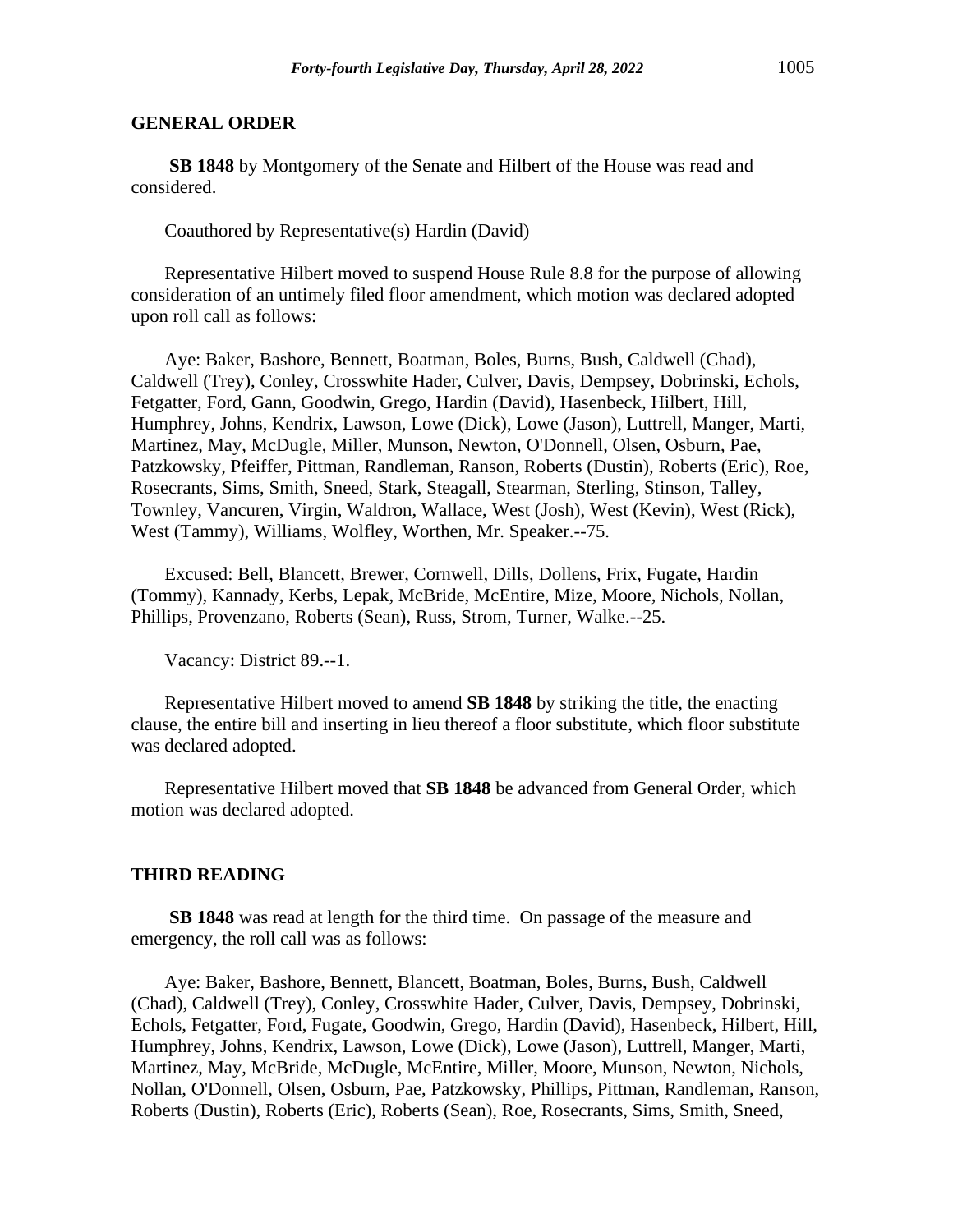## GENERAL ORDER

**SB 1848** by Montgomery of the Senate and Hilbert of the House was read and considered.

Coauthored by Representative(s) Hardin (David)

Representative Hilbert moved to suspend House Rule 8.8 for the purpose of allowing consideration of an untimely filed floor amendment, which motion was declared adopted upon roll call as follows:

Aye: Baker, Bashore, Bennett, Boatman, Boles, Burns, Bush, Caldwell (Chad), Caldwell (Trey), Conley, Crosswhite Hader, Culver, Davis, Dempsey, Dobrinski, Echols, Fetgatter, Ford, Gann, Goodwin, Grego, Hardin (David), Hasenbeck, Hilbert, Hill, Humphrey, Johns, Kendrix, Lawson, Lowe (Dick), Lowe (Jason), Luttrell, Manger, Marti, Martinez, May, McDugle, Miller, Munson, Newton, O'Donnell, Olsen, Osburn, Pae, Patzkowsky, Pfeiffer, Pittman, Randleman, Ranson, Roberts (Dustin), Roberts (Eric), Roe, Rosecrants, Sims, Smith, Sneed, Stark, Steagall, Stearman, Sterling, Stinson, Talley, Townley, Vancuren, Virgin, Waldron, Wallace, West (Josh), West (Kevin), West (Rick), West (Tammy), Williams, Wolfley, Worthen, Mr. Speaker.--75.

Excused: Bell, Blancett, Brewer, Cornwell, Dills, Dollens, Frix, Fugate, Hardin (Tommy), Kannady, Kerbs, Lepak, McBride, McEntire, Mize, Moore, Nichols, Nollan, Phillips, Provenzano, Roberts (Sean), Russ, Strom, Turner, Walke.--25.

Vacancy: District 89.--1.

Representative Hilbert moved to amend **SB 1848** by striking the title, the enacting clause, the entire bill and inserting in lieu thereof a floor substitute, which floor substitute was declared adopted.

Representative Hilbert moved that **SB 1848** be advanced from General Order, which motion was declared adopted.

## THIRD READING

**SB 1848** was read at length for the third time. On passage of the measure and emergency, the roll call was as follows:

Aye: Baker, Bashore, Bennett, Blancett, Boatman, Boles, Burns, Bush, Caldwell (Chad), Caldwell (Trey), Conley, Crosswhite Hader, Culver, Davis, Dempsey, Dobrinski, Echols, Fetgatter, Ford, Fugate, Goodwin, Grego, Hardin (David), Hasenbeck, Hilbert, Hill, Humphrey, Johns, Kendrix, Lawson, Lowe (Dick), Lowe (Jason), Luttrell, Manger, Marti, Martinez, May, McBride, McDugle, McEntire, Miller, Moore, Munson, Newton, Nichols, Nollan, O'Donnell, Olsen, Osburn, Pae, Patzkowsky, Phillips, Pittman, Randleman, Ranson, Roberts (Dustin), Roberts (Eric), Roberts (Sean), Roe, Rosecrants, Sims, Smith, Sneed,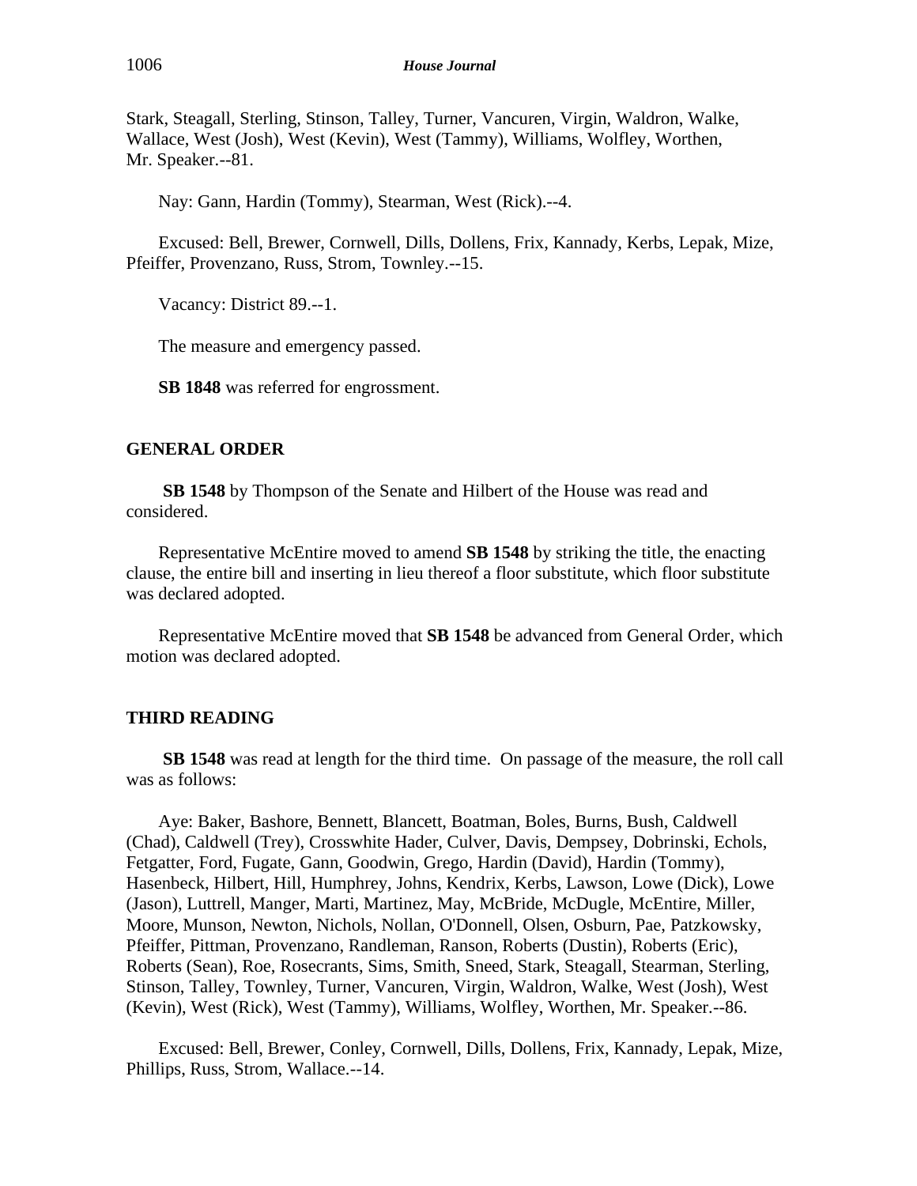Stark, Steagall, Sterling, Stinson, Talley, Turner, Vancuren, Virgin, Waldron, Walke, Wallace, West (Josh), West (Kevin), West (Tammy), Williams, Wolfley, Worthen, Mr. Speaker.--81.

Nay: Gann, Hardin (Tommy), Stearman, West (Rick).--4.

Excused: Bell, Brewer, Cornwell, Dills, Dollens, Frix, Kannady, Kerbs, Lepak, Mize, Pfeiffer, Provenzano, Russ, Strom, Townley.--15.

Vacancy: District 89.--1.

The measure and emergency passed.

**SB 1848** was referred for engrossment.

## GENERAL ORDER

**SB 1548** by Thompson of the Senate and Hilbert of the House was read and considered.

Representative McEntire moved to amend **SB 1548** by striking the title, the enacting clause, the entire bill and inserting in lieu thereof a floor substitute, which floor substitute was declared adopted.

Representative McEntire moved that **SB 1548** be advanced from General Order, which motion was declared adopted.

## THIRD READING

**SB 1548** was read at length for the third time. On passage of the measure, the roll call was as follows:

Aye: Baker, Bashore, Bennett, Blancett, Boatman, Boles, Burns, Bush, Caldwell (Chad), Caldwell (Trey), Crosswhite Hader, Culver, Davis, Dempsey, Dobrinski, Echols, Fetgatter, Ford, Fugate, Gann, Goodwin, Grego, Hardin (David), Hardin (Tommy), Hasenbeck, Hilbert, Hill, Humphrey, Johns, Kendrix, Kerbs, Lawson, Lowe (Dick), Lowe (Jason), Luttrell, Manger, Marti, Martinez, May, McBride, McDugle, McEntire, Miller, Moore, Munson, Newton, Nichols, Nollan, O'Donnell, Olsen, Osburn, Pae, Patzkowsky, Pfeiffer, Pittman, Provenzano, Randleman, Ranson, Roberts (Dustin), Roberts (Eric), Roberts (Sean), Roe, Rosecrants, Sims, Smith, Sneed, Stark, Steagall, Stearman, Sterling, Stinson, Talley, Townley, Turner, Vancuren, Virgin, Waldron, Walke, West (Josh), West (Kevin), West (Rick), West (Tammy), Williams, Wolfley, Worthen, Mr. Speaker.--86.

Excused: Bell, Brewer, Conley, Cornwell, Dills, Dollens, Frix, Kannady, Lepak, Mize, Phillips, Russ, Strom, Wallace.--14.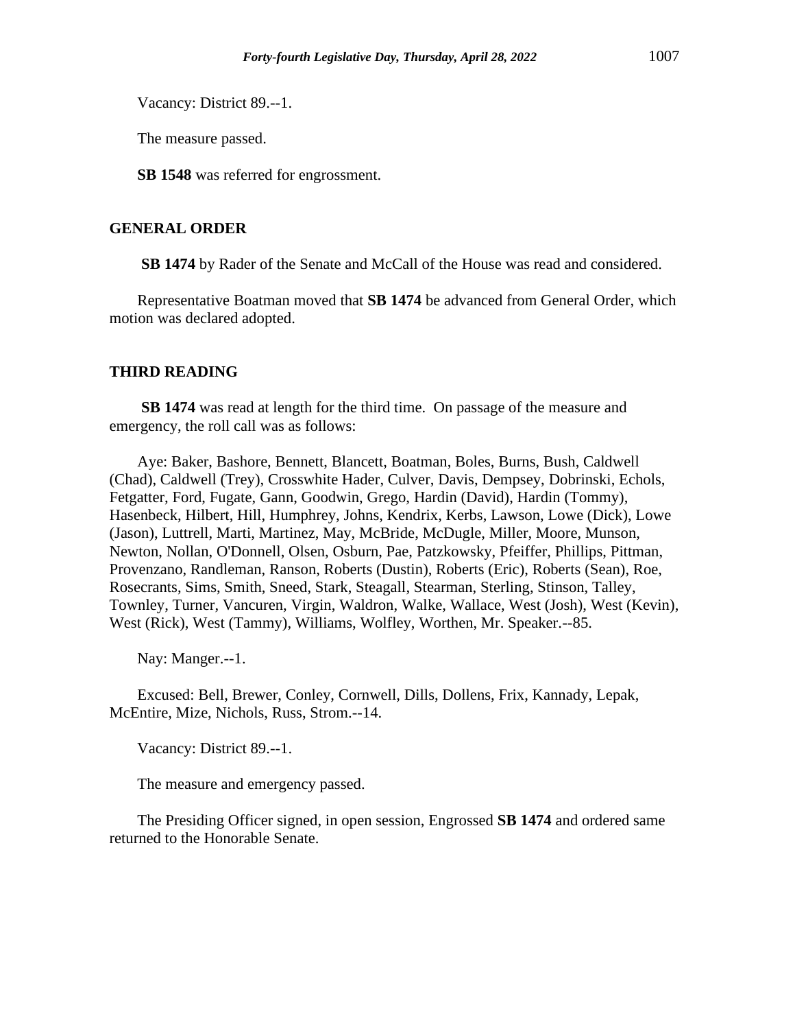Vacancy: District 89.--1.

The measure passed.

**SB 1548** was referred for engrossment.

## GENERAL ORDER

**SB 1474** by Rader of the Senate and McCall of the House was read and considered.

Representative Boatman moved that **SB 1474** be advanced from General Order, which motion was declared adopted.

## THIRD READING

**SB 1474** was read at length for the third time. On passage of the measure and emergency, the roll call was as follows:

Aye: Baker, Bashore, Bennett, Blancett, Boatman, Boles, Burns, Bush, Caldwell (Chad), Caldwell (Trey), Crosswhite Hader, Culver, Davis, Dempsey, Dobrinski, Echols, Fetgatter, Ford, Fugate, Gann, Goodwin, Grego, Hardin (David), Hardin (Tommy), Hasenbeck, Hilbert, Hill, Humphrey, Johns, Kendrix, Kerbs, Lawson, Lowe (Dick), Lowe (Jason), Luttrell, Marti, Martinez, May, McBride, McDugle, Miller, Moore, Munson, Newton, Nollan, O'Donnell, Olsen, Osburn, Pae, Patzkowsky, Pfeiffer, Phillips, Pittman, Provenzano, Randleman, Ranson, Roberts (Dustin), Roberts (Eric), Roberts (Sean), Roe, Rosecrants, Sims, Smith, Sneed, Stark, Steagall, Stearman, Sterling, Stinson, Talley, Townley, Turner, Vancuren, Virgin, Waldron, Walke, Wallace, West (Josh), West (Kevin), West (Rick), West (Tammy), Williams, Wolfley, Worthen, Mr. Speaker.--85.

Nay: Manger.--1.

Excused: Bell, Brewer, Conley, Cornwell, Dills, Dollens, Frix, Kannady, Lepak, McEntire, Mize, Nichols, Russ, Strom.--14.

Vacancy: District 89.--1.

The measure and emergency passed.

The Presiding Officer signed, in open session, Engrossed **SB 1474** and ordered same returned to the Honorable Senate.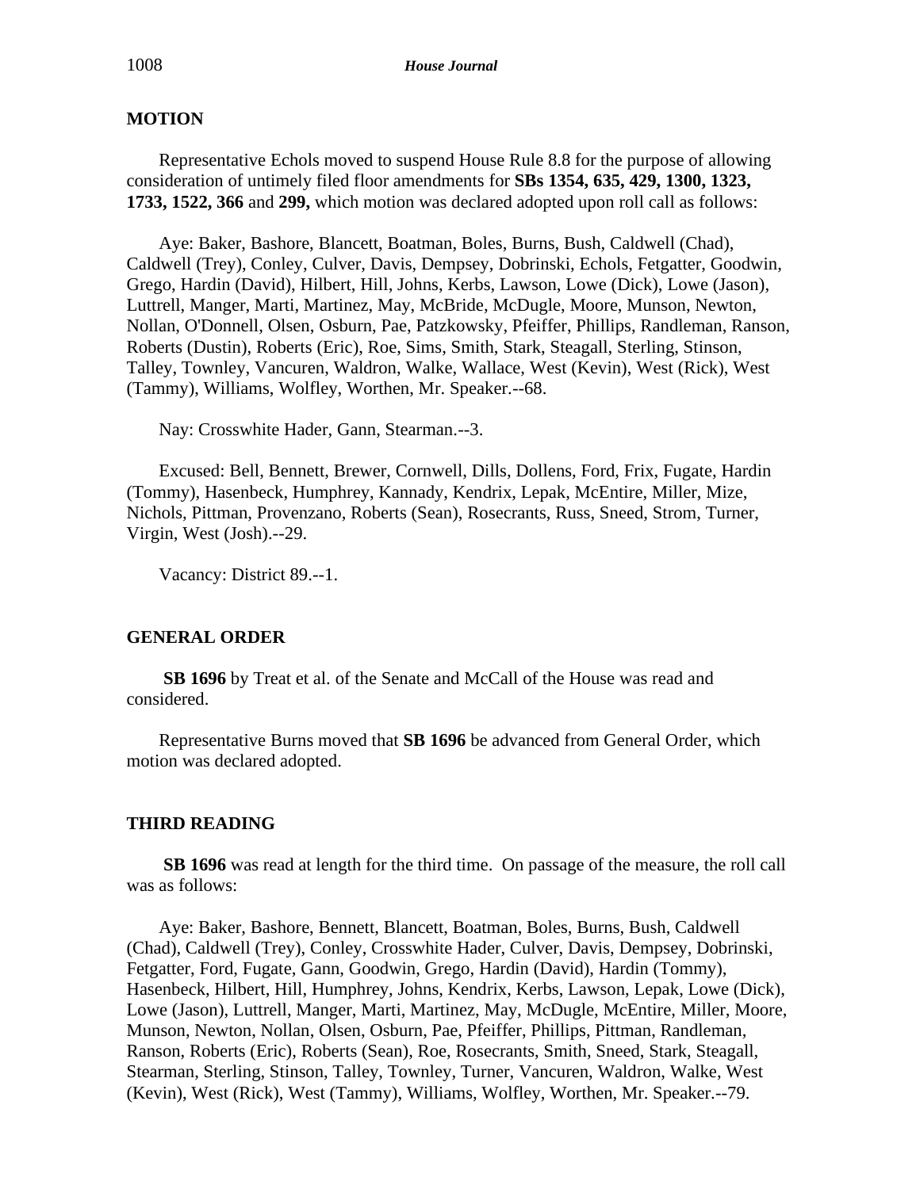## MOTION

Representative Echols moved to suspend House Rule 8.8 for the purpose of allowing consideration of untimely filed floor amendments for **SBs 1354, 635, 429, 1300, 1323, 1733, 1522, 366** and **299,** which motion was declared adopted upon roll call as follows:

Aye: Baker, Bashore, Blancett, Boatman, Boles, Burns, Bush, Caldwell (Chad), Caldwell (Trey), Conley, Culver, Davis, Dempsey, Dobrinski, Echols, Fetgatter, Goodwin, Grego, Hardin (David), Hilbert, Hill, Johns, Kerbs, Lawson, Lowe (Dick), Lowe (Jason), Luttrell, Manger, Marti, Martinez, May, McBride, McDugle, Moore, Munson, Newton, Nollan, O'Donnell, Olsen, Osburn, Pae, Patzkowsky, Pfeiffer, Phillips, Randleman, Ranson, Roberts (Dustin), Roberts (Eric), Roe, Sims, Smith, Stark, Steagall, Sterling, Stinson, Talley, Townley, Vancuren, Waldron, Walke, Wallace, West (Kevin), West (Rick), West (Tammy), Williams, Wolfley, Worthen, Mr. Speaker.--68.

Nay: Crosswhite Hader, Gann, Stearman.--3.

Excused: Bell, Bennett, Brewer, Cornwell, Dills, Dollens, Ford, Frix, Fugate, Hardin (Tommy), Hasenbeck, Humphrey, Kannady, Kendrix, Lepak, McEntire, Miller, Mize, Nichols, Pittman, Provenzano, Roberts (Sean), Rosecrants, Russ, Sneed, Strom, Turner, Virgin, West (Josh).--29.

Vacancy: District 89.--1.

## GENERAL ORDER

**SB 1696** by Treat et al. of the Senate and McCall of the House was read and considered.

Representative Burns moved that **SB 1696** be advanced from General Order, which motion was declared adopted.

## THIRD READING

**SB 1696** was read at length for the third time. On passage of the measure, the roll call was as follows:

Aye: Baker, Bashore, Bennett, Blancett, Boatman, Boles, Burns, Bush, Caldwell (Chad), Caldwell (Trey), Conley, Crosswhite Hader, Culver, Davis, Dempsey, Dobrinski, Fetgatter, Ford, Fugate, Gann, Goodwin, Grego, Hardin (David), Hardin (Tommy), Hasenbeck, Hilbert, Hill, Humphrey, Johns, Kendrix, Kerbs, Lawson, Lepak, Lowe (Dick), Lowe (Jason), Luttrell, Manger, Marti, Martinez, May, McDugle, McEntire, Miller, Moore, Munson, Newton, Nollan, Olsen, Osburn, Pae, Pfeiffer, Phillips, Pittman, Randleman, Ranson, Roberts (Eric), Roberts (Sean), Roe, Rosecrants, Smith, Sneed, Stark, Steagall, Stearman, Sterling, Stinson, Talley, Townley, Turner, Vancuren, Waldron, Walke, West (Kevin), West (Rick), West (Tammy), Williams, Wolfley, Worthen, Mr. Speaker.--79.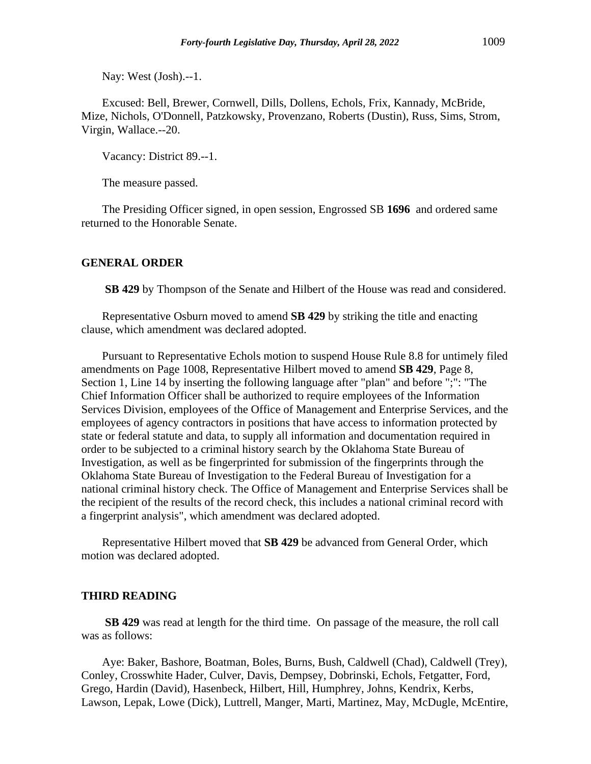Nay: West (Josh).--1.

Excused: Bell, Brewer, Cornwell, Dills, Dollens, Echols, Frix, Kannady, McBride, Mize, Nichols, O'Donnell, Patzkowsky, Provenzano, Roberts (Dustin), Russ, Sims, Strom, Virgin, Wallace.--20.

Vacancy: District 89.--1.

The measure passed.

The Presiding Officer signed, in open session, Engrossed SB **1696** and ordered same returned to the Honorable Senate.

## GENERAL ORDER

**SB 429** by Thompson of the Senate and Hilbert of the House was read and considered.

Representative Osburn moved to amend **SB 429** by striking the title and enacting clause, which amendment was declared adopted.

Pursuant to Representative Echols motion to suspend House Rule 8.8 for untimely filed amendments on Page 1008, Representative Hilbert moved to amend **SB 429**, Page 8, Section 1, Line 14 by inserting the following language after "plan" and before ";": "The Chief Information Officer shall be authorized to require employees of the Information Services Division, employees of the Office of Management and Enterprise Services, and the employees of agency contractors in positions that have access to information protected by state or federal statute and data, to supply all information and documentation required in order to be subjected to a criminal history search by the Oklahoma State Bureau of Investigation, as well as be fingerprinted for submission of the fingerprints through the Oklahoma State Bureau of Investigation to the Federal Bureau of Investigation for a national criminal history check. The Office of Management and Enterprise Services shall be the recipient of the results of the record check, this includes a national criminal record with a fingerprint analysis", which amendment was declared adopted.

Representative Hilbert moved that **SB 429** be advanced from General Order, which motion was declared adopted.

## THIRD READING

**SB 429** was read at length for the third time. On passage of the measure, the roll call was as follows:

Aye: Baker, Bashore, Boatman, Boles, Burns, Bush, Caldwell (Chad), Caldwell (Trey), Conley, Crosswhite Hader, Culver, Davis, Dempsey, Dobrinski, Echols, Fetgatter, Ford, Grego, Hardin (David), Hasenbeck, Hilbert, Hill, Humphrey, Johns, Kendrix, Kerbs, Lawson, Lepak, Lowe (Dick), Luttrell, Manger, Marti, Martinez, May, McDugle, McEntire,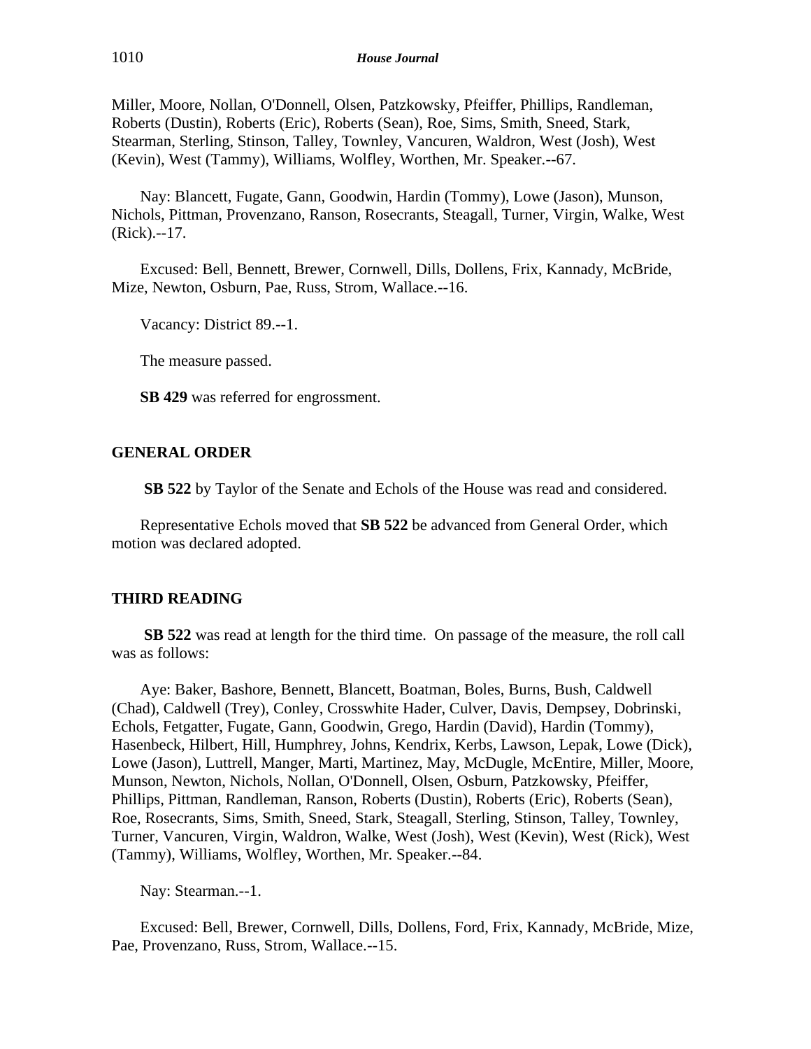Miller, Moore, Nollan, O'Donnell, Olsen, Patzkowsky, Pfeiffer, Phillips, Randleman, Roberts (Dustin), Roberts (Eric), Roberts (Sean), Roe, Sims, Smith, Sneed, Stark, Stearman, Sterling, Stinson, Talley, Townley, Vancuren, Waldron, West (Josh), West (Kevin), West (Tammy), Williams, Wolfley, Worthen, Mr. Speaker.--67.

Nay: Blancett, Fugate, Gann, Goodwin, Hardin (Tommy), Lowe (Jason), Munson, Nichols, Pittman, Provenzano, Ranson, Rosecrants, Steagall, Turner, Virgin, Walke, West (Rick).--17.

Excused: Bell, Bennett, Brewer, Cornwell, Dills, Dollens, Frix, Kannady, McBride, Mize, Newton, Osburn, Pae, Russ, Strom, Wallace.--16.

Vacancy: District 89.--1.

The measure passed.

**SB 429** was referred for engrossment.

## GENERAL ORDER

**SB 522** by Taylor of the Senate and Echols of the House was read and considered.

Representative Echols moved that **SB 522** be advanced from General Order, which motion was declared adopted.

## THIRD READING

**SB 522** was read at length for the third time. On passage of the measure, the roll call was as follows:

Aye: Baker, Bashore, Bennett, Blancett, Boatman, Boles, Burns, Bush, Caldwell (Chad), Caldwell (Trey), Conley, Crosswhite Hader, Culver, Davis, Dempsey, Dobrinski, Echols, Fetgatter, Fugate, Gann, Goodwin, Grego, Hardin (David), Hardin (Tommy), Hasenbeck, Hilbert, Hill, Humphrey, Johns, Kendrix, Kerbs, Lawson, Lepak, Lowe (Dick), Lowe (Jason), Luttrell, Manger, Marti, Martinez, May, McDugle, McEntire, Miller, Moore, Munson, Newton, Nichols, Nollan, O'Donnell, Olsen, Osburn, Patzkowsky, Pfeiffer, Phillips, Pittman, Randleman, Ranson, Roberts (Dustin), Roberts (Eric), Roberts (Sean), Roe, Rosecrants, Sims, Smith, Sneed, Stark, Steagall, Sterling, Stinson, Talley, Townley, Turner, Vancuren, Virgin, Waldron, Walke, West (Josh), West (Kevin), West (Rick), West (Tammy), Williams, Wolfley, Worthen, Mr. Speaker.--84.

Nay: Stearman.--1.

Excused: Bell, Brewer, Cornwell, Dills, Dollens, Ford, Frix, Kannady, McBride, Mize, Pae, Provenzano, Russ, Strom, Wallace.--15.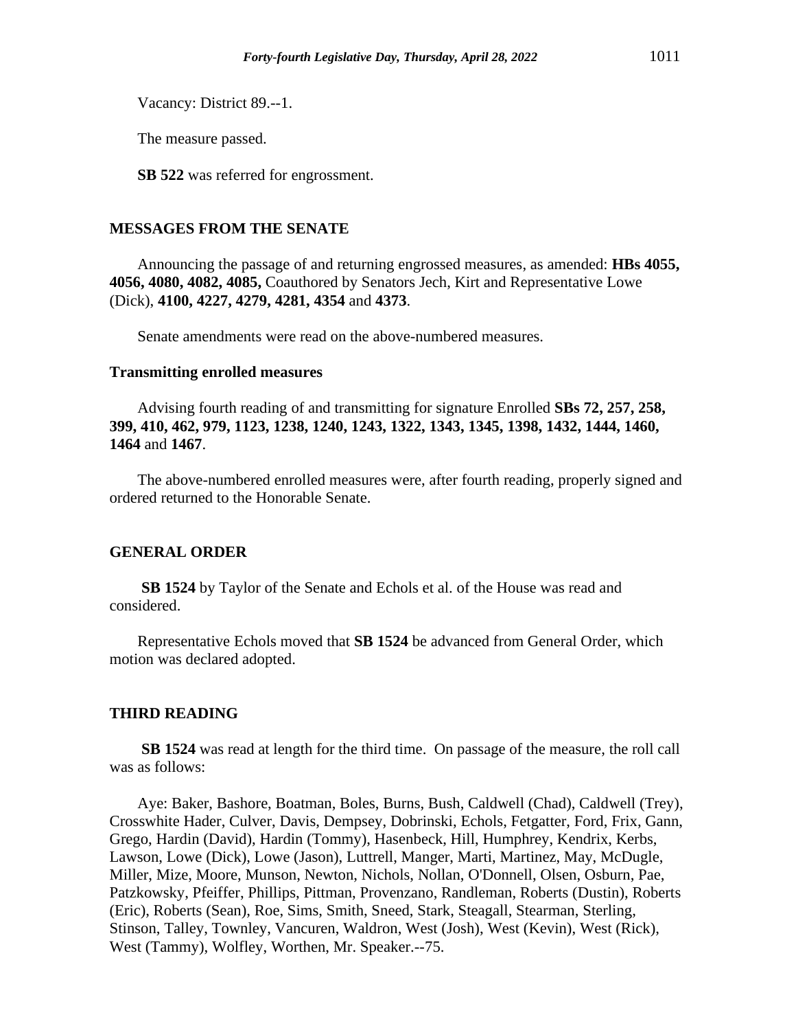Vacancy: District 89.--1.

The measure passed.

**SB 522** was referred for engrossment.

## MESSAGES FROM THE SENATE

Announcing the passage of and returning engrossed measures, as amended: **HBs 4055, 4056, 4080, 4082, 4085,** Coauthored by Senators Jech, Kirt and Representative Lowe (Dick), **4100, 4227, 4279, 4281, 4354** and **4373**.

Senate amendments were read on the above-numbered measures.

### Transmitting enrolled measures

Advising fourth reading of and transmitting for signature Enrolled **SBs 72, 257, 258, 399, 410, 462, 979, 1123, 1238, 1240, 1243, 1322, 1343, 1345, 1398, 1432, 1444, 1460, 1464** and **1467**.

The above-numbered enrolled measures were, after fourth reading, properly signed and ordered returned to the Honorable Senate.

## GENERAL ORDER

**SB 1524** by Taylor of the Senate and Echols et al. of the House was read and considered.

Representative Echols moved that **SB 1524** be advanced from General Order, which motion was declared adopted.

## THIRD READING

**SB 1524** was read at length for the third time. On passage of the measure, the roll call was as follows:

Aye: Baker, Bashore, Boatman, Boles, Burns, Bush, Caldwell (Chad), Caldwell (Trey), Crosswhite Hader, Culver, Davis, Dempsey, Dobrinski, Echols, Fetgatter, Ford, Frix, Gann, Grego, Hardin (David), Hardin (Tommy), Hasenbeck, Hill, Humphrey, Kendrix, Kerbs, Lawson, Lowe (Dick), Lowe (Jason), Luttrell, Manger, Marti, Martinez, May, McDugle, Miller, Mize, Moore, Munson, Newton, Nichols, Nollan, O'Donnell, Olsen, Osburn, Pae, Patzkowsky, Pfeiffer, Phillips, Pittman, Provenzano, Randleman, Roberts (Dustin), Roberts (Eric), Roberts (Sean), Roe, Sims, Smith, Sneed, Stark, Steagall, Stearman, Sterling, Stinson, Talley, Townley, Vancuren, Waldron, West (Josh), West (Kevin), West (Rick), West (Tammy), Wolfley, Worthen, Mr. Speaker.--75.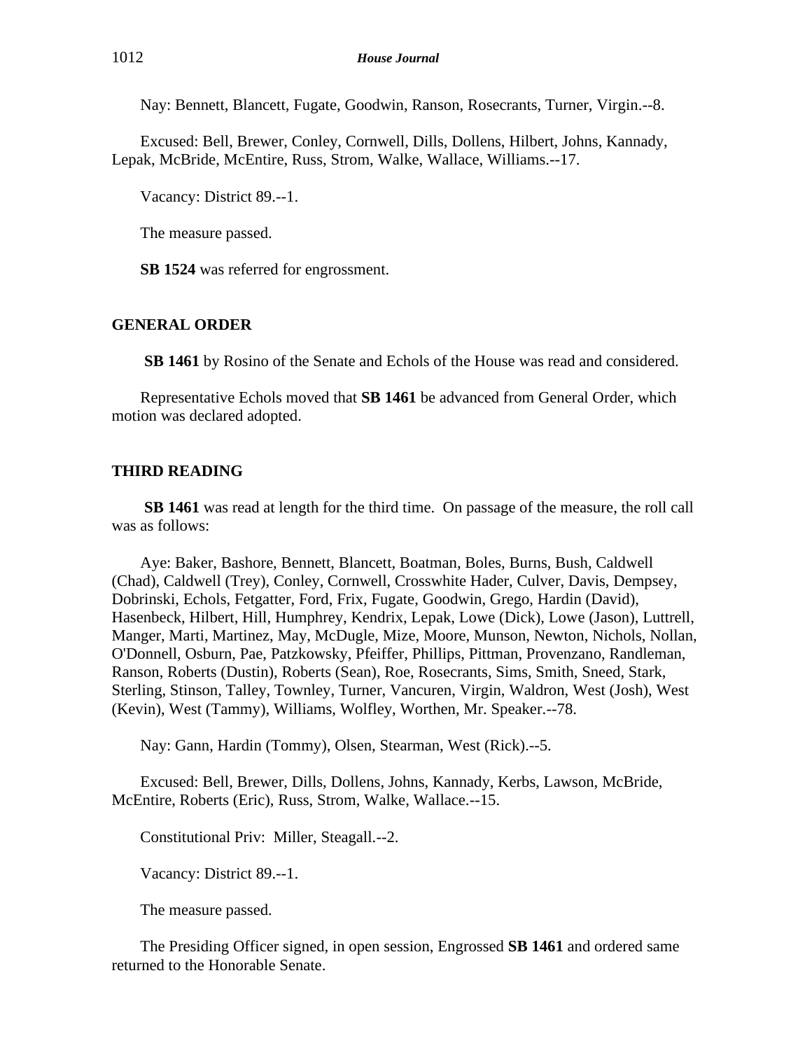Nay: Bennett, Blancett, Fugate, Goodwin, Ranson, Rosecrants, Turner, Virgin.--8.

Excused: Bell, Brewer, Conley, Cornwell, Dills, Dollens, Hilbert, Johns, Kannady, Lepak, McBride, McEntire, Russ, Strom, Walke, Wallace, Williams.--17.

Vacancy: District 89.--1.

The measure passed.

**SB 1524** was referred for engrossment.

## GENERAL ORDER

**SB 1461** by Rosino of the Senate and Echols of the House was read and considered.

Representative Echols moved that **SB 1461** be advanced from General Order, which motion was declared adopted.

## THIRD READING

**SB 1461** was read at length for the third time. On passage of the measure, the roll call was as follows:

Aye: Baker, Bashore, Bennett, Blancett, Boatman, Boles, Burns, Bush, Caldwell (Chad), Caldwell (Trey), Conley, Cornwell, Crosswhite Hader, Culver, Davis, Dempsey, Dobrinski, Echols, Fetgatter, Ford, Frix, Fugate, Goodwin, Grego, Hardin (David), Hasenbeck, Hilbert, Hill, Humphrey, Kendrix, Lepak, Lowe (Dick), Lowe (Jason), Luttrell, Manger, Marti, Martinez, May, McDugle, Mize, Moore, Munson, Newton, Nichols, Nollan, O'Donnell, Osburn, Pae, Patzkowsky, Pfeiffer, Phillips, Pittman, Provenzano, Randleman, Ranson, Roberts (Dustin), Roberts (Sean), Roe, Rosecrants, Sims, Smith, Sneed, Stark, Sterling, Stinson, Talley, Townley, Turner, Vancuren, Virgin, Waldron, West (Josh), West (Kevin), West (Tammy), Williams, Wolfley, Worthen, Mr. Speaker.--78.

Nay: Gann, Hardin (Tommy), Olsen, Stearman, West (Rick).--5.

Excused: Bell, Brewer, Dills, Dollens, Johns, Kannady, Kerbs, Lawson, McBride, McEntire, Roberts (Eric), Russ, Strom, Walke, Wallace.--15.

Constitutional Priv: Miller, Steagall.--2.

Vacancy: District 89.--1.

The measure passed.

The Presiding Officer signed, in open session, Engrossed **SB 1461** and ordered same returned to the Honorable Senate.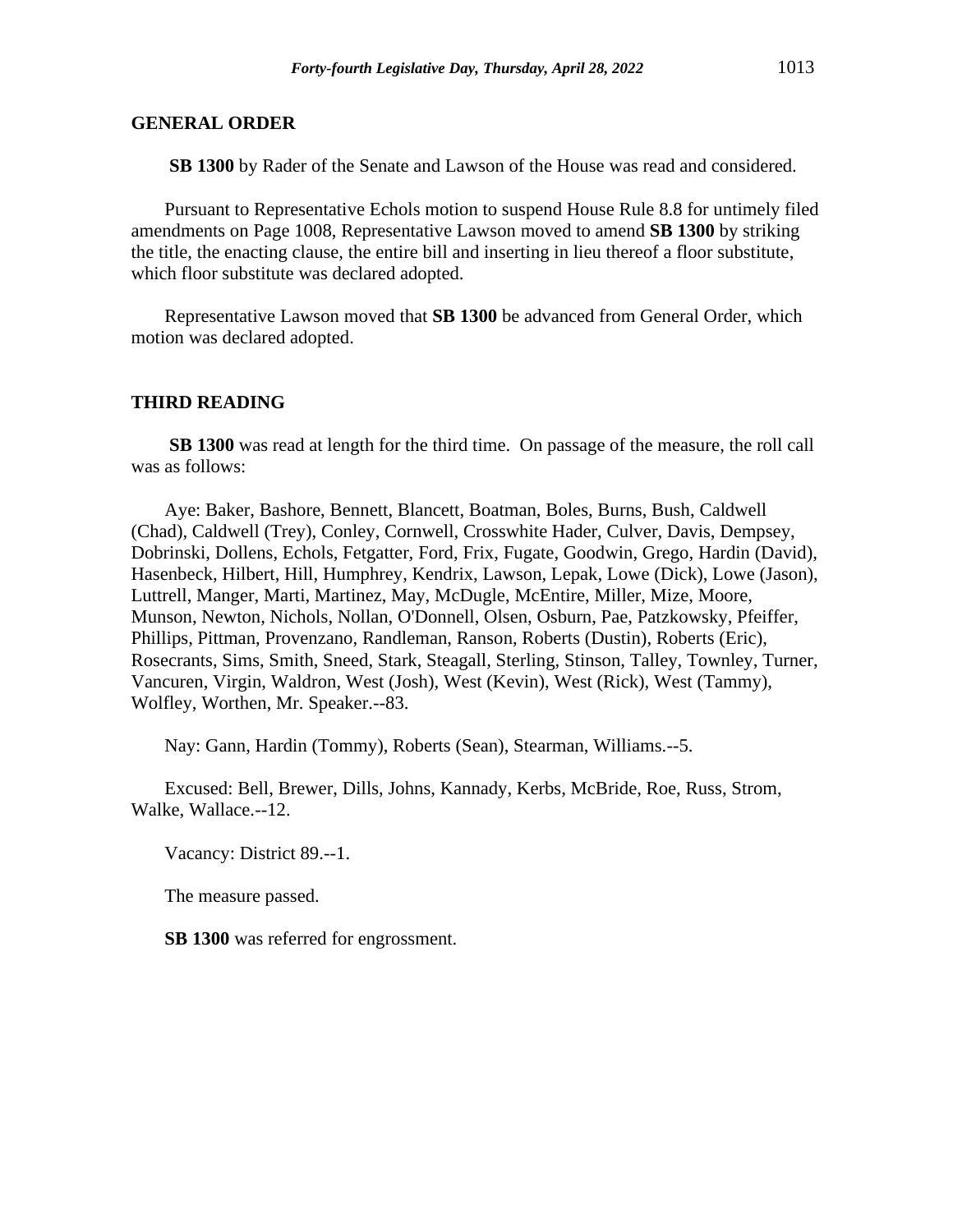## GENERAL ORDER

**SB 1300** by Rader of the Senate and Lawson of the House was read and considered.

Pursuant to Representative Echols motion to suspend House Rule 8.8 for untimely filed amendments on Page 1008, Representative Lawson moved to amend **SB 1300** by striking the title, the enacting clause, the entire bill and inserting in lieu thereof a floor substitute, which floor substitute was declared adopted.

Representative Lawson moved that **SB 1300** be advanced from General Order, which motion was declared adopted.

## THIRD READING

**SB 1300** was read at length for the third time. On passage of the measure, the roll call was as follows:

Aye: Baker, Bashore, Bennett, Blancett, Boatman, Boles, Burns, Bush, Caldwell (Chad), Caldwell (Trey), Conley, Cornwell, Crosswhite Hader, Culver, Davis, Dempsey, Dobrinski, Dollens, Echols, Fetgatter, Ford, Frix, Fugate, Goodwin, Grego, Hardin (David), Hasenbeck, Hilbert, Hill, Humphrey, Kendrix, Lawson, Lepak, Lowe (Dick), Lowe (Jason), Luttrell, Manger, Marti, Martinez, May, McDugle, McEntire, Miller, Mize, Moore, Munson, Newton, Nichols, Nollan, O'Donnell, Olsen, Osburn, Pae, Patzkowsky, Pfeiffer, Phillips, Pittman, Provenzano, Randleman, Ranson, Roberts (Dustin), Roberts (Eric), Rosecrants, Sims, Smith, Sneed, Stark, Steagall, Sterling, Stinson, Talley, Townley, Turner, Vancuren, Virgin, Waldron, West (Josh), West (Kevin), West (Rick), West (Tammy), Wolfley, Worthen, Mr. Speaker.--83.

Nay: Gann, Hardin (Tommy), Roberts (Sean), Stearman, Williams.--5.

Excused: Bell, Brewer, Dills, Johns, Kannady, Kerbs, McBride, Roe, Russ, Strom, Walke, Wallace.--12.

Vacancy: District 89.--1.

The measure passed.

**SB 1300** was referred for engrossment.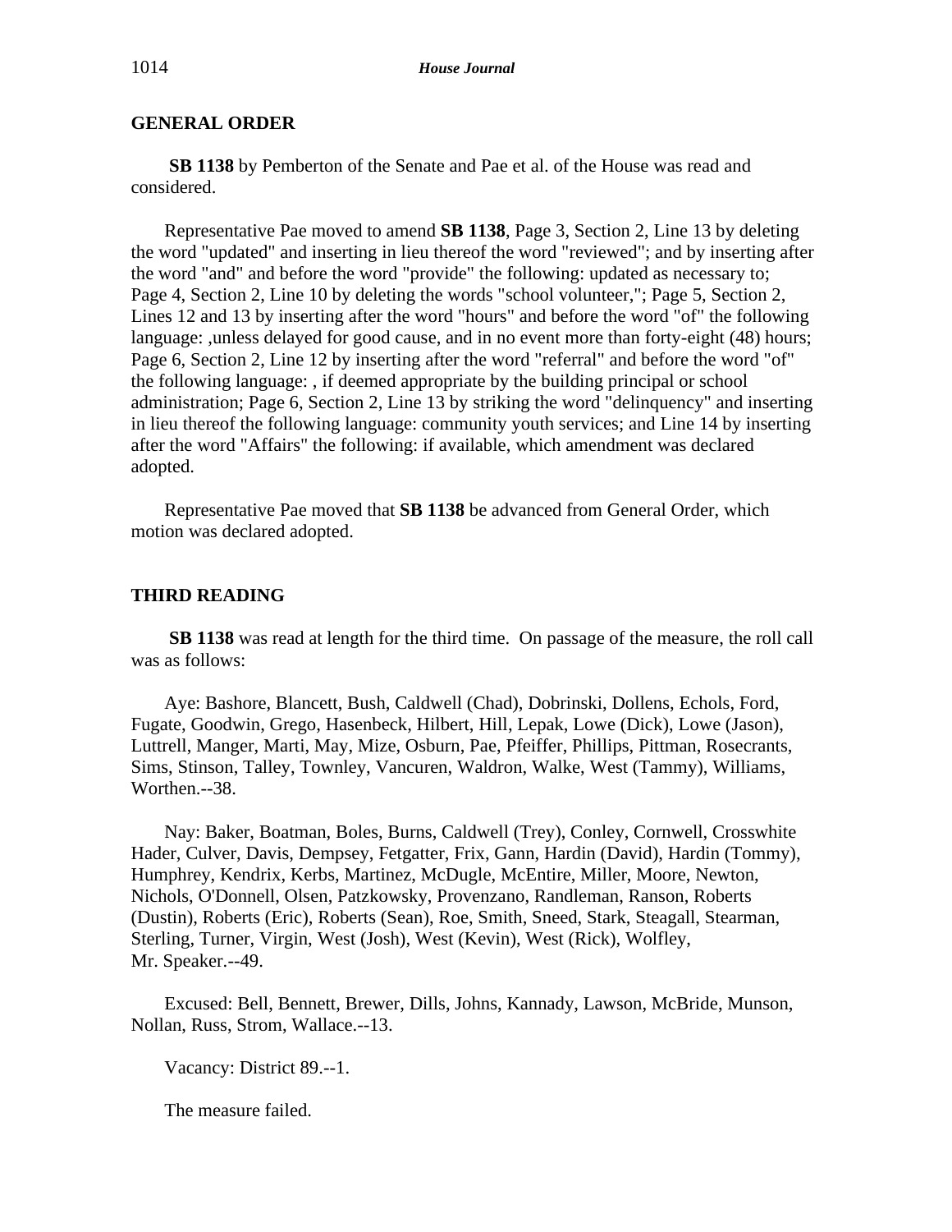## GENERAL ORDER

**SB 1138** by Pemberton of the Senate and Pae et al. of the House was read and considered.

Representative Pae moved to amend **SB 1138**, Page 3, Section 2, Line 13 by deleting the word "updated" and inserting in lieu thereof the word "reviewed"; and by inserting after the word "and" and before the word "provide" the following: updated as necessary to; Page 4, Section 2, Line 10 by deleting the words "school volunteer,"; Page 5, Section 2, Lines 12 and 13 by inserting after the word "hours" and before the word "of" the following language: ,unless delayed for good cause, and in no event more than forty-eight (48) hours; Page 6, Section 2, Line 12 by inserting after the word "referral" and before the word "of" the following language: , if deemed appropriate by the building principal or school administration; Page 6, Section 2, Line 13 by striking the word "delinquency" and inserting in lieu thereof the following language: community youth services; and Line 14 by inserting after the word "Affairs" the following: if available, which amendment was declared adopted.

Representative Pae moved that **SB 1138** be advanced from General Order, which motion was declared adopted.

## THIRD READING

**SB 1138** was read at length for the third time. On passage of the measure, the roll call was as follows:

Aye: Bashore, Blancett, Bush, Caldwell (Chad), Dobrinski, Dollens, Echols, Ford, Fugate, Goodwin, Grego, Hasenbeck, Hilbert, Hill, Lepak, Lowe (Dick), Lowe (Jason), Luttrell, Manger, Marti, May, Mize, Osburn, Pae, Pfeiffer, Phillips, Pittman, Rosecrants, Sims, Stinson, Talley, Townley, Vancuren, Waldron, Walke, West (Tammy), Williams, Worthen.--38.

Nay: Baker, Boatman, Boles, Burns, Caldwell (Trey), Conley, Cornwell, Crosswhite Hader, Culver, Davis, Dempsey, Fetgatter, Frix, Gann, Hardin (David), Hardin (Tommy), Humphrey, Kendrix, Kerbs, Martinez, McDugle, McEntire, Miller, Moore, Newton, Nichols, O'Donnell, Olsen, Patzkowsky, Provenzano, Randleman, Ranson, Roberts (Dustin), Roberts (Eric), Roberts (Sean), Roe, Smith, Sneed, Stark, Steagall, Stearman, Sterling, Turner, Virgin, West (Josh), West (Kevin), West (Rick), Wolfley, Mr. Speaker.--49.

Excused: Bell, Bennett, Brewer, Dills, Johns, Kannady, Lawson, McBride, Munson, Nollan, Russ, Strom, Wallace.--13.

Vacancy: District 89.--1.

The measure failed.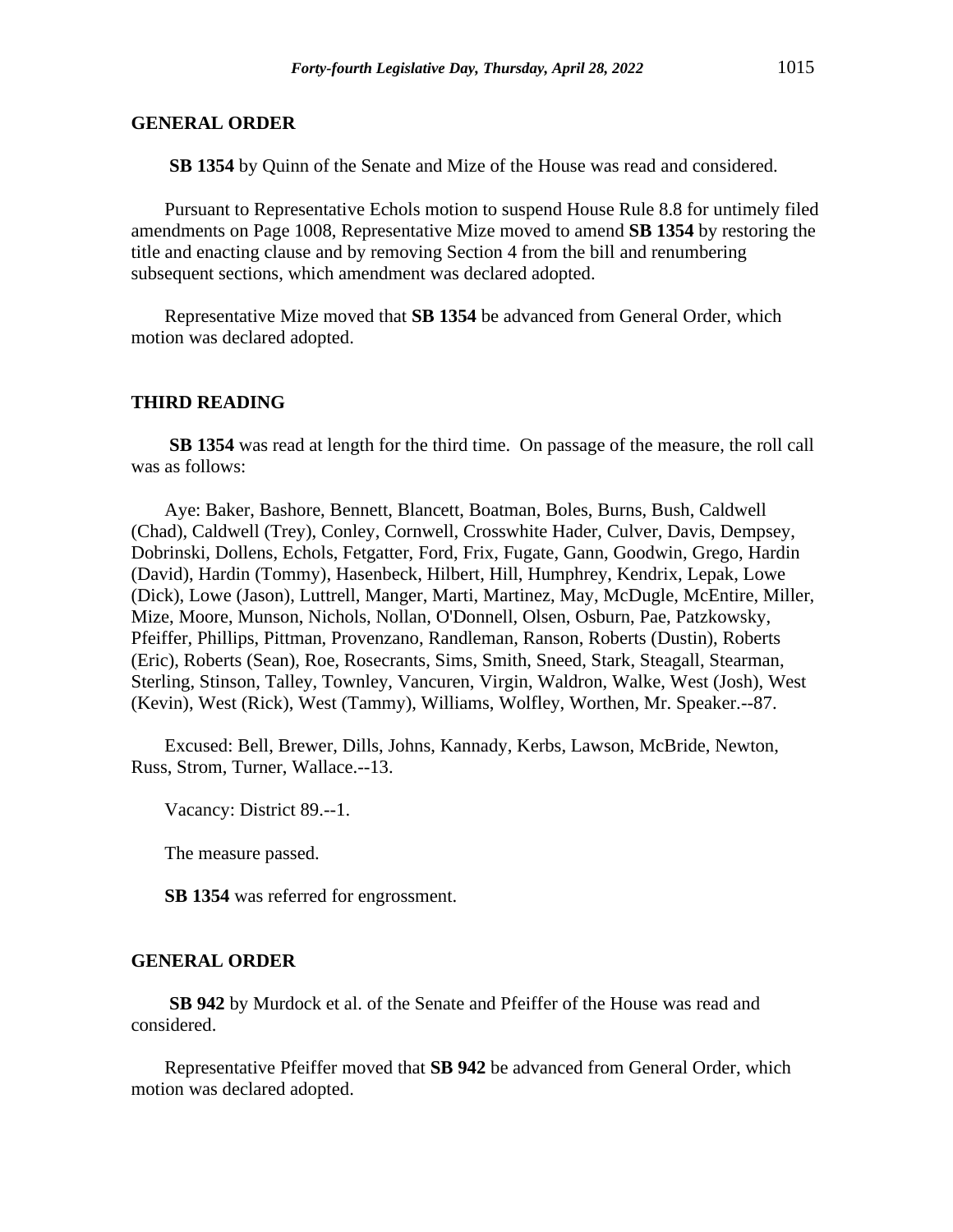## GENERAL ORDER

**SB 1354** by Quinn of the Senate and Mize of the House was read and considered.

Pursuant to Representative Echols motion to suspend House Rule 8.8 for untimely filed amendments on Page 1008, Representative Mize moved to amend **SB 1354** by restoring the title and enacting clause and by removing Section 4 from the bill and renumbering subsequent sections, which amendment was declared adopted.

Representative Mize moved that **SB 1354** be advanced from General Order, which motion was declared adopted.

## THIRD READING

**SB 1354** was read at length for the third time. On passage of the measure, the roll call was as follows:

Aye: Baker, Bashore, Bennett, Blancett, Boatman, Boles, Burns, Bush, Caldwell (Chad), Caldwell (Trey), Conley, Cornwell, Crosswhite Hader, Culver, Davis, Dempsey, Dobrinski, Dollens, Echols, Fetgatter, Ford, Frix, Fugate, Gann, Goodwin, Grego, Hardin (David), Hardin (Tommy), Hasenbeck, Hilbert, Hill, Humphrey, Kendrix, Lepak, Lowe (Dick), Lowe (Jason), Luttrell, Manger, Marti, Martinez, May, McDugle, McEntire, Miller, Mize, Moore, Munson, Nichols, Nollan, O'Donnell, Olsen, Osburn, Pae, Patzkowsky, Pfeiffer, Phillips, Pittman, Provenzano, Randleman, Ranson, Roberts (Dustin), Roberts (Eric), Roberts (Sean), Roe, Rosecrants, Sims, Smith, Sneed, Stark, Steagall, Stearman, Sterling, Stinson, Talley, Townley, Vancuren, Virgin, Waldron, Walke, West (Josh), West (Kevin), West (Rick), West (Tammy), Williams, Wolfley, Worthen, Mr. Speaker.--87.

Excused: Bell, Brewer, Dills, Johns, Kannady, Kerbs, Lawson, McBride, Newton, Russ, Strom, Turner, Wallace.--13.

Vacancy: District 89.--1.

The measure passed.

**SB 1354** was referred for engrossment.

## GENERAL ORDER

**SB 942** by Murdock et al. of the Senate and Pfeiffer of the House was read and considered.

Representative Pfeiffer moved that **SB 942** be advanced from General Order, which motion was declared adopted.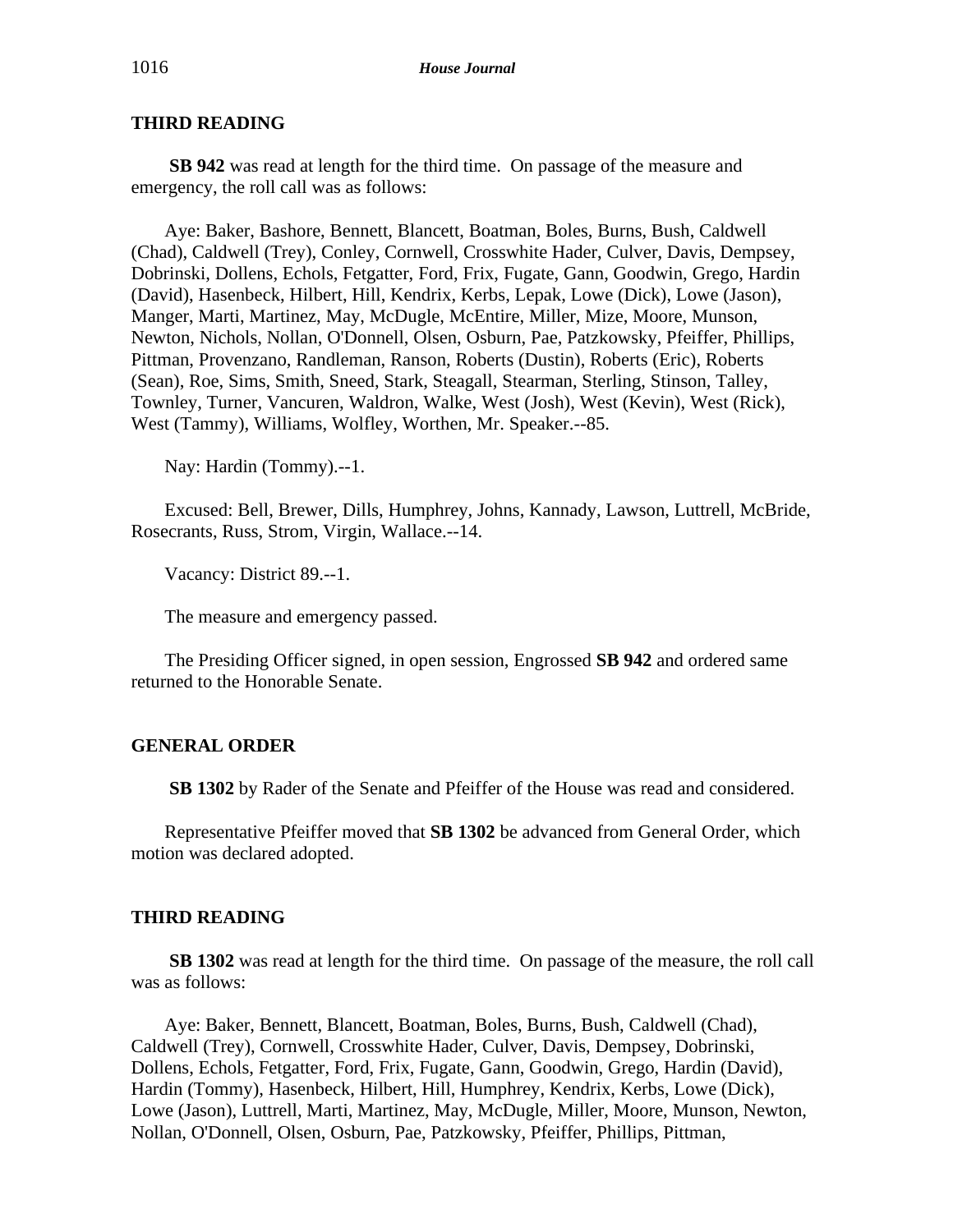## THIRD READING

**SB 942** was read at length for the third time. On passage of the measure and emergency, the roll call was as follows:

Aye: Baker, Bashore, Bennett, Blancett, Boatman, Boles, Burns, Bush, Caldwell (Chad), Caldwell (Trey), Conley, Cornwell, Crosswhite Hader, Culver, Davis, Dempsey, Dobrinski, Dollens, Echols, Fetgatter, Ford, Frix, Fugate, Gann, Goodwin, Grego, Hardin (David), Hasenbeck, Hilbert, Hill, Kendrix, Kerbs, Lepak, Lowe (Dick), Lowe (Jason), Manger, Marti, Martinez, May, McDugle, McEntire, Miller, Mize, Moore, Munson, Newton, Nichols, Nollan, O'Donnell, Olsen, Osburn, Pae, Patzkowsky, Pfeiffer, Phillips, Pittman, Provenzano, Randleman, Ranson, Roberts (Dustin), Roberts (Eric), Roberts (Sean), Roe, Sims, Smith, Sneed, Stark, Steagall, Stearman, Sterling, Stinson, Talley, Townley, Turner, Vancuren, Waldron, Walke, West (Josh), West (Kevin), West (Rick), West (Tammy), Williams, Wolfley, Worthen, Mr. Speaker.--85.

Nay: Hardin (Tommy).--1.

Excused: Bell, Brewer, Dills, Humphrey, Johns, Kannady, Lawson, Luttrell, McBride, Rosecrants, Russ, Strom, Virgin, Wallace.--14.

Vacancy: District 89.--1.

The measure and emergency passed.

The Presiding Officer signed, in open session, Engrossed **SB 942** and ordered same returned to the Honorable Senate.

## GENERAL ORDER

**SB 1302** by Rader of the Senate and Pfeiffer of the House was read and considered.

Representative Pfeiffer moved that **SB 1302** be advanced from General Order, which motion was declared adopted.

## THIRD READING

**SB 1302** was read at length for the third time. On passage of the measure, the roll call was as follows:

Aye: Baker, Bennett, Blancett, Boatman, Boles, Burns, Bush, Caldwell (Chad), Caldwell (Trey), Cornwell, Crosswhite Hader, Culver, Davis, Dempsey, Dobrinski, Dollens, Echols, Fetgatter, Ford, Frix, Fugate, Gann, Goodwin, Grego, Hardin (David), Hardin (Tommy), Hasenbeck, Hilbert, Hill, Humphrey, Kendrix, Kerbs, Lowe (Dick), Lowe (Jason), Luttrell, Marti, Martinez, May, McDugle, Miller, Moore, Munson, Newton, Nollan, O'Donnell, Olsen, Osburn, Pae, Patzkowsky, Pfeiffer, Phillips, Pittman,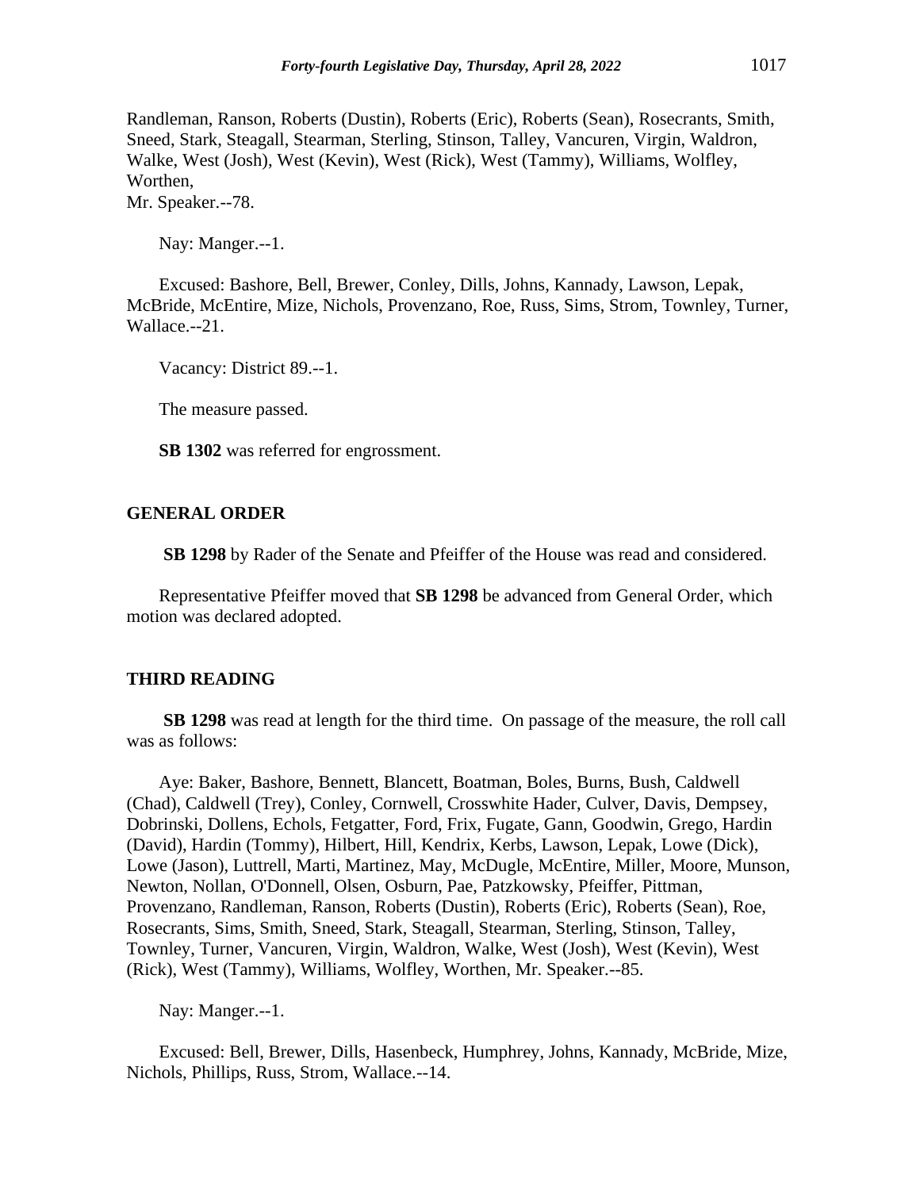Randleman, Ranson, Roberts (Dustin), Roberts (Eric), Roberts (Sean), Rosecrants, Smith, Sneed, Stark, Steagall, Stearman, Sterling, Stinson, Talley, Vancuren, Virgin, Waldron, Walke, West (Josh), West (Kevin), West (Rick), West (Tammy), Williams, Wolfley, Worthen,
Mr. Speaker.--78.

Nay: Manger.--1.

Excused: Bashore, Bell, Brewer, Conley, Dills, Johns, Kannady, Lawson, Lepak, McBride, McEntire, Mize, Nichols, Provenzano, Roe, Russ, Sims, Strom, Townley, Turner, Wallace.--21.

Vacancy: District 89.--1.

The measure passed.

**SB 1302** was referred for engrossment.

## GENERAL ORDER

**SB 1298** by Rader of the Senate and Pfeiffer of the House was read and considered.

Representative Pfeiffer moved that **SB 1298** be advanced from General Order, which motion was declared adopted.

## THIRD READING

**SB 1298** was read at length for the third time. On passage of the measure, the roll call was as follows:

Aye: Baker, Bashore, Bennett, Blancett, Boatman, Boles, Burns, Bush, Caldwell (Chad), Caldwell (Trey), Conley, Cornwell, Crosswhite Hader, Culver, Davis, Dempsey, Dobrinski, Dollens, Echols, Fetgatter, Ford, Frix, Fugate, Gann, Goodwin, Grego, Hardin (David), Hardin (Tommy), Hilbert, Hill, Kendrix, Kerbs, Lawson, Lepak, Lowe (Dick), Lowe (Jason), Luttrell, Marti, Martinez, May, McDugle, McEntire, Miller, Moore, Munson, Newton, Nollan, O'Donnell, Olsen, Osburn, Pae, Patzkowsky, Pfeiffer, Pittman, Provenzano, Randleman, Ranson, Roberts (Dustin), Roberts (Eric), Roberts (Sean), Roe, Rosecrants, Sims, Smith, Sneed, Stark, Steagall, Stearman, Sterling, Stinson, Talley, Townley, Turner, Vancuren, Virgin, Waldron, Walke, West (Josh), West (Kevin), West (Rick), West (Tammy), Williams, Wolfley, Worthen, Mr. Speaker.--85.

Nay: Manger.--1.

Excused: Bell, Brewer, Dills, Hasenbeck, Humphrey, Johns, Kannady, McBride, Mize, Nichols, Phillips, Russ, Strom, Wallace.--14.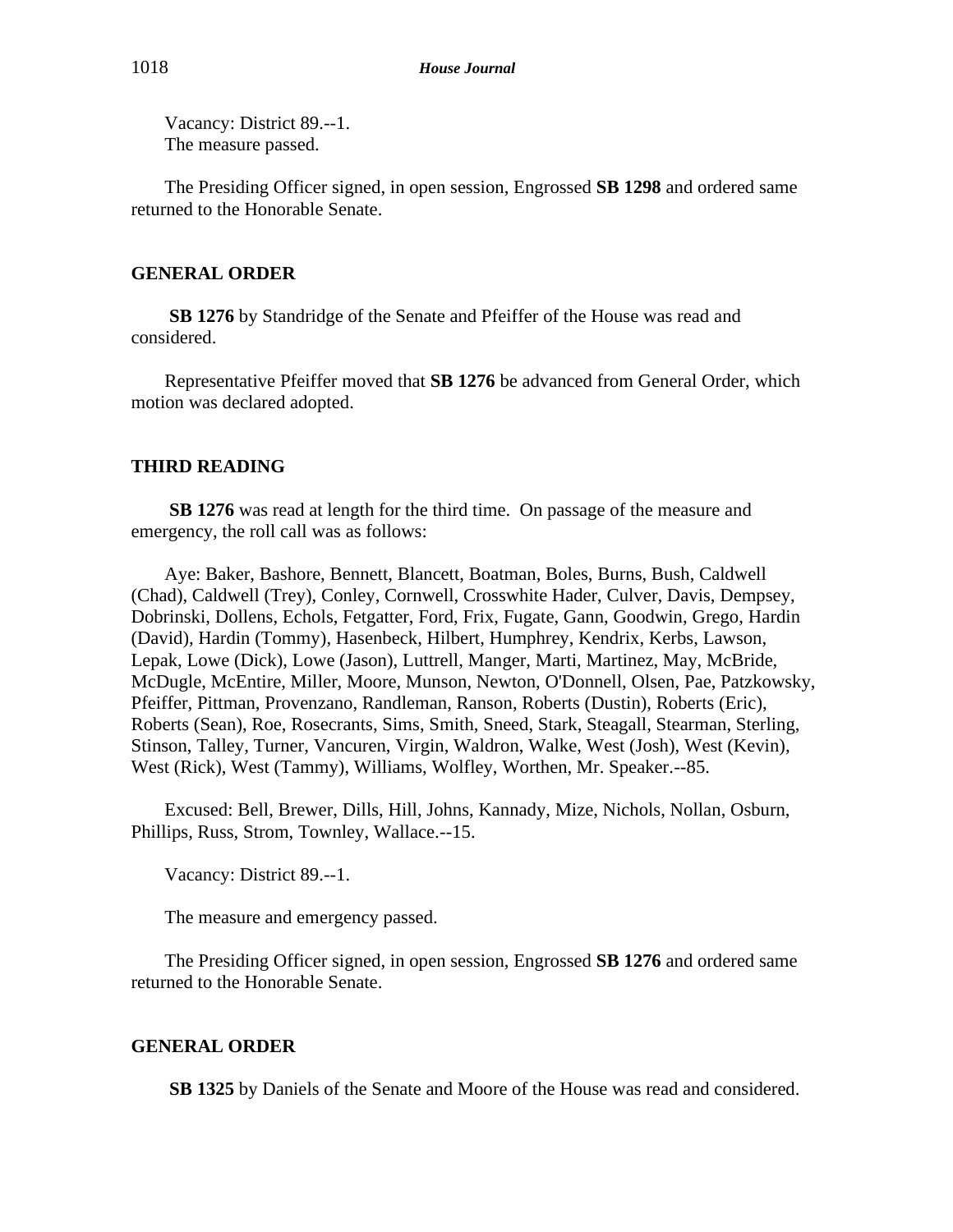Vacancy: District 89.--1.
The measure passed.

The Presiding Officer signed, in open session, Engrossed **SB 1298** and ordered same returned to the Honorable Senate.

## GENERAL ORDER

**SB 1276** by Standridge of the Senate and Pfeiffer of the House was read and considered.

Representative Pfeiffer moved that **SB 1276** be advanced from General Order, which motion was declared adopted.

## THIRD READING

**SB 1276** was read at length for the third time. On passage of the measure and emergency, the roll call was as follows:

Aye: Baker, Bashore, Bennett, Blancett, Boatman, Boles, Burns, Bush, Caldwell (Chad), Caldwell (Trey), Conley, Cornwell, Crosswhite Hader, Culver, Davis, Dempsey, Dobrinski, Dollens, Echols, Fetgatter, Ford, Frix, Fugate, Gann, Goodwin, Grego, Hardin (David), Hardin (Tommy), Hasenbeck, Hilbert, Humphrey, Kendrix, Kerbs, Lawson, Lepak, Lowe (Dick), Lowe (Jason), Luttrell, Manger, Marti, Martinez, May, McBride, McDugle, McEntire, Miller, Moore, Munson, Newton, O'Donnell, Olsen, Pae, Patzkowsky, Pfeiffer, Pittman, Provenzano, Randleman, Ranson, Roberts (Dustin), Roberts (Eric), Roberts (Sean), Roe, Rosecrants, Sims, Smith, Sneed, Stark, Steagall, Stearman, Sterling, Stinson, Talley, Turner, Vancuren, Virgin, Waldron, Walke, West (Josh), West (Kevin), West (Rick), West (Tammy), Williams, Wolfley, Worthen, Mr. Speaker.--85.

Excused: Bell, Brewer, Dills, Hill, Johns, Kannady, Mize, Nichols, Nollan, Osburn, Phillips, Russ, Strom, Townley, Wallace.--15.

Vacancy: District 89.--1.

The measure and emergency passed.

The Presiding Officer signed, in open session, Engrossed **SB 1276** and ordered same returned to the Honorable Senate.

## GENERAL ORDER

**SB 1325** by Daniels of the Senate and Moore of the House was read and considered.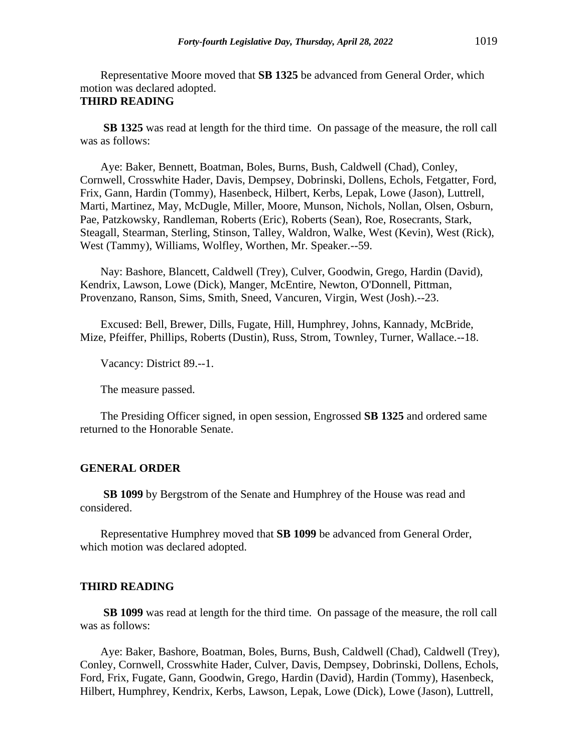Representative Moore moved that **SB 1325** be advanced from General Order, which motion was declared adopted.

**THIRD READING**

**SB 1325** was read at length for the third time. On passage of the measure, the roll call was as follows:

Aye: Baker, Bennett, Boatman, Boles, Burns, Bush, Caldwell (Chad), Conley, Cornwell, Crosswhite Hader, Davis, Dempsey, Dobrinski, Dollens, Echols, Fetgatter, Ford, Frix, Gann, Hardin (Tommy), Hasenbeck, Hilbert, Kerbs, Lepak, Lowe (Jason), Luttrell, Marti, Martinez, May, McDugle, Miller, Moore, Munson, Nichols, Nollan, Olsen, Osburn, Pae, Patzkowsky, Randleman, Roberts (Eric), Roberts (Sean), Roe, Rosecrants, Stark, Steagall, Stearman, Sterling, Stinson, Talley, Waldron, Walke, West (Kevin), West (Rick), West (Tammy), Williams, Wolfley, Worthen, Mr. Speaker.--59.

Nay: Bashore, Blancett, Caldwell (Trey), Culver, Goodwin, Grego, Hardin (David), Kendrix, Lawson, Lowe (Dick), Manger, McEntire, Newton, O'Donnell, Pittman, Provenzano, Ranson, Sims, Smith, Sneed, Vancuren, Virgin, West (Josh).--23.

Excused: Bell, Brewer, Dills, Fugate, Hill, Humphrey, Johns, Kannady, McBride, Mize, Pfeiffer, Phillips, Roberts (Dustin), Russ, Strom, Townley, Turner, Wallace.--18.

Vacancy: District 89.--1.

The measure passed.

The Presiding Officer signed, in open session, Engrossed **SB 1325** and ordered same returned to the Honorable Senate.

**GENERAL ORDER**

**SB 1099** by Bergstrom of the Senate and Humphrey of the House was read and considered.

Representative Humphrey moved that **SB 1099** be advanced from General Order, which motion was declared adopted.

**THIRD READING**

**SB 1099** was read at length for the third time. On passage of the measure, the roll call was as follows:

Aye: Baker, Bashore, Boatman, Boles, Burns, Bush, Caldwell (Chad), Caldwell (Trey), Conley, Cornwell, Crosswhite Hader, Culver, Davis, Dempsey, Dobrinski, Dollens, Echols, Ford, Frix, Fugate, Gann, Goodwin, Grego, Hardin (David), Hardin (Tommy), Hasenbeck, Hilbert, Humphrey, Kendrix, Kerbs, Lawson, Lepak, Lowe (Dick), Lowe (Jason), Luttrell,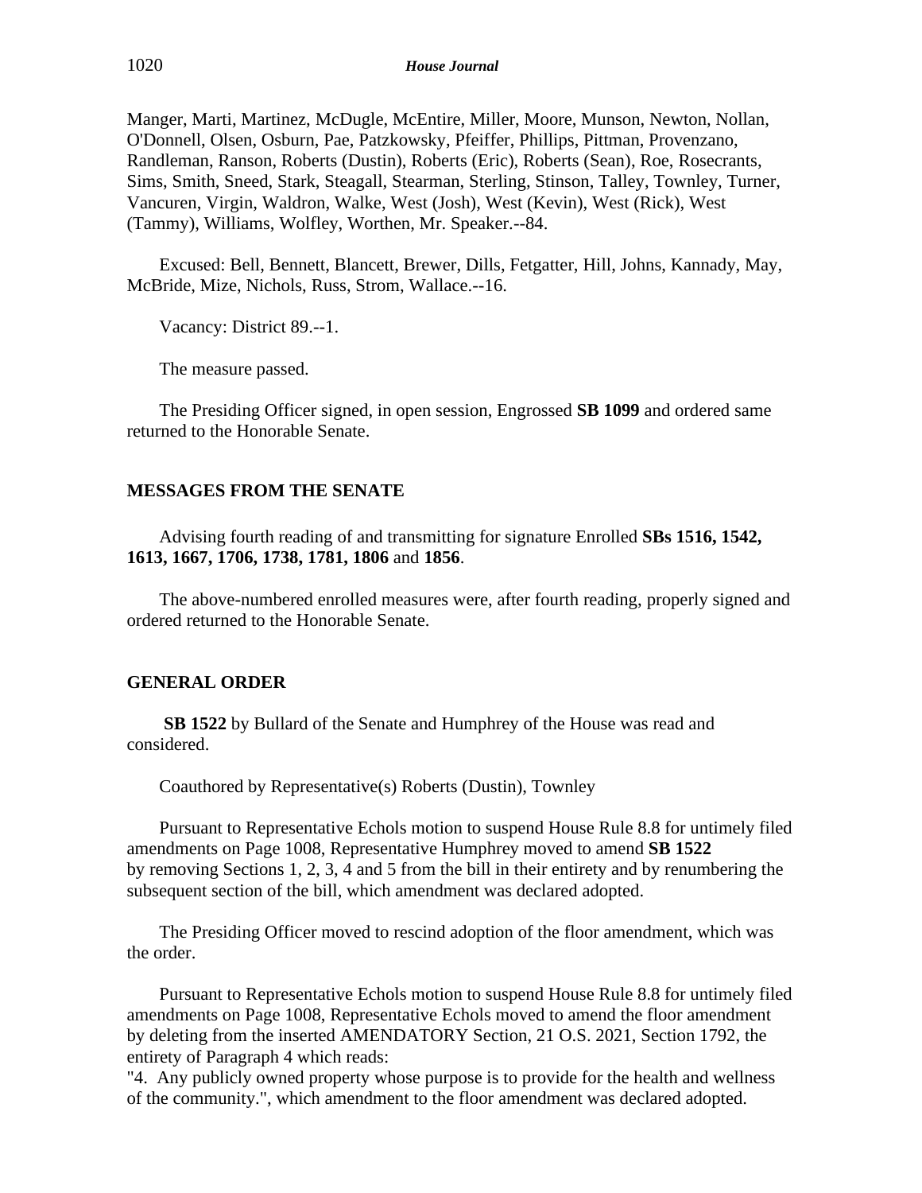Manger, Marti, Martinez, McDugle, McEntire, Miller, Moore, Munson, Newton, Nollan, O'Donnell, Olsen, Osburn, Pae, Patzkowsky, Pfeiffer, Phillips, Pittman, Provenzano, Randleman, Ranson, Roberts (Dustin), Roberts (Eric), Roberts (Sean), Roe, Rosecrants, Sims, Smith, Sneed, Stark, Steagall, Stearman, Sterling, Stinson, Talley, Townley, Turner, Vancuren, Virgin, Waldron, Walke, West (Josh), West (Kevin), West (Rick), West (Tammy), Williams, Wolfley, Worthen, Mr. Speaker.--84.

Excused: Bell, Bennett, Blancett, Brewer, Dills, Fetgatter, Hill, Johns, Kannady, May, McBride, Mize, Nichols, Russ, Strom, Wallace.--16.

Vacancy: District 89.--1.

The measure passed.

The Presiding Officer signed, in open session, Engrossed **SB 1099** and ordered same returned to the Honorable Senate.

## MESSAGES FROM THE SENATE

Advising fourth reading of and transmitting for signature Enrolled **SBs 1516, 1542, 1613, 1667, 1706, 1738, 1781, 1806** and **1856**.

The above-numbered enrolled measures were, after fourth reading, properly signed and ordered returned to the Honorable Senate.

## GENERAL ORDER

**SB 1522** by Bullard of the Senate and Humphrey of the House was read and considered.

Coauthored by Representative(s) Roberts (Dustin), Townley

Pursuant to Representative Echols motion to suspend House Rule 8.8 for untimely filed amendments on Page 1008, Representative Humphrey moved to amend **SB 1522** by removing Sections 1, 2, 3, 4 and 5 from the bill in their entirety and by renumbering the subsequent section of the bill, which amendment was declared adopted.

The Presiding Officer moved to rescind adoption of the floor amendment, which was the order.

Pursuant to Representative Echols motion to suspend House Rule 8.8 for untimely filed amendments on Page 1008, Representative Echols moved to amend the floor amendment by deleting from the inserted AMENDATORY Section, 21 O.S. 2021, Section 1792, the entirety of Paragraph 4 which reads:
"4. Any publicly owned property whose purpose is to provide for the health and wellness of the community.", which amendment to the floor amendment was declared adopted.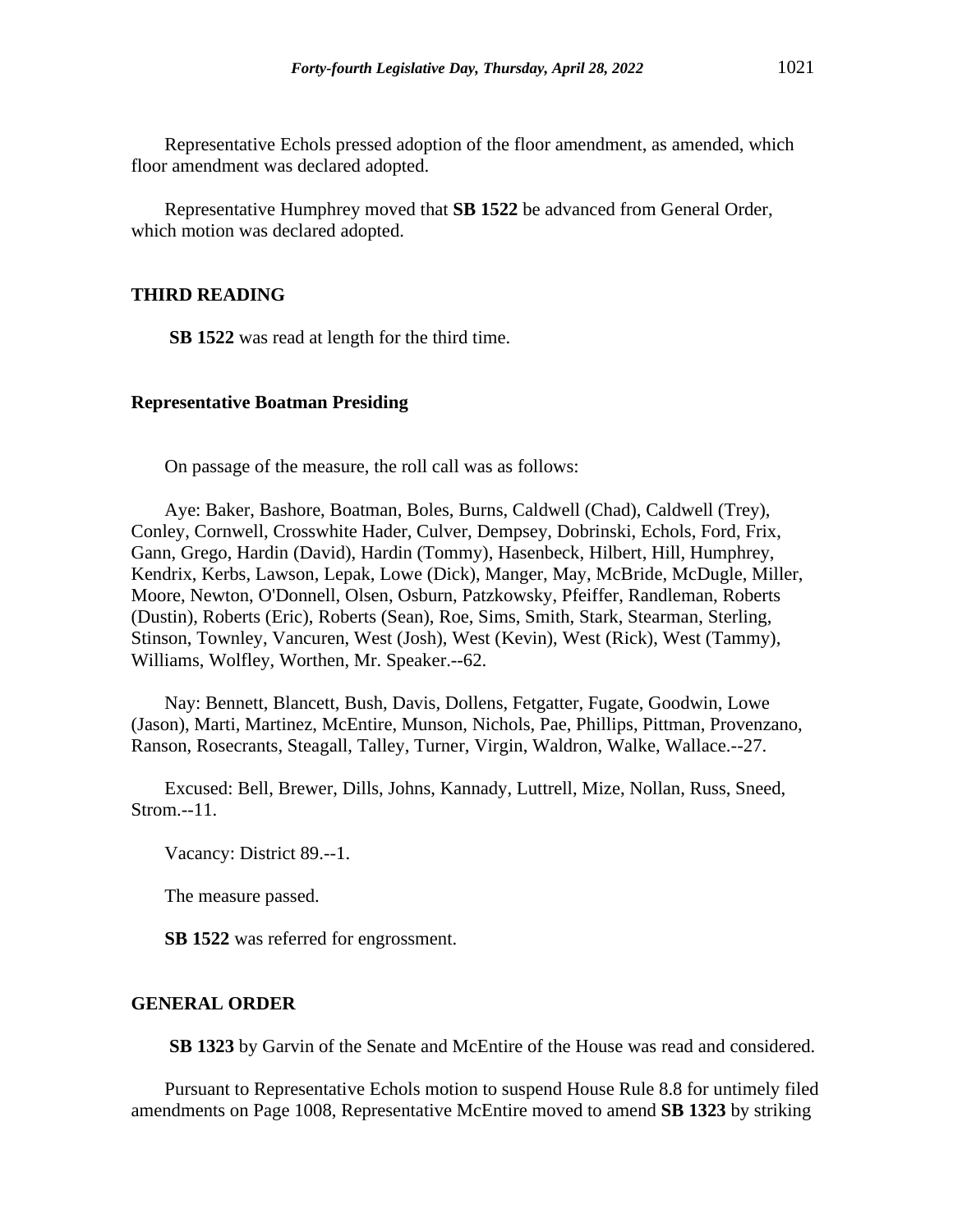Representative Echols pressed adoption of the floor amendment, as amended, which floor amendment was declared adopted.

Representative Humphrey moved that **SB 1522** be advanced from General Order, which motion was declared adopted.

## THIRD READING

**SB 1522** was read at length for the third time.

### Representative Boatman Presiding

On passage of the measure, the roll call was as follows:

Aye: Baker, Bashore, Boatman, Boles, Burns, Caldwell (Chad), Caldwell (Trey), Conley, Cornwell, Crosswhite Hader, Culver, Dempsey, Dobrinski, Echols, Ford, Frix, Gann, Grego, Hardin (David), Hardin (Tommy), Hasenbeck, Hilbert, Hill, Humphrey, Kendrix, Kerbs, Lawson, Lepak, Lowe (Dick), Manger, May, McBride, McDugle, Miller, Moore, Newton, O'Donnell, Olsen, Osburn, Patzkowsky, Pfeiffer, Randleman, Roberts (Dustin), Roberts (Eric), Roberts (Sean), Roe, Sims, Smith, Stark, Stearman, Sterling, Stinson, Townley, Vancuren, West (Josh), West (Kevin), West (Rick), West (Tammy), Williams, Wolfley, Worthen, Mr. Speaker.--62.

Nay: Bennett, Blancett, Bush, Davis, Dollens, Fetgatter, Fugate, Goodwin, Lowe (Jason), Marti, Martinez, McEntire, Munson, Nichols, Pae, Phillips, Pittman, Provenzano, Ranson, Rosecrants, Steagall, Talley, Turner, Virgin, Waldron, Walke, Wallace.--27.

Excused: Bell, Brewer, Dills, Johns, Kannady, Luttrell, Mize, Nollan, Russ, Sneed, Strom.--11.

Vacancy: District 89.--1.

The measure passed.

**SB 1522** was referred for engrossment.

## GENERAL ORDER

**SB 1323** by Garvin of the Senate and McEntire of the House was read and considered.

Pursuant to Representative Echols motion to suspend House Rule 8.8 for untimely filed amendments on Page 1008, Representative McEntire moved to amend **SB 1323** by striking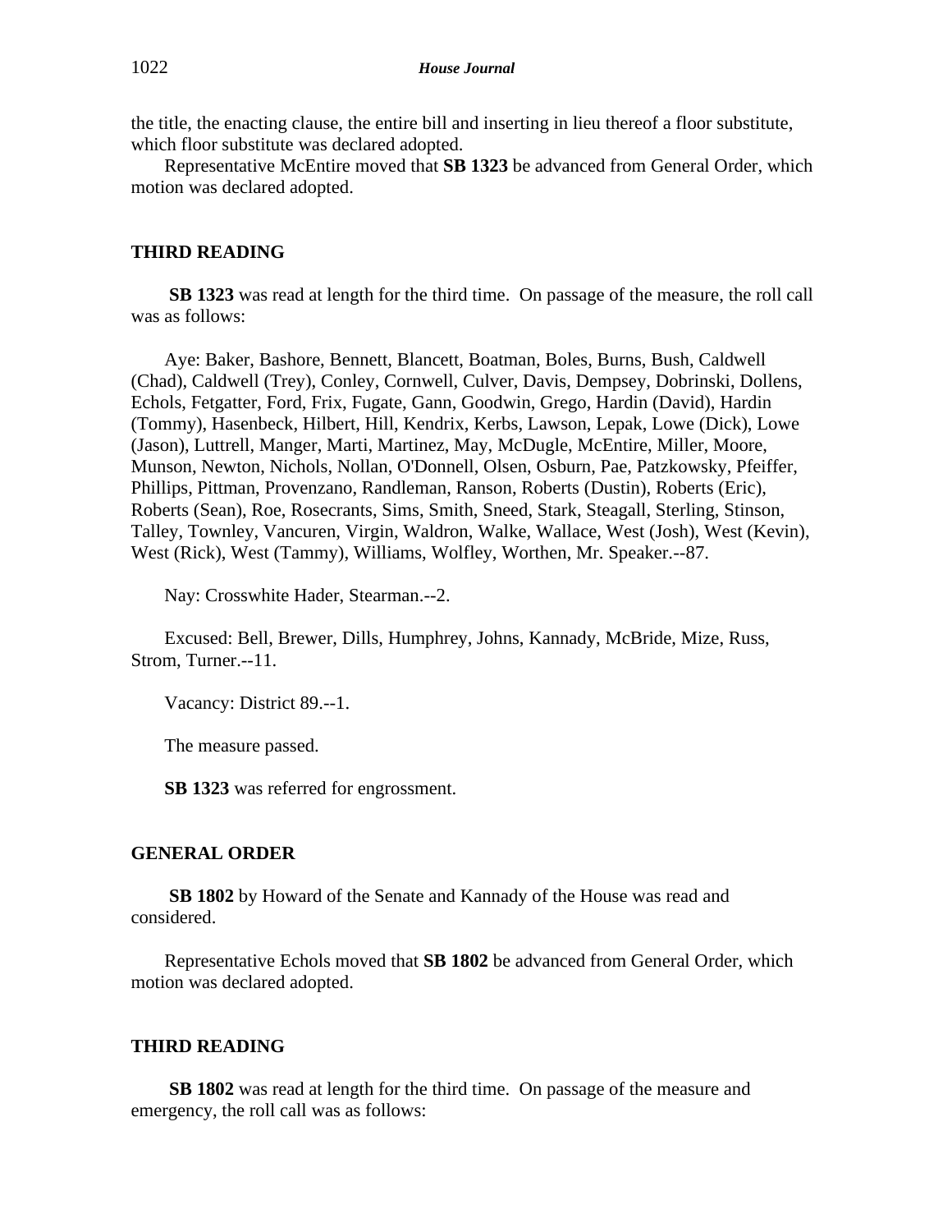the title, the enacting clause, the entire bill and inserting in lieu thereof a floor substitute, which floor substitute was declared adopted.

Representative McEntire moved that **SB 1323** be advanced from General Order, which motion was declared adopted.

## THIRD READING

**SB 1323** was read at length for the third time. On passage of the measure, the roll call was as follows:

Aye: Baker, Bashore, Bennett, Blancett, Boatman, Boles, Burns, Bush, Caldwell (Chad), Caldwell (Trey), Conley, Cornwell, Culver, Davis, Dempsey, Dobrinski, Dollens, Echols, Fetgatter, Ford, Frix, Fugate, Gann, Goodwin, Grego, Hardin (David), Hardin (Tommy), Hasenbeck, Hilbert, Hill, Kendrix, Kerbs, Lawson, Lepak, Lowe (Dick), Lowe (Jason), Luttrell, Manger, Marti, Martinez, May, McDugle, McEntire, Miller, Moore, Munson, Newton, Nichols, Nollan, O'Donnell, Olsen, Osburn, Pae, Patzkowsky, Pfeiffer, Phillips, Pittman, Provenzano, Randleman, Ranson, Roberts (Dustin), Roberts (Eric), Roberts (Sean), Roe, Rosecrants, Sims, Smith, Sneed, Stark, Steagall, Sterling, Stinson, Talley, Townley, Vancuren, Virgin, Waldron, Walke, Wallace, West (Josh), West (Kevin), West (Rick), West (Tammy), Williams, Wolfley, Worthen, Mr. Speaker.--87.

Nay: Crosswhite Hader, Stearman.--2.

Excused: Bell, Brewer, Dills, Humphrey, Johns, Kannady, McBride, Mize, Russ, Strom, Turner.--11.

Vacancy: District 89.--1.

The measure passed.

**SB 1323** was referred for engrossment.

## GENERAL ORDER

**SB 1802** by Howard of the Senate and Kannady of the House was read and considered.

Representative Echols moved that **SB 1802** be advanced from General Order, which motion was declared adopted.

## THIRD READING

**SB 1802** was read at length for the third time. On passage of the measure and emergency, the roll call was as follows: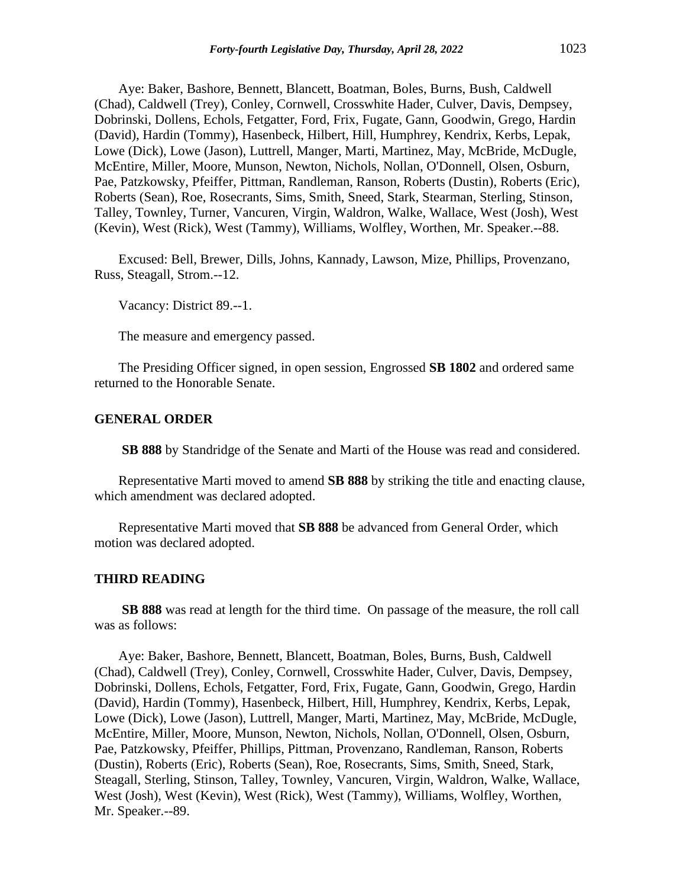Aye: Baker, Bashore, Bennett, Blancett, Boatman, Boles, Burns, Bush, Caldwell (Chad), Caldwell (Trey), Conley, Cornwell, Crosswhite Hader, Culver, Davis, Dempsey, Dobrinski, Dollens, Echols, Fetgatter, Ford, Frix, Fugate, Gann, Goodwin, Grego, Hardin (David), Hardin (Tommy), Hasenbeck, Hilbert, Hill, Humphrey, Kendrix, Kerbs, Lepak, Lowe (Dick), Lowe (Jason), Luttrell, Manger, Marti, Martinez, May, McBride, McDugle, McEntire, Miller, Moore, Munson, Newton, Nichols, Nollan, O'Donnell, Olsen, Osburn, Pae, Patzkowsky, Pfeiffer, Pittman, Randleman, Ranson, Roberts (Dustin), Roberts (Eric), Roberts (Sean), Roe, Rosecrants, Sims, Smith, Sneed, Stark, Stearman, Sterling, Stinson, Talley, Townley, Turner, Vancuren, Virgin, Waldron, Walke, Wallace, West (Josh), West (Kevin), West (Rick), West (Tammy), Williams, Wolfley, Worthen, Mr. Speaker.--88.

Excused: Bell, Brewer, Dills, Johns, Kannady, Lawson, Mize, Phillips, Provenzano, Russ, Steagall, Strom.--12.

Vacancy: District 89.--1.

The measure and emergency passed.

The Presiding Officer signed, in open session, Engrossed **SB 1802** and ordered same returned to the Honorable Senate.

## GENERAL ORDER

**SB 888** by Standridge of the Senate and Marti of the House was read and considered.

Representative Marti moved to amend **SB 888** by striking the title and enacting clause, which amendment was declared adopted.

Representative Marti moved that **SB 888** be advanced from General Order, which motion was declared adopted.

## THIRD READING

**SB 888** was read at length for the third time. On passage of the measure, the roll call was as follows:

Aye: Baker, Bashore, Bennett, Blancett, Boatman, Boles, Burns, Bush, Caldwell (Chad), Caldwell (Trey), Conley, Cornwell, Crosswhite Hader, Culver, Davis, Dempsey, Dobrinski, Dollens, Echols, Fetgatter, Ford, Frix, Fugate, Gann, Goodwin, Grego, Hardin (David), Hardin (Tommy), Hasenbeck, Hilbert, Hill, Humphrey, Kendrix, Kerbs, Lepak, Lowe (Dick), Lowe (Jason), Luttrell, Manger, Marti, Martinez, May, McBride, McDugle, McEntire, Miller, Moore, Munson, Newton, Nichols, Nollan, O'Donnell, Olsen, Osburn, Pae, Patzkowsky, Pfeiffer, Phillips, Pittman, Provenzano, Randleman, Ranson, Roberts (Dustin), Roberts (Eric), Roberts (Sean), Roe, Rosecrants, Sims, Smith, Sneed, Stark, Steagall, Sterling, Stinson, Talley, Townley, Vancuren, Virgin, Waldron, Walke, Wallace, West (Josh), West (Kevin), West (Rick), West (Tammy), Williams, Wolfley, Worthen, Mr. Speaker.--89.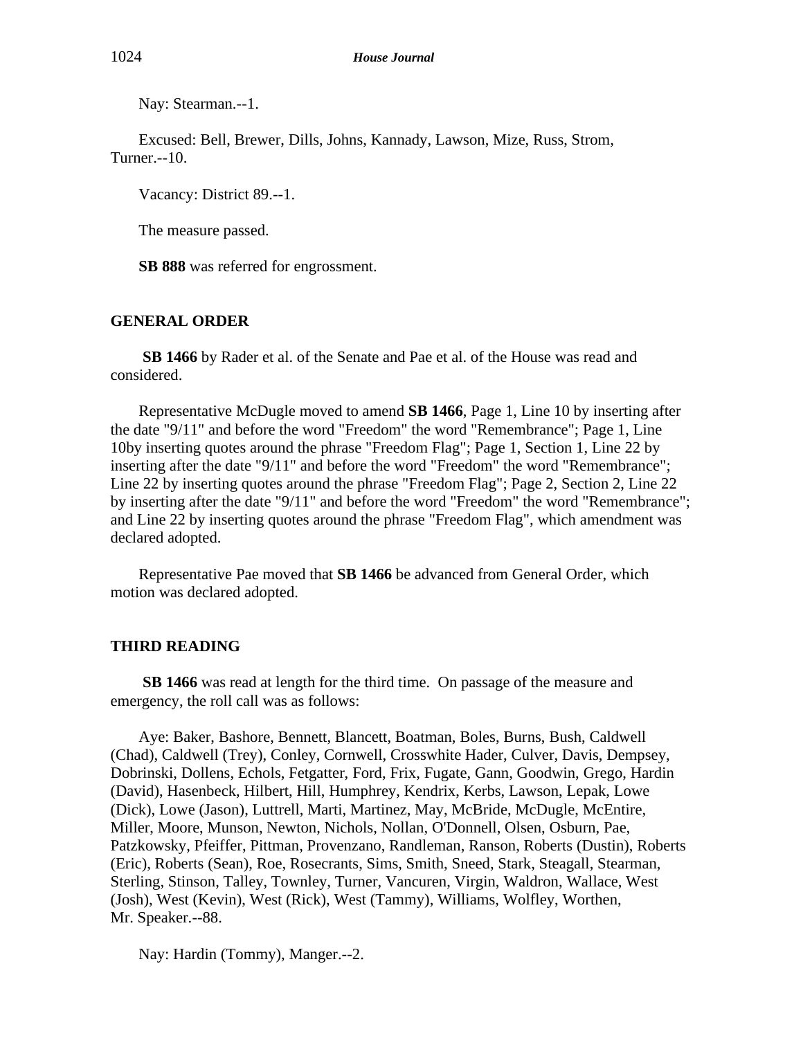Nay: Stearman.--1.

Excused: Bell, Brewer, Dills, Johns, Kannady, Lawson, Mize, Russ, Strom, Turner.--10.

Vacancy: District 89.--1.

The measure passed.

**SB 888** was referred for engrossment.

## GENERAL ORDER

**SB 1466** by Rader et al. of the Senate and Pae et al. of the House was read and considered.

Representative McDugle moved to amend **SB 1466**, Page 1, Line 10 by inserting after the date "9/11" and before the word "Freedom" the word "Remembrance"; Page 1, Line 10by inserting quotes around the phrase "Freedom Flag"; Page 1, Section 1, Line 22 by inserting after the date "9/11" and before the word "Freedom" the word "Remembrance"; Line 22 by inserting quotes around the phrase "Freedom Flag"; Page 2, Section 2, Line 22 by inserting after the date "9/11" and before the word "Freedom" the word "Remembrance"; and Line 22 by inserting quotes around the phrase "Freedom Flag", which amendment was declared adopted.

Representative Pae moved that **SB 1466** be advanced from General Order, which motion was declared adopted.

## THIRD READING

**SB 1466** was read at length for the third time. On passage of the measure and emergency, the roll call was as follows:

Aye: Baker, Bashore, Bennett, Blancett, Boatman, Boles, Burns, Bush, Caldwell (Chad), Caldwell (Trey), Conley, Cornwell, Crosswhite Hader, Culver, Davis, Dempsey, Dobrinski, Dollens, Echols, Fetgatter, Ford, Frix, Fugate, Gann, Goodwin, Grego, Hardin (David), Hasenbeck, Hilbert, Hill, Humphrey, Kendrix, Kerbs, Lawson, Lepak, Lowe (Dick), Lowe (Jason), Luttrell, Marti, Martinez, May, McBride, McDugle, McEntire, Miller, Moore, Munson, Newton, Nichols, Nollan, O'Donnell, Olsen, Osburn, Pae, Patzkowsky, Pfeiffer, Pittman, Provenzano, Randleman, Ranson, Roberts (Dustin), Roberts (Eric), Roberts (Sean), Roe, Rosecrants, Sims, Smith, Sneed, Stark, Steagall, Stearman, Sterling, Stinson, Talley, Townley, Turner, Vancuren, Virgin, Waldron, Wallace, West (Josh), West (Kevin), West (Rick), West (Tammy), Williams, Wolfley, Worthen, Mr. Speaker.--88.

Nay: Hardin (Tommy), Manger.--2.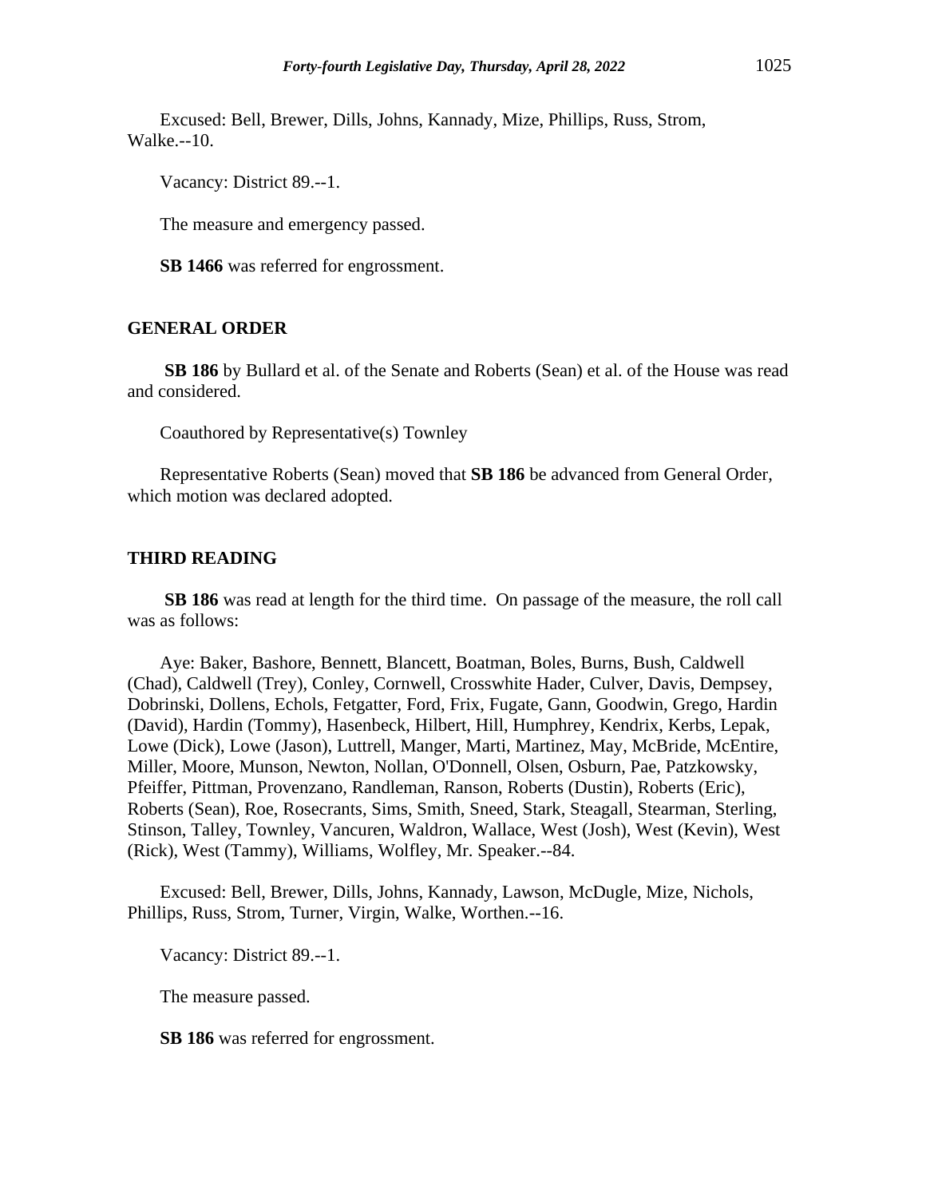Excused: Bell, Brewer, Dills, Johns, Kannady, Mize, Phillips, Russ, Strom, Walke.--10.

Vacancy: District 89.--1.

The measure and emergency passed.

**SB 1466** was referred for engrossment.

## GENERAL ORDER

**SB 186** by Bullard et al. of the Senate and Roberts (Sean) et al. of the House was read and considered.

Coauthored by Representative(s) Townley

Representative Roberts (Sean) moved that **SB 186** be advanced from General Order, which motion was declared adopted.

## THIRD READING

**SB 186** was read at length for the third time. On passage of the measure, the roll call was as follows:

Aye: Baker, Bashore, Bennett, Blancett, Boatman, Boles, Burns, Bush, Caldwell (Chad), Caldwell (Trey), Conley, Cornwell, Crosswhite Hader, Culver, Davis, Dempsey, Dobrinski, Dollens, Echols, Fetgatter, Ford, Frix, Fugate, Gann, Goodwin, Grego, Hardin (David), Hardin (Tommy), Hasenbeck, Hilbert, Hill, Humphrey, Kendrix, Kerbs, Lepak, Lowe (Dick), Lowe (Jason), Luttrell, Manger, Marti, Martinez, May, McBride, McEntire, Miller, Moore, Munson, Newton, Nollan, O'Donnell, Olsen, Osburn, Pae, Patzkowsky, Pfeiffer, Pittman, Provenzano, Randleman, Ranson, Roberts (Dustin), Roberts (Eric), Roberts (Sean), Roe, Rosecrants, Sims, Smith, Sneed, Stark, Steagall, Stearman, Sterling, Stinson, Talley, Townley, Vancuren, Waldron, Wallace, West (Josh), West (Kevin), West (Rick), West (Tammy), Williams, Wolfley, Mr. Speaker.--84.

Excused: Bell, Brewer, Dills, Johns, Kannady, Lawson, McDugle, Mize, Nichols, Phillips, Russ, Strom, Turner, Virgin, Walke, Worthen.--16.

Vacancy: District 89.--1.

The measure passed.

**SB 186** was referred for engrossment.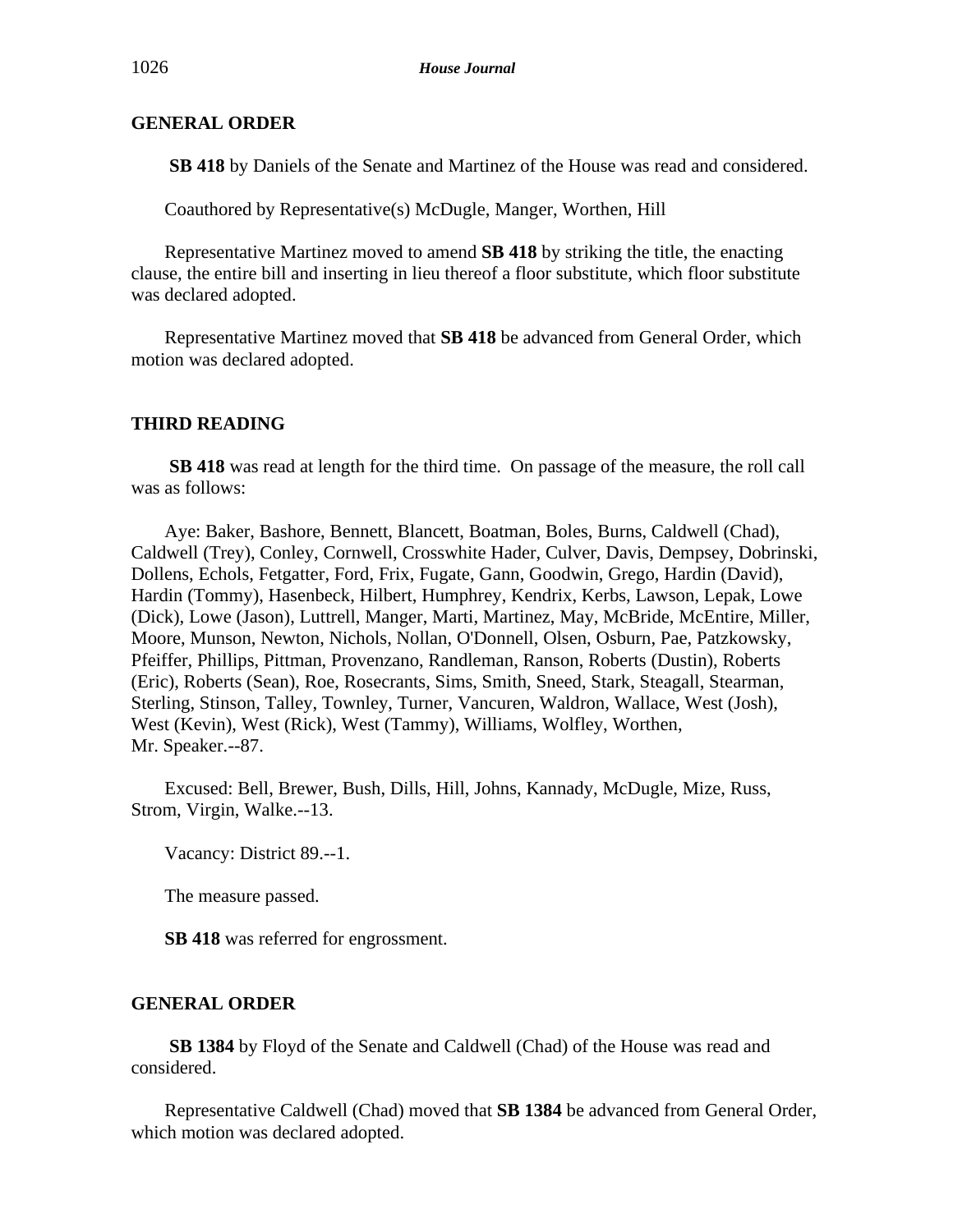## GENERAL ORDER

**SB 418** by Daniels of the Senate and Martinez of the House was read and considered.

Coauthored by Representative(s) McDugle, Manger, Worthen, Hill

Representative Martinez moved to amend **SB 418** by striking the title, the enacting clause, the entire bill and inserting in lieu thereof a floor substitute, which floor substitute was declared adopted.

Representative Martinez moved that **SB 418** be advanced from General Order, which motion was declared adopted.

## THIRD READING

**SB 418** was read at length for the third time. On passage of the measure, the roll call was as follows:

Aye: Baker, Bashore, Bennett, Blancett, Boatman, Boles, Burns, Caldwell (Chad), Caldwell (Trey), Conley, Cornwell, Crosswhite Hader, Culver, Davis, Dempsey, Dobrinski, Dollens, Echols, Fetgatter, Ford, Frix, Fugate, Gann, Goodwin, Grego, Hardin (David), Hardin (Tommy), Hasenbeck, Hilbert, Humphrey, Kendrix, Kerbs, Lawson, Lepak, Lowe (Dick), Lowe (Jason), Luttrell, Manger, Marti, Martinez, May, McBride, McEntire, Miller, Moore, Munson, Newton, Nichols, Nollan, O'Donnell, Olsen, Osburn, Pae, Patzkowsky, Pfeiffer, Phillips, Pittman, Provenzano, Randleman, Ranson, Roberts (Dustin), Roberts (Eric), Roberts (Sean), Roe, Rosecrants, Sims, Smith, Sneed, Stark, Steagall, Stearman, Sterling, Stinson, Talley, Townley, Turner, Vancuren, Waldron, Wallace, West (Josh), West (Kevin), West (Rick), West (Tammy), Williams, Wolfley, Worthen, Mr. Speaker.--87.

Excused: Bell, Brewer, Bush, Dills, Hill, Johns, Kannady, McDugle, Mize, Russ, Strom, Virgin, Walke.--13.

Vacancy: District 89.--1.

The measure passed.

**SB 418** was referred for engrossment.

## GENERAL ORDER

**SB 1384** by Floyd of the Senate and Caldwell (Chad) of the House was read and considered.

Representative Caldwell (Chad) moved that **SB 1384** be advanced from General Order, which motion was declared adopted.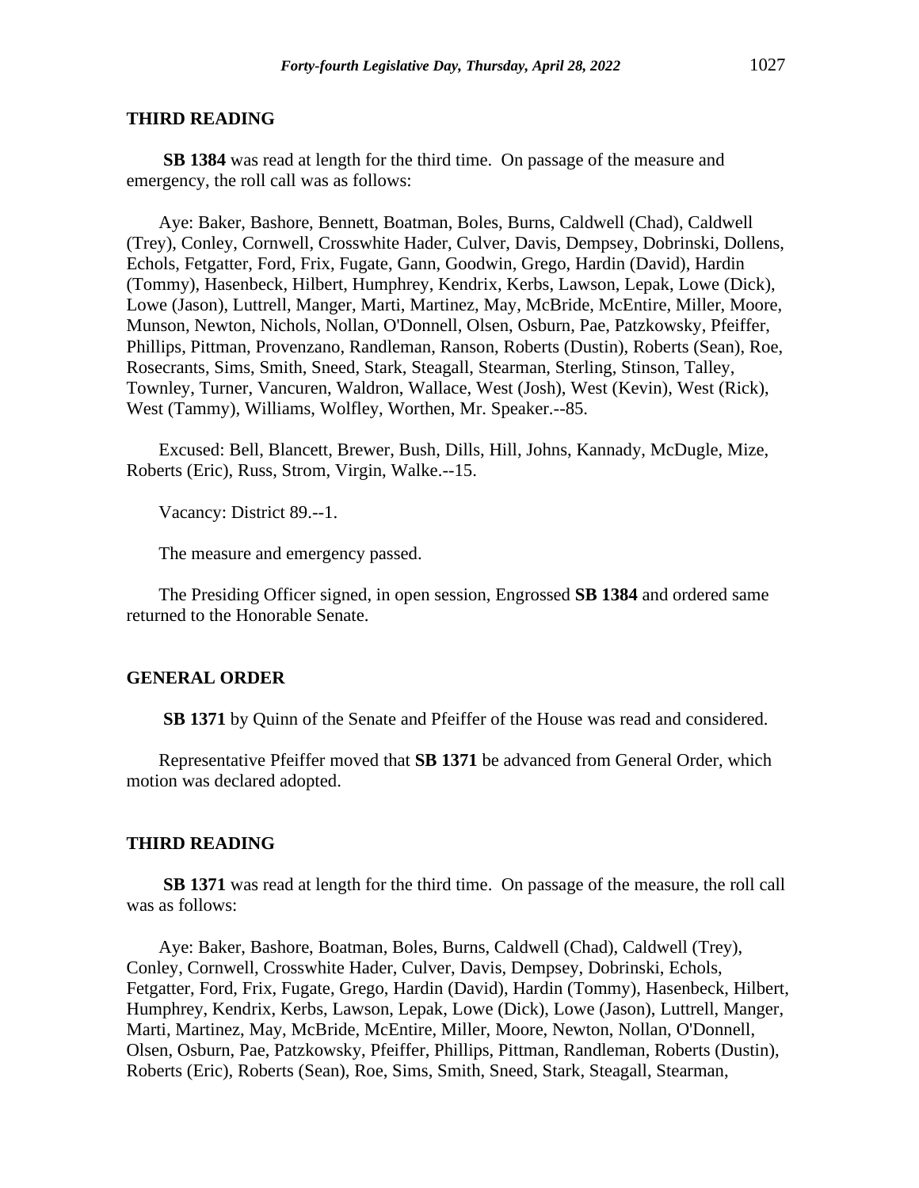## THIRD READING

**SB 1384** was read at length for the third time. On passage of the measure and emergency, the roll call was as follows:

Aye: Baker, Bashore, Bennett, Boatman, Boles, Burns, Caldwell (Chad), Caldwell (Trey), Conley, Cornwell, Crosswhite Hader, Culver, Davis, Dempsey, Dobrinski, Dollens, Echols, Fetgatter, Ford, Frix, Fugate, Gann, Goodwin, Grego, Hardin (David), Hardin (Tommy), Hasenbeck, Hilbert, Humphrey, Kendrix, Kerbs, Lawson, Lepak, Lowe (Dick), Lowe (Jason), Luttrell, Manger, Marti, Martinez, May, McBride, McEntire, Miller, Moore, Munson, Newton, Nichols, Nollan, O'Donnell, Olsen, Osburn, Pae, Patzkowsky, Pfeiffer, Phillips, Pittman, Provenzano, Randleman, Ranson, Roberts (Dustin), Roberts (Sean), Roe, Rosecrants, Sims, Smith, Sneed, Stark, Steagall, Stearman, Sterling, Stinson, Talley, Townley, Turner, Vancuren, Waldron, Wallace, West (Josh), West (Kevin), West (Rick), West (Tammy), Williams, Wolfley, Worthen, Mr. Speaker.--85.

Excused: Bell, Blancett, Brewer, Bush, Dills, Hill, Johns, Kannady, McDugle, Mize, Roberts (Eric), Russ, Strom, Virgin, Walke.--15.

Vacancy: District 89.--1.

The measure and emergency passed.

The Presiding Officer signed, in open session, Engrossed **SB 1384** and ordered same returned to the Honorable Senate.

## GENERAL ORDER

**SB 1371** by Quinn of the Senate and Pfeiffer of the House was read and considered.

Representative Pfeiffer moved that **SB 1371** be advanced from General Order, which motion was declared adopted.

## THIRD READING

**SB 1371** was read at length for the third time. On passage of the measure, the roll call was as follows:

Aye: Baker, Bashore, Boatman, Boles, Burns, Caldwell (Chad), Caldwell (Trey), Conley, Cornwell, Crosswhite Hader, Culver, Davis, Dempsey, Dobrinski, Echols, Fetgatter, Ford, Frix, Fugate, Grego, Hardin (David), Hardin (Tommy), Hasenbeck, Hilbert, Humphrey, Kendrix, Kerbs, Lawson, Lepak, Lowe (Dick), Lowe (Jason), Luttrell, Manger, Marti, Martinez, May, McBride, McEntire, Miller, Moore, Newton, Nollan, O'Donnell, Olsen, Osburn, Pae, Patzkowsky, Pfeiffer, Phillips, Pittman, Randleman, Roberts (Dustin), Roberts (Eric), Roberts (Sean), Roe, Sims, Smith, Sneed, Stark, Steagall, Stearman,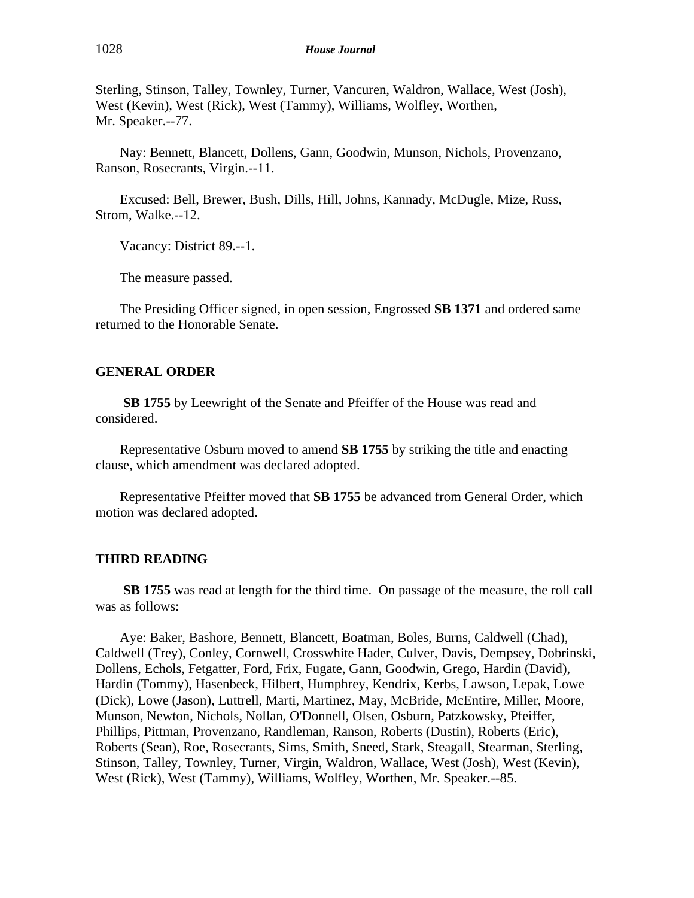Sterling, Stinson, Talley, Townley, Turner, Vancuren, Waldron, Wallace, West (Josh), West (Kevin), West (Rick), West (Tammy), Williams, Wolfley, Worthen, Mr. Speaker.--77.

Nay: Bennett, Blancett, Dollens, Gann, Goodwin, Munson, Nichols, Provenzano, Ranson, Rosecrants, Virgin.--11.

Excused: Bell, Brewer, Bush, Dills, Hill, Johns, Kannady, McDugle, Mize, Russ, Strom, Walke.--12.

Vacancy: District 89.--1.

The measure passed.

The Presiding Officer signed, in open session, Engrossed **SB 1371** and ordered same returned to the Honorable Senate.

## GENERAL ORDER

**SB 1755** by Leewright of the Senate and Pfeiffer of the House was read and considered.

Representative Osburn moved to amend **SB 1755** by striking the title and enacting clause, which amendment was declared adopted.

Representative Pfeiffer moved that **SB 1755** be advanced from General Order, which motion was declared adopted.

## THIRD READING

**SB 1755** was read at length for the third time. On passage of the measure, the roll call was as follows:

Aye: Baker, Bashore, Bennett, Blancett, Boatman, Boles, Burns, Caldwell (Chad), Caldwell (Trey), Conley, Cornwell, Crosswhite Hader, Culver, Davis, Dempsey, Dobrinski, Dollens, Echols, Fetgatter, Ford, Frix, Fugate, Gann, Goodwin, Grego, Hardin (David), Hardin (Tommy), Hasenbeck, Hilbert, Humphrey, Kendrix, Kerbs, Lawson, Lepak, Lowe (Dick), Lowe (Jason), Luttrell, Marti, Martinez, May, McBride, McEntire, Miller, Moore, Munson, Newton, Nichols, Nollan, O'Donnell, Olsen, Osburn, Patzkowsky, Pfeiffer, Phillips, Pittman, Provenzano, Randleman, Ranson, Roberts (Dustin), Roberts (Eric), Roberts (Sean), Roe, Rosecrants, Sims, Smith, Sneed, Stark, Steagall, Stearman, Sterling, Stinson, Talley, Townley, Turner, Virgin, Waldron, Wallace, West (Josh), West (Kevin), West (Rick), West (Tammy), Williams, Wolfley, Worthen, Mr. Speaker.--85.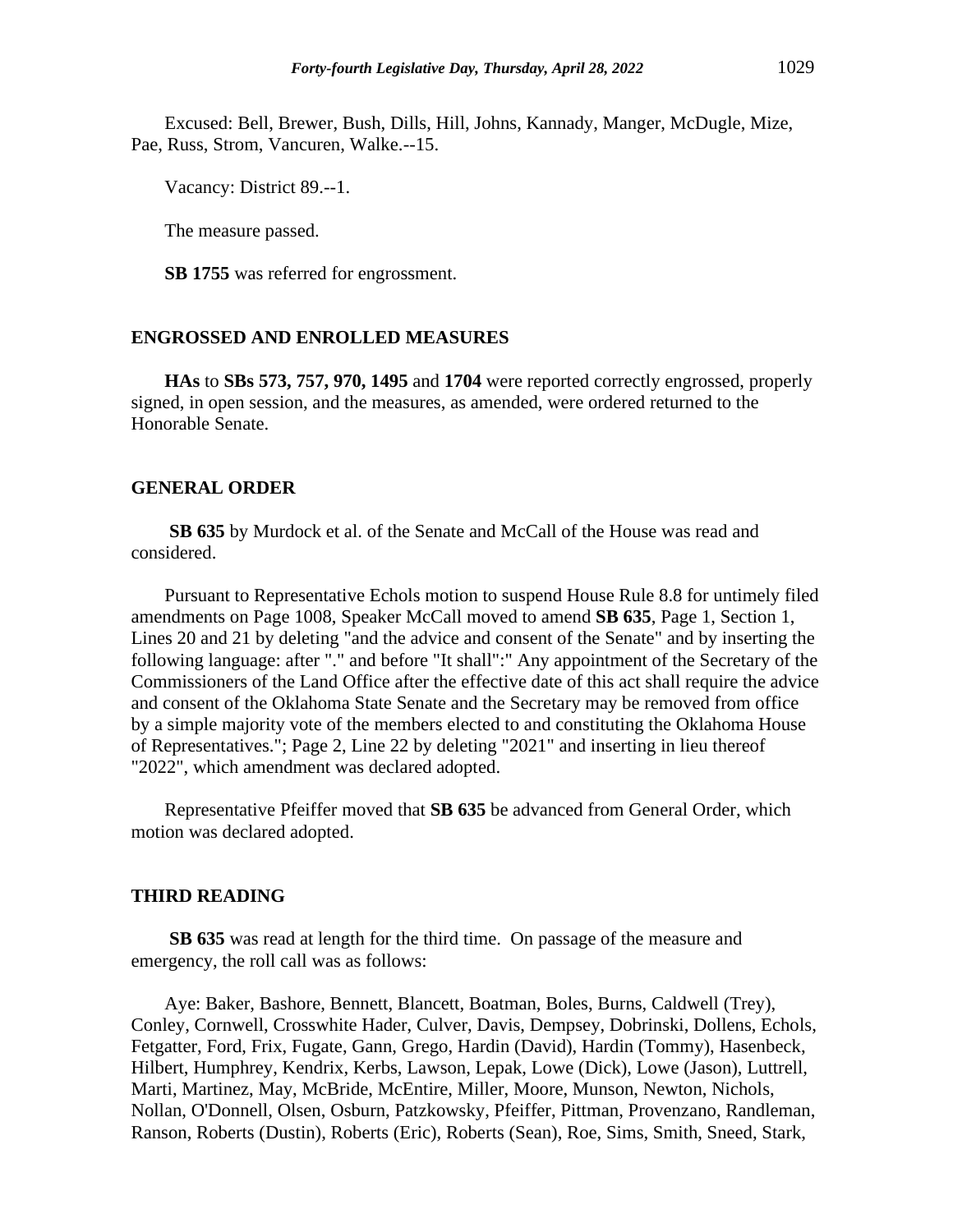Excused: Bell, Brewer, Bush, Dills, Hill, Johns, Kannady, Manger, McDugle, Mize, Pae, Russ, Strom, Vancuren, Walke.--15.

Vacancy: District 89.--1.

The measure passed.

**SB 1755** was referred for engrossment.

## ENGROSSED AND ENROLLED MEASURES

**HAs** to **SBs 573, 757, 970, 1495** and **1704** were reported correctly engrossed, properly signed, in open session, and the measures, as amended, were ordered returned to the Honorable Senate.

## GENERAL ORDER

**SB 635** by Murdock et al. of the Senate and McCall of the House was read and considered.

Pursuant to Representative Echols motion to suspend House Rule 8.8 for untimely filed amendments on Page 1008, Speaker McCall moved to amend **SB 635**, Page 1, Section 1, Lines 20 and 21 by deleting "and the advice and consent of the Senate" and by inserting the following language: after "." and before "It shall":" Any appointment of the Secretary of the Commissioners of the Land Office after the effective date of this act shall require the advice and consent of the Oklahoma State Senate and the Secretary may be removed from office by a simple majority vote of the members elected to and constituting the Oklahoma House of Representatives."; Page 2, Line 22 by deleting "2021" and inserting in lieu thereof "2022", which amendment was declared adopted.

Representative Pfeiffer moved that **SB 635** be advanced from General Order, which motion was declared adopted.

## THIRD READING

**SB 635** was read at length for the third time. On passage of the measure and emergency, the roll call was as follows:

Aye: Baker, Bashore, Bennett, Blancett, Boatman, Boles, Burns, Caldwell (Trey), Conley, Cornwell, Crosswhite Hader, Culver, Davis, Dempsey, Dobrinski, Dollens, Echols, Fetgatter, Ford, Frix, Fugate, Gann, Grego, Hardin (David), Hardin (Tommy), Hasenbeck, Hilbert, Humphrey, Kendrix, Kerbs, Lawson, Lepak, Lowe (Dick), Lowe (Jason), Luttrell, Marti, Martinez, May, McBride, McEntire, Miller, Moore, Munson, Newton, Nichols, Nollan, O'Donnell, Olsen, Osburn, Patzkowsky, Pfeiffer, Pittman, Provenzano, Randleman, Ranson, Roberts (Dustin), Roberts (Eric), Roberts (Sean), Roe, Sims, Smith, Sneed, Stark,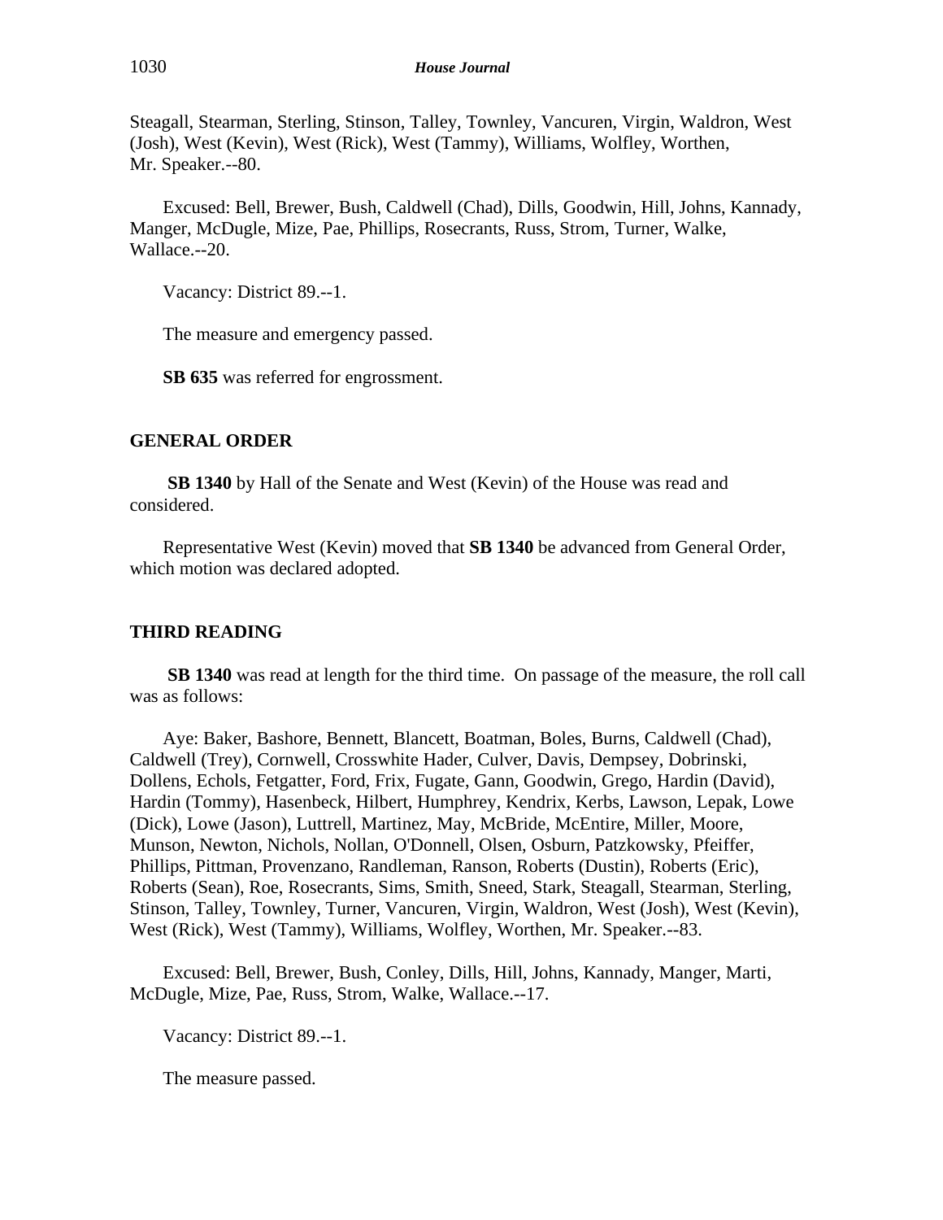Steagall, Stearman, Sterling, Stinson, Talley, Townley, Vancuren, Virgin, Waldron, West (Josh), West (Kevin), West (Rick), West (Tammy), Williams, Wolfley, Worthen, Mr. Speaker.--80.

Excused: Bell, Brewer, Bush, Caldwell (Chad), Dills, Goodwin, Hill, Johns, Kannady, Manger, McDugle, Mize, Pae, Phillips, Rosecrants, Russ, Strom, Turner, Walke, Wallace.--20.

Vacancy: District 89.--1.

The measure and emergency passed.

**SB 635** was referred for engrossment.

## GENERAL ORDER

**SB 1340** by Hall of the Senate and West (Kevin) of the House was read and considered.

Representative West (Kevin) moved that **SB 1340** be advanced from General Order, which motion was declared adopted.

## THIRD READING

**SB 1340** was read at length for the third time. On passage of the measure, the roll call was as follows:

Aye: Baker, Bashore, Bennett, Blancett, Boatman, Boles, Burns, Caldwell (Chad), Caldwell (Trey), Cornwell, Crosswhite Hader, Culver, Davis, Dempsey, Dobrinski, Dollens, Echols, Fetgatter, Ford, Frix, Fugate, Gann, Goodwin, Grego, Hardin (David), Hardin (Tommy), Hasenbeck, Hilbert, Humphrey, Kendrix, Kerbs, Lawson, Lepak, Lowe (Dick), Lowe (Jason), Luttrell, Martinez, May, McBride, McEntire, Miller, Moore, Munson, Newton, Nichols, Nollan, O'Donnell, Olsen, Osburn, Patzkowsky, Pfeiffer, Phillips, Pittman, Provenzano, Randleman, Ranson, Roberts (Dustin), Roberts (Eric), Roberts (Sean), Roe, Rosecrants, Sims, Smith, Sneed, Stark, Steagall, Stearman, Sterling, Stinson, Talley, Townley, Turner, Vancuren, Virgin, Waldron, West (Josh), West (Kevin), West (Rick), West (Tammy), Williams, Wolfley, Worthen, Mr. Speaker.--83.

Excused: Bell, Brewer, Bush, Conley, Dills, Hill, Johns, Kannady, Manger, Marti, McDugle, Mize, Pae, Russ, Strom, Walke, Wallace.--17.

Vacancy: District 89.--1.

The measure passed.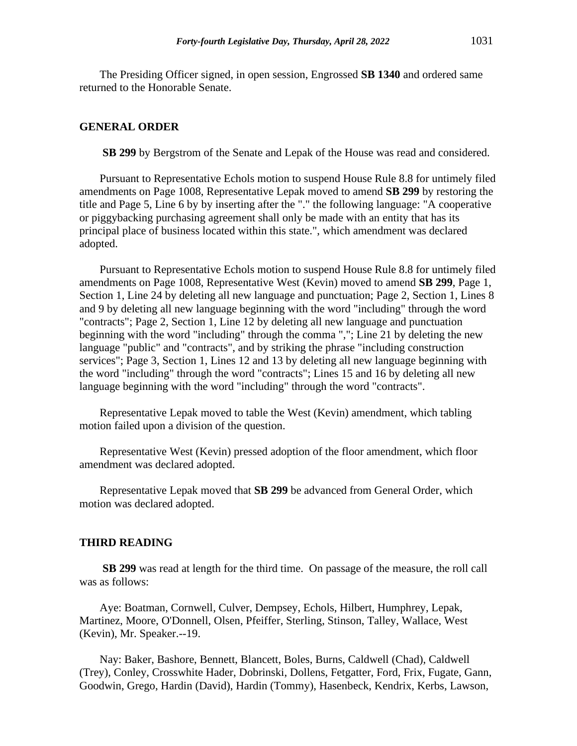The Presiding Officer signed, in open session, Engrossed **SB 1340** and ordered same returned to the Honorable Senate.

## GENERAL ORDER

**SB 299** by Bergstrom of the Senate and Lepak of the House was read and considered.

Pursuant to Representative Echols motion to suspend House Rule 8.8 for untimely filed amendments on Page 1008, Representative Lepak moved to amend **SB 299** by restoring the title and Page 5, Line 6 by by inserting after the "." the following language: "A cooperative or piggybacking purchasing agreement shall only be made with an entity that has its principal place of business located within this state.", which amendment was declared adopted.

Pursuant to Representative Echols motion to suspend House Rule 8.8 for untimely filed amendments on Page 1008, Representative West (Kevin) moved to amend **SB 299**, Page 1, Section 1, Line 24 by deleting all new language and punctuation; Page 2, Section 1, Lines 8 and 9 by deleting all new language beginning with the word "including" through the word "contracts"; Page 2, Section 1, Line 12 by deleting all new language and punctuation beginning with the word "including" through the comma ","; Line 21 by deleting the new language "public" and "contracts", and by striking the phrase "including construction services"; Page 3, Section 1, Lines 12 and 13 by deleting all new language beginning with the word "including" through the word "contracts"; Lines 15 and 16 by deleting all new language beginning with the word "including" through the word "contracts".

Representative Lepak moved to table the West (Kevin) amendment, which tabling motion failed upon a division of the question.

Representative West (Kevin) pressed adoption of the floor amendment, which floor amendment was declared adopted.

Representative Lepak moved that **SB 299** be advanced from General Order, which motion was declared adopted.

## THIRD READING

**SB 299** was read at length for the third time. On passage of the measure, the roll call was as follows:

Aye: Boatman, Cornwell, Culver, Dempsey, Echols, Hilbert, Humphrey, Lepak, Martinez, Moore, O'Donnell, Olsen, Pfeiffer, Sterling, Stinson, Talley, Wallace, West (Kevin), Mr. Speaker.--19.

Nay: Baker, Bashore, Bennett, Blancett, Boles, Burns, Caldwell (Chad), Caldwell (Trey), Conley, Crosswhite Hader, Dobrinski, Dollens, Fetgatter, Ford, Frix, Fugate, Gann, Goodwin, Grego, Hardin (David), Hardin (Tommy), Hasenbeck, Kendrix, Kerbs, Lawson,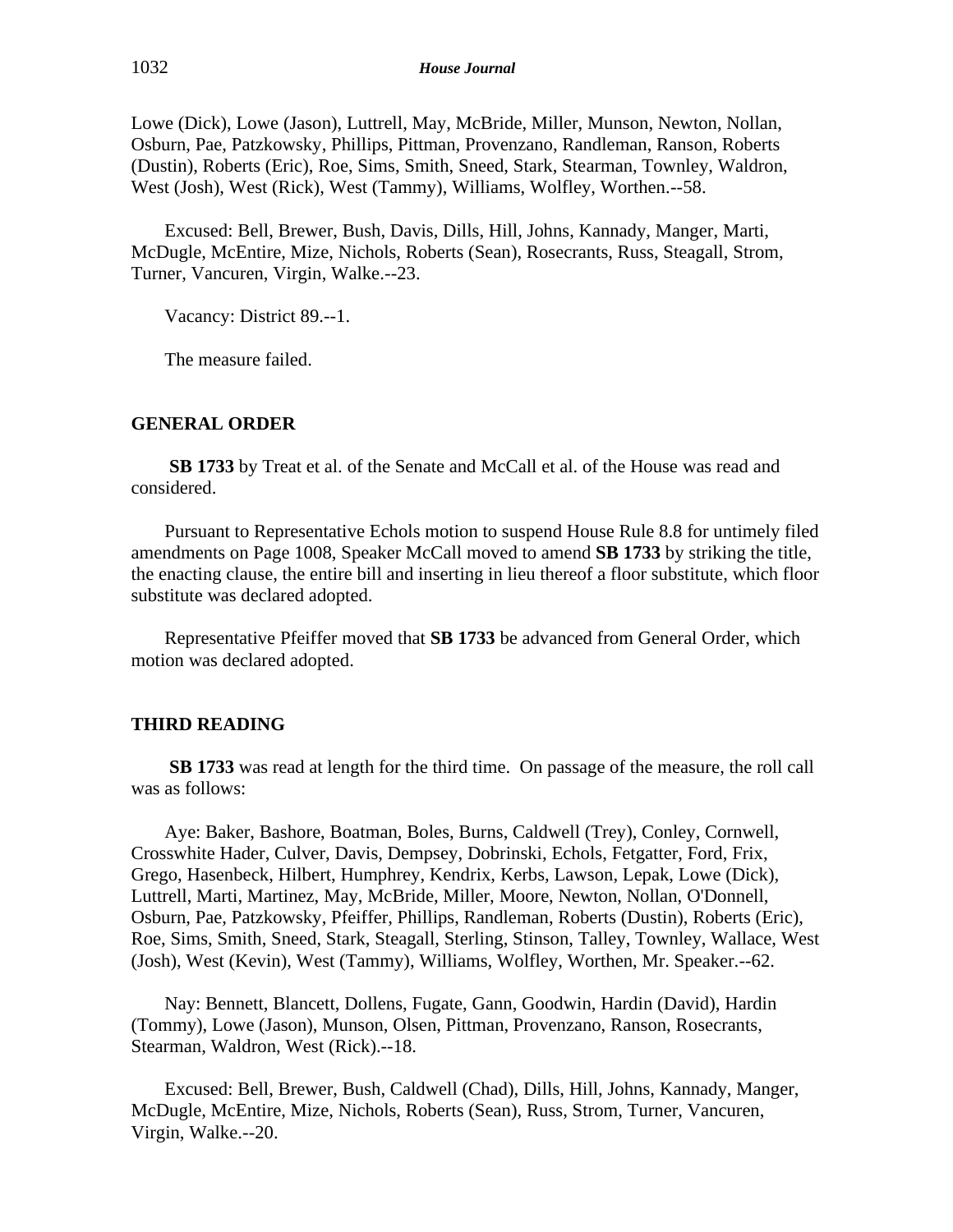Lowe (Dick), Lowe (Jason), Luttrell, May, McBride, Miller, Munson, Newton, Nollan, Osburn, Pae, Patzkowsky, Phillips, Pittman, Provenzano, Randleman, Ranson, Roberts (Dustin), Roberts (Eric), Roe, Sims, Smith, Sneed, Stark, Stearman, Townley, Waldron, West (Josh), West (Rick), West (Tammy), Williams, Wolfley, Worthen.--58.

Excused: Bell, Brewer, Bush, Davis, Dills, Hill, Johns, Kannady, Manger, Marti, McDugle, McEntire, Mize, Nichols, Roberts (Sean), Rosecrants, Russ, Steagall, Strom, Turner, Vancuren, Virgin, Walke.--23.

Vacancy: District 89.--1.

The measure failed.

## GENERAL ORDER

**SB 1733** by Treat et al. of the Senate and McCall et al. of the House was read and considered.

Pursuant to Representative Echols motion to suspend House Rule 8.8 for untimely filed amendments on Page 1008, Speaker McCall moved to amend **SB 1733** by striking the title, the enacting clause, the entire bill and inserting in lieu thereof a floor substitute, which floor substitute was declared adopted.

Representative Pfeiffer moved that **SB 1733** be advanced from General Order, which motion was declared adopted.

## THIRD READING

**SB 1733** was read at length for the third time. On passage of the measure, the roll call was as follows:

Aye: Baker, Bashore, Boatman, Boles, Burns, Caldwell (Trey), Conley, Cornwell, Crosswhite Hader, Culver, Davis, Dempsey, Dobrinski, Echols, Fetgatter, Ford, Frix, Grego, Hasenbeck, Hilbert, Humphrey, Kendrix, Kerbs, Lawson, Lepak, Lowe (Dick), Luttrell, Marti, Martinez, May, McBride, Miller, Moore, Newton, Nollan, O'Donnell, Osburn, Pae, Patzkowsky, Pfeiffer, Phillips, Randleman, Roberts (Dustin), Roberts (Eric), Roe, Sims, Smith, Sneed, Stark, Steagall, Sterling, Stinson, Talley, Townley, Wallace, West (Josh), West (Kevin), West (Tammy), Williams, Wolfley, Worthen, Mr. Speaker.--62.

Nay: Bennett, Blancett, Dollens, Fugate, Gann, Goodwin, Hardin (David), Hardin (Tommy), Lowe (Jason), Munson, Olsen, Pittman, Provenzano, Ranson, Rosecrants, Stearman, Waldron, West (Rick).--18.

Excused: Bell, Brewer, Bush, Caldwell (Chad), Dills, Hill, Johns, Kannady, Manger, McDugle, McEntire, Mize, Nichols, Roberts (Sean), Russ, Strom, Turner, Vancuren, Virgin, Walke.--20.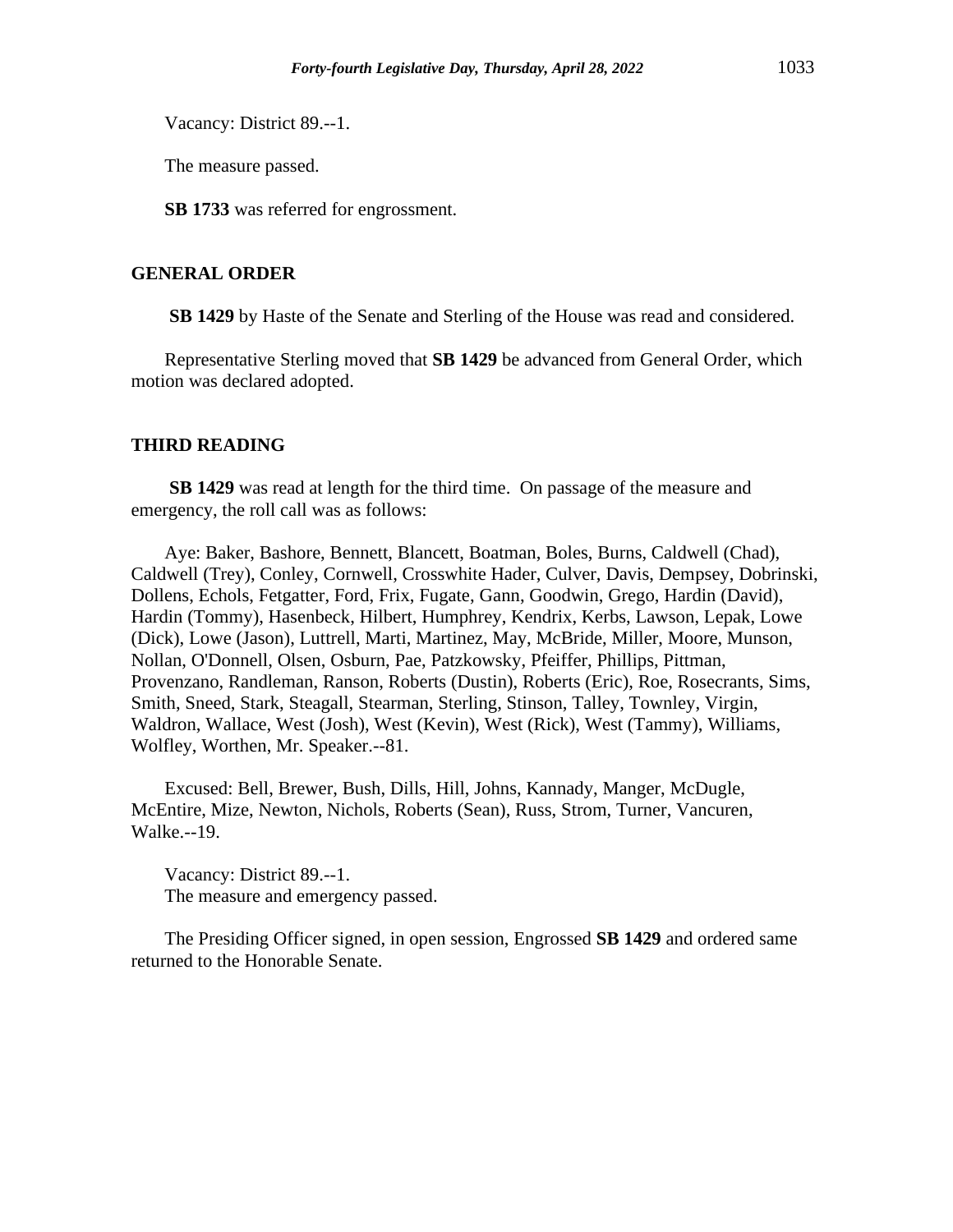Vacancy: District 89.--1.

The measure passed.

**SB 1733** was referred for engrossment.

## GENERAL ORDER

**SB 1429** by Haste of the Senate and Sterling of the House was read and considered.

Representative Sterling moved that **SB 1429** be advanced from General Order, which motion was declared adopted.

## THIRD READING

**SB 1429** was read at length for the third time. On passage of the measure and emergency, the roll call was as follows:

Aye: Baker, Bashore, Bennett, Blancett, Boatman, Boles, Burns, Caldwell (Chad), Caldwell (Trey), Conley, Cornwell, Crosswhite Hader, Culver, Davis, Dempsey, Dobrinski, Dollens, Echols, Fetgatter, Ford, Frix, Fugate, Gann, Goodwin, Grego, Hardin (David), Hardin (Tommy), Hasenbeck, Hilbert, Humphrey, Kendrix, Kerbs, Lawson, Lepak, Lowe (Dick), Lowe (Jason), Luttrell, Marti, Martinez, May, McBride, Miller, Moore, Munson, Nollan, O'Donnell, Olsen, Osburn, Pae, Patzkowsky, Pfeiffer, Phillips, Pittman, Provenzano, Randleman, Ranson, Roberts (Dustin), Roberts (Eric), Roe, Rosecrants, Sims, Smith, Sneed, Stark, Steagall, Stearman, Sterling, Stinson, Talley, Townley, Virgin, Waldron, Wallace, West (Josh), West (Kevin), West (Rick), West (Tammy), Williams, Wolfley, Worthen, Mr. Speaker.--81.

Excused: Bell, Brewer, Bush, Dills, Hill, Johns, Kannady, Manger, McDugle, McEntire, Mize, Newton, Nichols, Roberts (Sean), Russ, Strom, Turner, Vancuren, Walke.--19.

Vacancy: District 89.--1.
The measure and emergency passed.

The Presiding Officer signed, in open session, Engrossed **SB 1429** and ordered same returned to the Honorable Senate.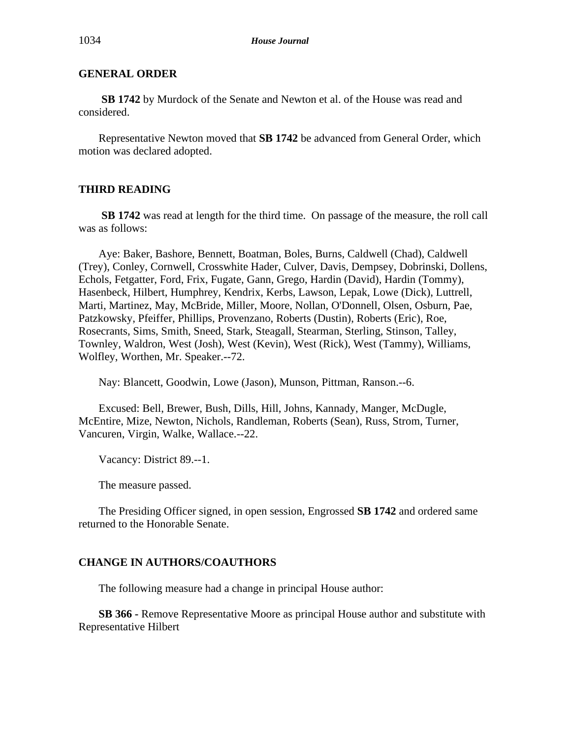## GENERAL ORDER

**SB 1742** by Murdock of the Senate and Newton et al. of the House was read and considered.

Representative Newton moved that **SB 1742** be advanced from General Order, which motion was declared adopted.

## THIRD READING

**SB 1742** was read at length for the third time. On passage of the measure, the roll call was as follows:

Aye: Baker, Bashore, Bennett, Boatman, Boles, Burns, Caldwell (Chad), Caldwell (Trey), Conley, Cornwell, Crosswhite Hader, Culver, Davis, Dempsey, Dobrinski, Dollens, Echols, Fetgatter, Ford, Frix, Fugate, Gann, Grego, Hardin (David), Hardin (Tommy), Hasenbeck, Hilbert, Humphrey, Kendrix, Kerbs, Lawson, Lepak, Lowe (Dick), Luttrell, Marti, Martinez, May, McBride, Miller, Moore, Nollan, O'Donnell, Olsen, Osburn, Pae, Patzkowsky, Pfeiffer, Phillips, Provenzano, Roberts (Dustin), Roberts (Eric), Roe, Rosecrants, Sims, Smith, Sneed, Stark, Steagall, Stearman, Sterling, Stinson, Talley, Townley, Waldron, West (Josh), West (Kevin), West (Rick), West (Tammy), Williams, Wolfley, Worthen, Mr. Speaker.--72.

Nay: Blancett, Goodwin, Lowe (Jason), Munson, Pittman, Ranson.--6.

Excused: Bell, Brewer, Bush, Dills, Hill, Johns, Kannady, Manger, McDugle, McEntire, Mize, Newton, Nichols, Randleman, Roberts (Sean), Russ, Strom, Turner, Vancuren, Virgin, Walke, Wallace.--22.

Vacancy: District 89.--1.

The measure passed.

The Presiding Officer signed, in open session, Engrossed **SB 1742** and ordered same returned to the Honorable Senate.

## CHANGE IN AUTHORS/COAUTHORS

The following measure had a change in principal House author:

**SB 366 -** Remove Representative Moore as principal House author and substitute with Representative Hilbert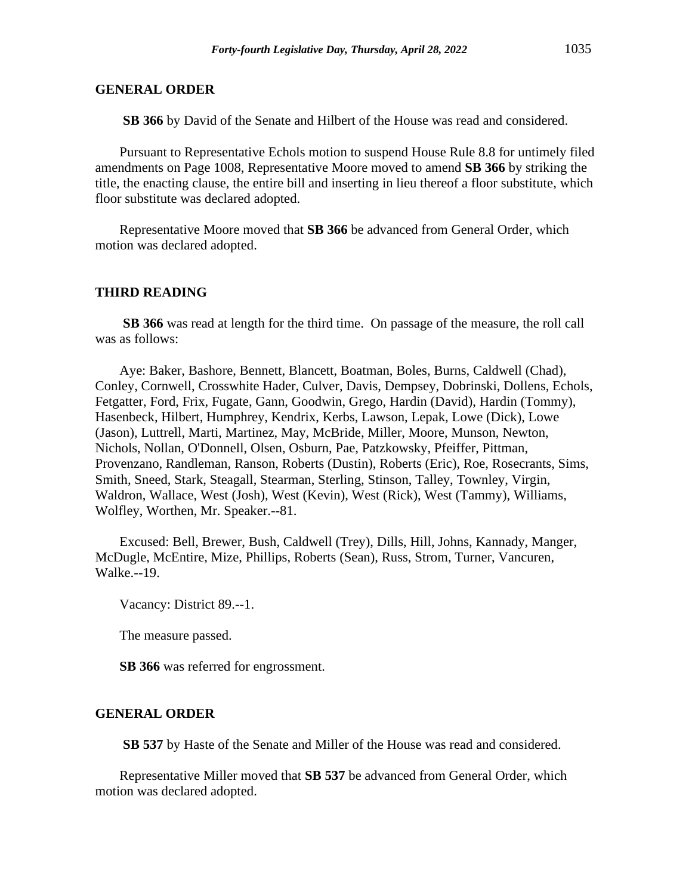## GENERAL ORDER

**SB 366** by David of the Senate and Hilbert of the House was read and considered.

Pursuant to Representative Echols motion to suspend House Rule 8.8 for untimely filed amendments on Page 1008, Representative Moore moved to amend **SB 366** by striking the title, the enacting clause, the entire bill and inserting in lieu thereof a floor substitute, which floor substitute was declared adopted.

Representative Moore moved that **SB 366** be advanced from General Order, which motion was declared adopted.

## THIRD READING

**SB 366** was read at length for the third time. On passage of the measure, the roll call was as follows:

Aye: Baker, Bashore, Bennett, Blancett, Boatman, Boles, Burns, Caldwell (Chad), Conley, Cornwell, Crosswhite Hader, Culver, Davis, Dempsey, Dobrinski, Dollens, Echols, Fetgatter, Ford, Frix, Fugate, Gann, Goodwin, Grego, Hardin (David), Hardin (Tommy), Hasenbeck, Hilbert, Humphrey, Kendrix, Kerbs, Lawson, Lepak, Lowe (Dick), Lowe (Jason), Luttrell, Marti, Martinez, May, McBride, Miller, Moore, Munson, Newton, Nichols, Nollan, O'Donnell, Olsen, Osburn, Pae, Patzkowsky, Pfeiffer, Pittman, Provenzano, Randleman, Ranson, Roberts (Dustin), Roberts (Eric), Roe, Rosecrants, Sims, Smith, Sneed, Stark, Steagall, Stearman, Sterling, Stinson, Talley, Townley, Virgin, Waldron, Wallace, West (Josh), West (Kevin), West (Rick), West (Tammy), Williams, Wolfley, Worthen, Mr. Speaker.--81.

Excused: Bell, Brewer, Bush, Caldwell (Trey), Dills, Hill, Johns, Kannady, Manger, McDugle, McEntire, Mize, Phillips, Roberts (Sean), Russ, Strom, Turner, Vancuren, Walke.--19.

Vacancy: District 89.--1.

The measure passed.

**SB 366** was referred for engrossment.

## GENERAL ORDER

**SB 537** by Haste of the Senate and Miller of the House was read and considered.

Representative Miller moved that **SB 537** be advanced from General Order, which motion was declared adopted.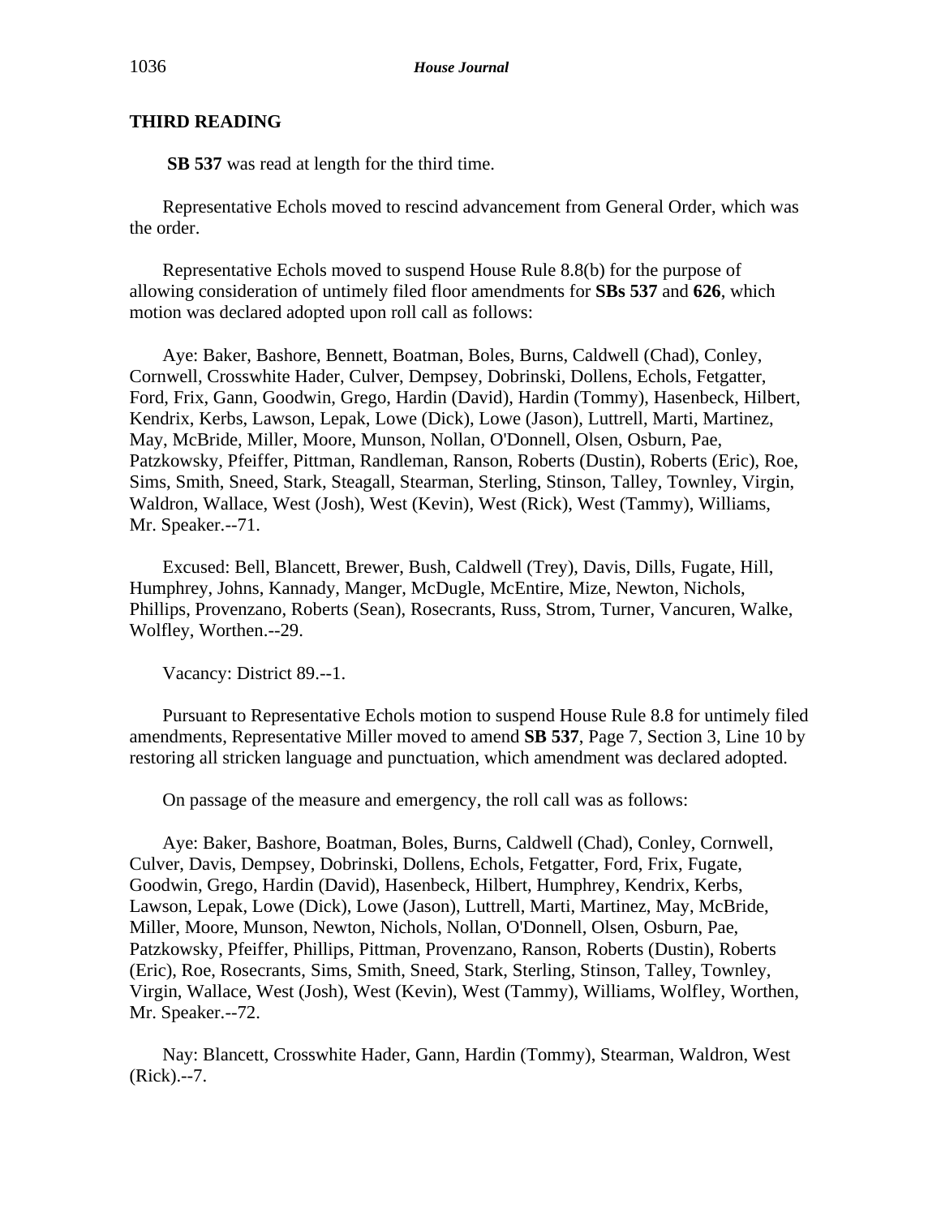**THIRD READING**

**SB 537** was read at length for the third time.

Representative Echols moved to rescind advancement from General Order, which was the order.

Representative Echols moved to suspend House Rule 8.8(b) for the purpose of allowing consideration of untimely filed floor amendments for **SBs 537** and **626**, which motion was declared adopted upon roll call as follows:

Aye: Baker, Bashore, Bennett, Boatman, Boles, Burns, Caldwell (Chad), Conley, Cornwell, Crosswhite Hader, Culver, Dempsey, Dobrinski, Dollens, Echols, Fetgatter, Ford, Frix, Gann, Goodwin, Grego, Hardin (David), Hardin (Tommy), Hasenbeck, Hilbert, Kendrix, Kerbs, Lawson, Lepak, Lowe (Dick), Lowe (Jason), Luttrell, Marti, Martinez, May, McBride, Miller, Moore, Munson, Nollan, O'Donnell, Olsen, Osburn, Pae, Patzkowsky, Pfeiffer, Pittman, Randleman, Ranson, Roberts (Dustin), Roberts (Eric), Roe, Sims, Smith, Sneed, Stark, Steagall, Stearman, Sterling, Stinson, Talley, Townley, Virgin, Waldron, Wallace, West (Josh), West (Kevin), West (Rick), West (Tammy), Williams, Mr. Speaker.--71.

Excused: Bell, Blancett, Brewer, Bush, Caldwell (Trey), Davis, Dills, Fugate, Hill, Humphrey, Johns, Kannady, Manger, McDugle, McEntire, Mize, Newton, Nichols, Phillips, Provenzano, Roberts (Sean), Rosecrants, Russ, Strom, Turner, Vancuren, Walke, Wolfley, Worthen.--29.

Vacancy: District 89.--1.

Pursuant to Representative Echols motion to suspend House Rule 8.8 for untimely filed amendments, Representative Miller moved to amend **SB 537**, Page 7, Section 3, Line 10 by restoring all stricken language and punctuation, which amendment was declared adopted.

On passage of the measure and emergency, the roll call was as follows:

Aye: Baker, Bashore, Boatman, Boles, Burns, Caldwell (Chad), Conley, Cornwell, Culver, Davis, Dempsey, Dobrinski, Dollens, Echols, Fetgatter, Ford, Frix, Fugate, Goodwin, Grego, Hardin (David), Hasenbeck, Hilbert, Humphrey, Kendrix, Kerbs, Lawson, Lepak, Lowe (Dick), Lowe (Jason), Luttrell, Marti, Martinez, May, McBride, Miller, Moore, Munson, Newton, Nichols, Nollan, O'Donnell, Olsen, Osburn, Pae, Patzkowsky, Pfeiffer, Phillips, Pittman, Provenzano, Ranson, Roberts (Dustin), Roberts (Eric), Roe, Rosecrants, Sims, Smith, Sneed, Stark, Sterling, Stinson, Talley, Townley, Virgin, Wallace, West (Josh), West (Kevin), West (Tammy), Williams, Wolfley, Worthen, Mr. Speaker.--72.

Nay: Blancett, Crosswhite Hader, Gann, Hardin (Tommy), Stearman, Waldron, West (Rick).--7.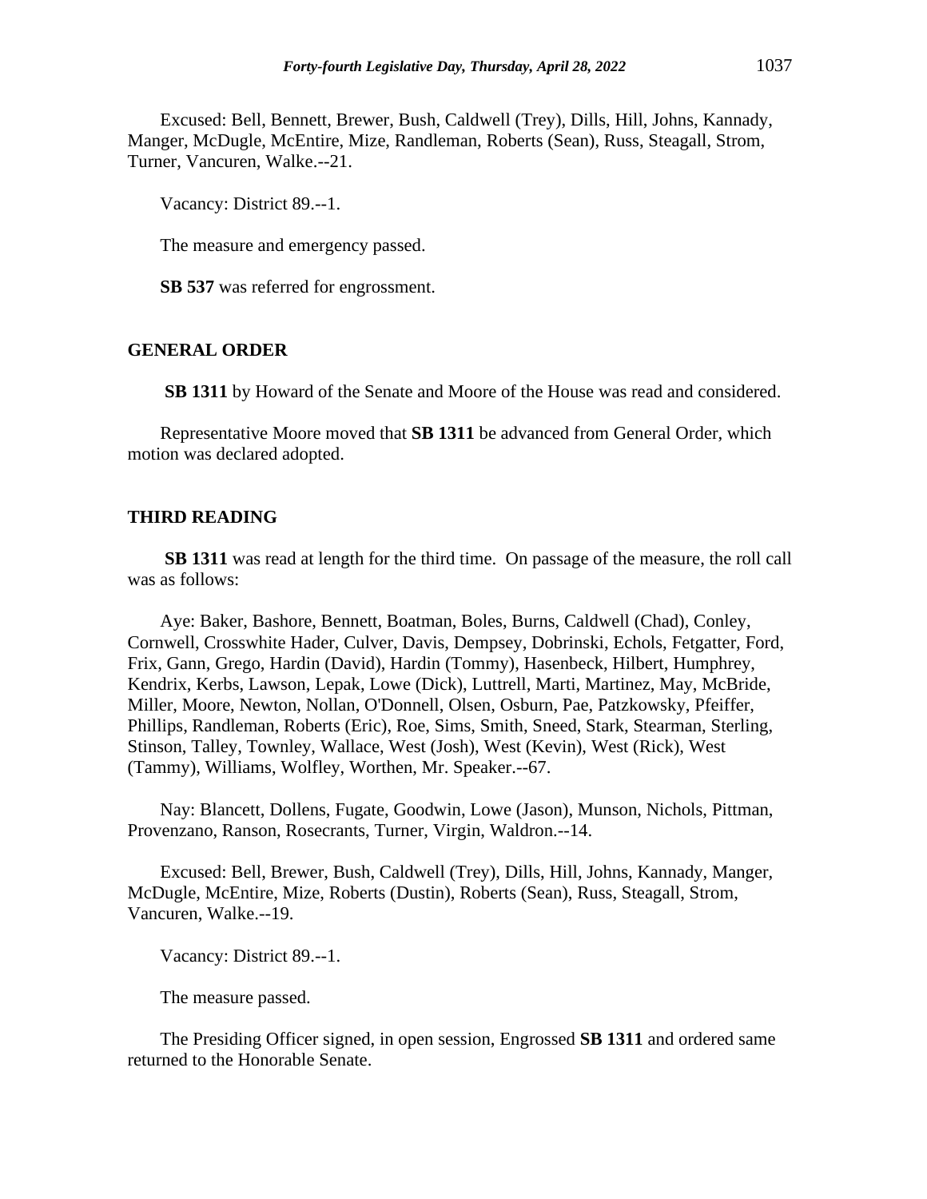Excused: Bell, Bennett, Brewer, Bush, Caldwell (Trey), Dills, Hill, Johns, Kannady, Manger, McDugle, McEntire, Mize, Randleman, Roberts (Sean), Russ, Steagall, Strom, Turner, Vancuren, Walke.--21.

Vacancy: District 89.--1.

The measure and emergency passed.

**SB 537** was referred for engrossment.

## GENERAL ORDER

**SB 1311** by Howard of the Senate and Moore of the House was read and considered.

Representative Moore moved that **SB 1311** be advanced from General Order, which motion was declared adopted.

## THIRD READING

**SB 1311** was read at length for the third time. On passage of the measure, the roll call was as follows:

Aye: Baker, Bashore, Bennett, Boatman, Boles, Burns, Caldwell (Chad), Conley, Cornwell, Crosswhite Hader, Culver, Davis, Dempsey, Dobrinski, Echols, Fetgatter, Ford, Frix, Gann, Grego, Hardin (David), Hardin (Tommy), Hasenbeck, Hilbert, Humphrey, Kendrix, Kerbs, Lawson, Lepak, Lowe (Dick), Luttrell, Marti, Martinez, May, McBride, Miller, Moore, Newton, Nollan, O'Donnell, Olsen, Osburn, Pae, Patzkowsky, Pfeiffer, Phillips, Randleman, Roberts (Eric), Roe, Sims, Smith, Sneed, Stark, Stearman, Sterling, Stinson, Talley, Townley, Wallace, West (Josh), West (Kevin), West (Rick), West (Tammy), Williams, Wolfley, Worthen, Mr. Speaker.--67.

Nay: Blancett, Dollens, Fugate, Goodwin, Lowe (Jason), Munson, Nichols, Pittman, Provenzano, Ranson, Rosecrants, Turner, Virgin, Waldron.--14.

Excused: Bell, Brewer, Bush, Caldwell (Trey), Dills, Hill, Johns, Kannady, Manger, McDugle, McEntire, Mize, Roberts (Dustin), Roberts (Sean), Russ, Steagall, Strom, Vancuren, Walke.--19.

Vacancy: District 89.--1.

The measure passed.

The Presiding Officer signed, in open session, Engrossed **SB 1311** and ordered same returned to the Honorable Senate.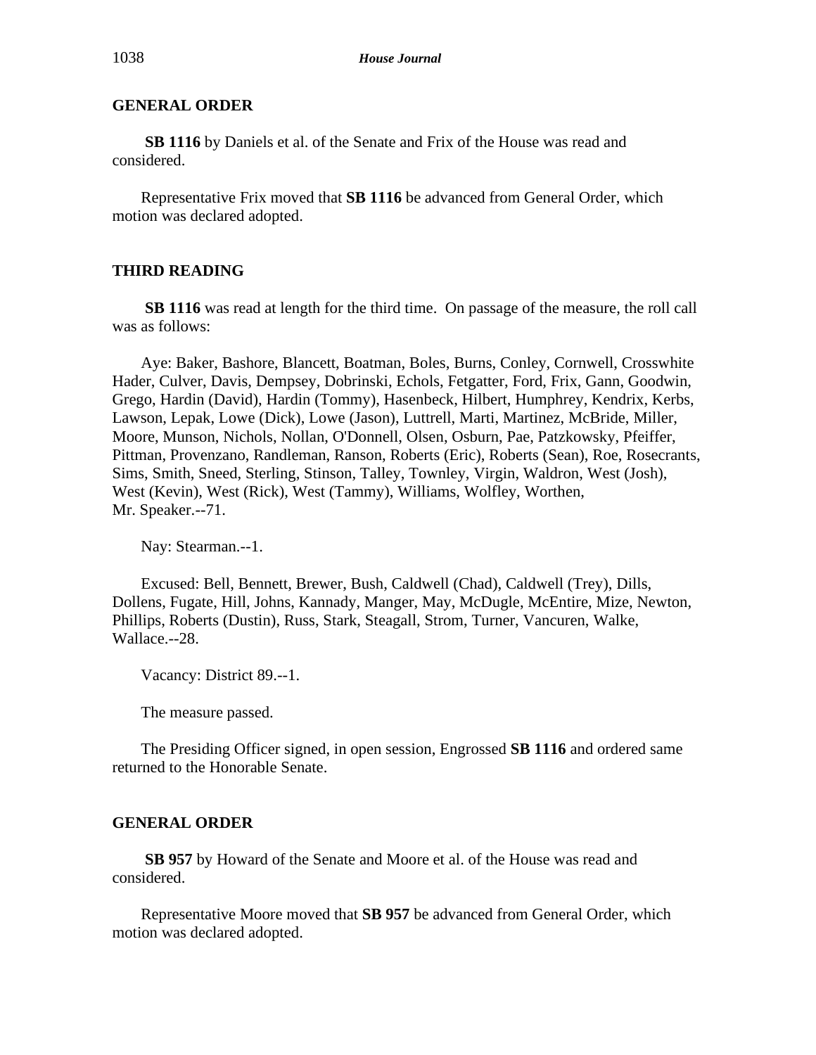## GENERAL ORDER

**SB 1116** by Daniels et al. of the Senate and Frix of the House was read and considered.

Representative Frix moved that **SB 1116** be advanced from General Order, which motion was declared adopted.

## THIRD READING

**SB 1116** was read at length for the third time. On passage of the measure, the roll call was as follows:

Aye: Baker, Bashore, Blancett, Boatman, Boles, Burns, Conley, Cornwell, Crosswhite Hader, Culver, Davis, Dempsey, Dobrinski, Echols, Fetgatter, Ford, Frix, Gann, Goodwin, Grego, Hardin (David), Hardin (Tommy), Hasenbeck, Hilbert, Humphrey, Kendrix, Kerbs, Lawson, Lepak, Lowe (Dick), Lowe (Jason), Luttrell, Marti, Martinez, McBride, Miller, Moore, Munson, Nichols, Nollan, O'Donnell, Olsen, Osburn, Pae, Patzkowsky, Pfeiffer, Pittman, Provenzano, Randleman, Ranson, Roberts (Eric), Roberts (Sean), Roe, Rosecrants, Sims, Smith, Sneed, Sterling, Stinson, Talley, Townley, Virgin, Waldron, West (Josh), West (Kevin), West (Rick), West (Tammy), Williams, Wolfley, Worthen, Mr. Speaker.--71.

Nay: Stearman.--1.

Excused: Bell, Bennett, Brewer, Bush, Caldwell (Chad), Caldwell (Trey), Dills, Dollens, Fugate, Hill, Johns, Kannady, Manger, May, McDugle, McEntire, Mize, Newton, Phillips, Roberts (Dustin), Russ, Stark, Steagall, Strom, Turner, Vancuren, Walke, Wallace.--28.

Vacancy: District 89.--1.

The measure passed.

The Presiding Officer signed, in open session, Engrossed **SB 1116** and ordered same returned to the Honorable Senate.

## GENERAL ORDER

**SB 957** by Howard of the Senate and Moore et al. of the House was read and considered.

Representative Moore moved that **SB 957** be advanced from General Order, which motion was declared adopted.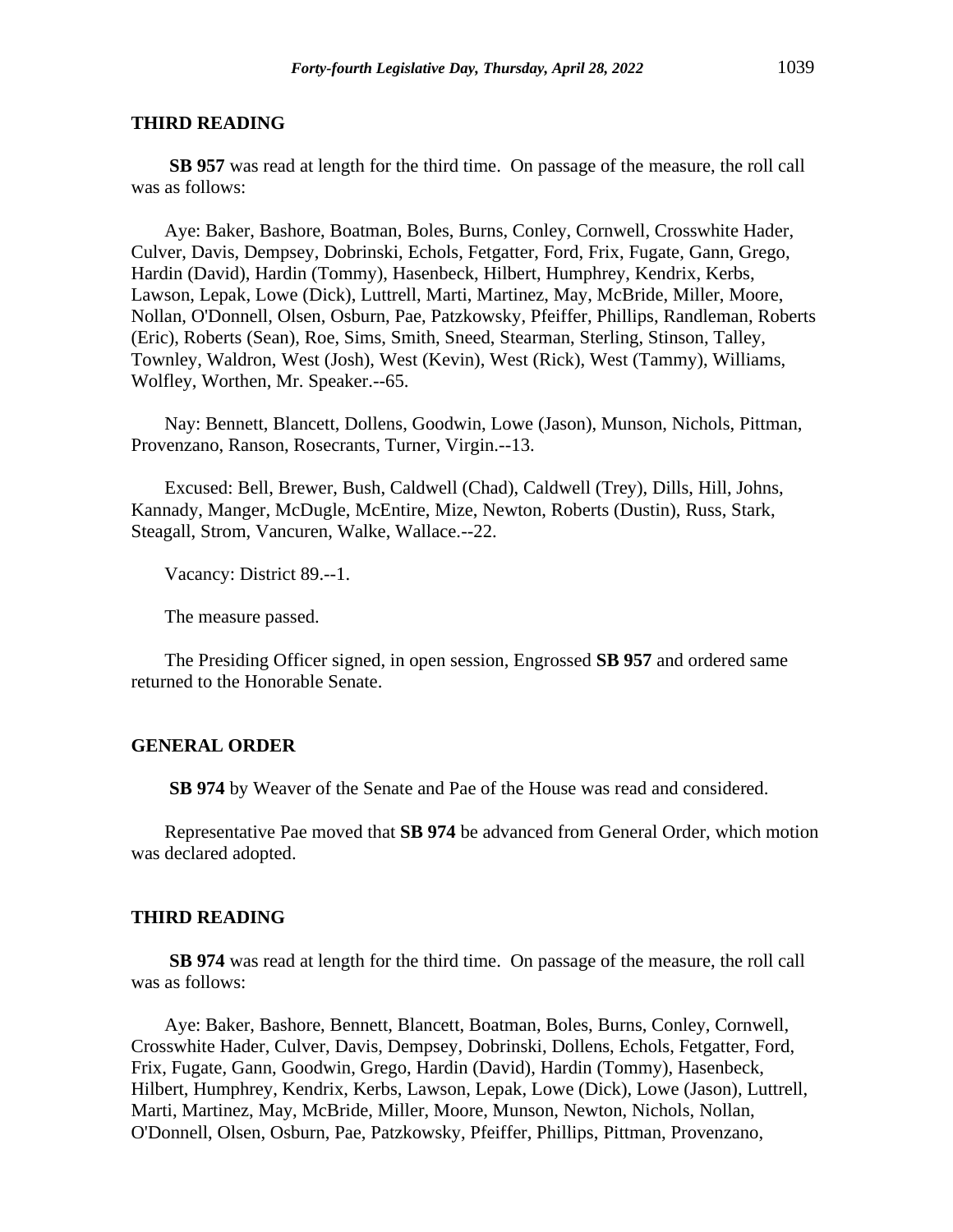## THIRD READING

**SB 957** was read at length for the third time. On passage of the measure, the roll call was as follows:

Aye: Baker, Bashore, Boatman, Boles, Burns, Conley, Cornwell, Crosswhite Hader, Culver, Davis, Dempsey, Dobrinski, Echols, Fetgatter, Ford, Frix, Fugate, Gann, Grego, Hardin (David), Hardin (Tommy), Hasenbeck, Hilbert, Humphrey, Kendrix, Kerbs, Lawson, Lepak, Lowe (Dick), Luttrell, Marti, Martinez, May, McBride, Miller, Moore, Nollan, O'Donnell, Olsen, Osburn, Pae, Patzkowsky, Pfeiffer, Phillips, Randleman, Roberts (Eric), Roberts (Sean), Roe, Sims, Smith, Sneed, Stearman, Sterling, Stinson, Talley, Townley, Waldron, West (Josh), West (Kevin), West (Rick), West (Tammy), Williams, Wolfley, Worthen, Mr. Speaker.--65.

Nay: Bennett, Blancett, Dollens, Goodwin, Lowe (Jason), Munson, Nichols, Pittman, Provenzano, Ranson, Rosecrants, Turner, Virgin.--13.

Excused: Bell, Brewer, Bush, Caldwell (Chad), Caldwell (Trey), Dills, Hill, Johns, Kannady, Manger, McDugle, McEntire, Mize, Newton, Roberts (Dustin), Russ, Stark, Steagall, Strom, Vancuren, Walke, Wallace.--22.

Vacancy: District 89.--1.

The measure passed.

The Presiding Officer signed, in open session, Engrossed **SB 957** and ordered same returned to the Honorable Senate.

## GENERAL ORDER

**SB 974** by Weaver of the Senate and Pae of the House was read and considered.

Representative Pae moved that **SB 974** be advanced from General Order, which motion was declared adopted.

## THIRD READING

**SB 974** was read at length for the third time. On passage of the measure, the roll call was as follows:

Aye: Baker, Bashore, Bennett, Blancett, Boatman, Boles, Burns, Conley, Cornwell, Crosswhite Hader, Culver, Davis, Dempsey, Dobrinski, Dollens, Echols, Fetgatter, Ford, Frix, Fugate, Gann, Goodwin, Grego, Hardin (David), Hardin (Tommy), Hasenbeck, Hilbert, Humphrey, Kendrix, Kerbs, Lawson, Lepak, Lowe (Dick), Lowe (Jason), Luttrell, Marti, Martinez, May, McBride, Miller, Moore, Munson, Newton, Nichols, Nollan, O'Donnell, Olsen, Osburn, Pae, Patzkowsky, Pfeiffer, Phillips, Pittman, Provenzano,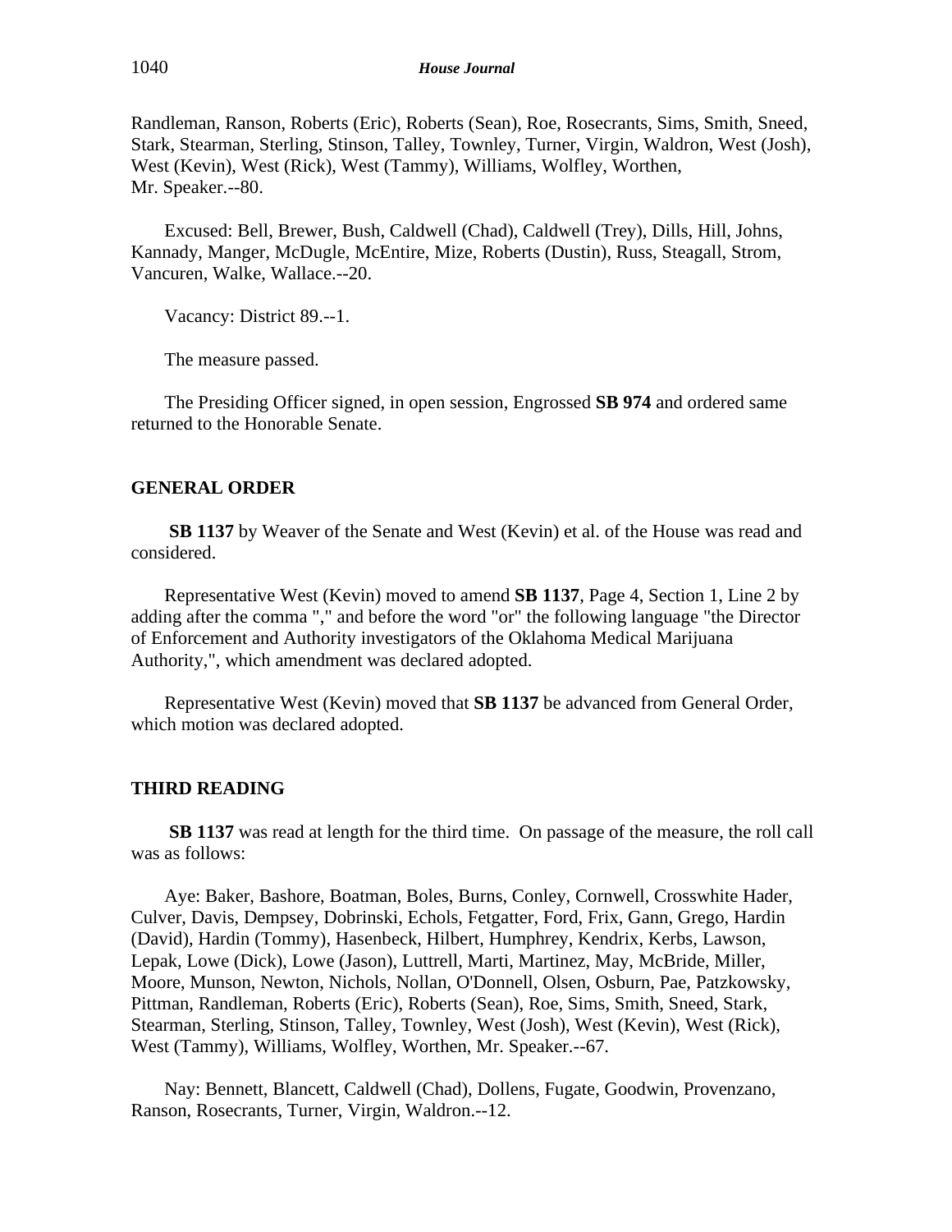Randleman, Ranson, Roberts (Eric), Roberts (Sean), Roe, Rosecrants, Sims, Smith, Sneed, Stark, Stearman, Sterling, Stinson, Talley, Townley, Turner, Virgin, Waldron, West (Josh), West (Kevin), West (Rick), West (Tammy), Williams, Wolfley, Worthen, Mr. Speaker.--80.

Excused: Bell, Brewer, Bush, Caldwell (Chad), Caldwell (Trey), Dills, Hill, Johns, Kannady, Manger, McDugle, McEntire, Mize, Roberts (Dustin), Russ, Steagall, Strom, Vancuren, Walke, Wallace.--20.

Vacancy: District 89.--1.

The measure passed.

The Presiding Officer signed, in open session, Engrossed **SB 974** and ordered same returned to the Honorable Senate.

## GENERAL ORDER

**SB 1137** by Weaver of the Senate and West (Kevin) et al. of the House was read and considered.

Representative West (Kevin) moved to amend **SB 1137**, Page 4, Section 1, Line 2 by adding after the comma "," and before the word "or" the following language "the Director of Enforcement and Authority investigators of the Oklahoma Medical Marijuana Authority,", which amendment was declared adopted.

Representative West (Kevin) moved that **SB 1137** be advanced from General Order, which motion was declared adopted.

## THIRD READING

**SB 1137** was read at length for the third time. On passage of the measure, the roll call was as follows:

Aye: Baker, Bashore, Boatman, Boles, Burns, Conley, Cornwell, Crosswhite Hader, Culver, Davis, Dempsey, Dobrinski, Echols, Fetgatter, Ford, Frix, Gann, Grego, Hardin (David), Hardin (Tommy), Hasenbeck, Hilbert, Humphrey, Kendrix, Kerbs, Lawson, Lepak, Lowe (Dick), Lowe (Jason), Luttrell, Marti, Martinez, May, McBride, Miller, Moore, Munson, Newton, Nichols, Nollan, O'Donnell, Olsen, Osburn, Pae, Patzkowsky, Pittman, Randleman, Roberts (Eric), Roberts (Sean), Roe, Sims, Smith, Sneed, Stark, Stearman, Sterling, Stinson, Talley, Townley, West (Josh), West (Kevin), West (Rick), West (Tammy), Williams, Wolfley, Worthen, Mr. Speaker.--67.

Nay: Bennett, Blancett, Caldwell (Chad), Dollens, Fugate, Goodwin, Provenzano, Ranson, Rosecrants, Turner, Virgin, Waldron.--12.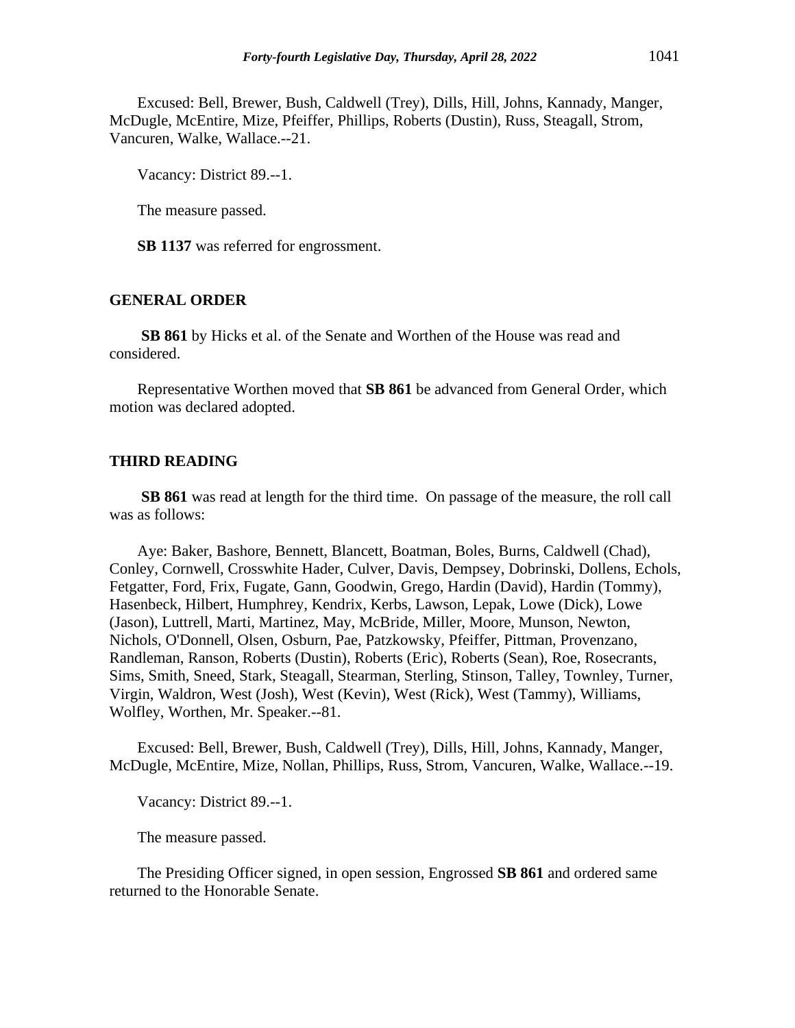Excused: Bell, Brewer, Bush, Caldwell (Trey), Dills, Hill, Johns, Kannady, Manger, McDugle, McEntire, Mize, Pfeiffer, Phillips, Roberts (Dustin), Russ, Steagall, Strom, Vancuren, Walke, Wallace.--21.

Vacancy: District 89.--1.

The measure passed.

**SB 1137** was referred for engrossment.

## GENERAL ORDER

**SB 861** by Hicks et al. of the Senate and Worthen of the House was read and considered.

Representative Worthen moved that **SB 861** be advanced from General Order, which motion was declared adopted.

## THIRD READING

**SB 861** was read at length for the third time. On passage of the measure, the roll call was as follows:

Aye: Baker, Bashore, Bennett, Blancett, Boatman, Boles, Burns, Caldwell (Chad), Conley, Cornwell, Crosswhite Hader, Culver, Davis, Dempsey, Dobrinski, Dollens, Echols, Fetgatter, Ford, Frix, Fugate, Gann, Goodwin, Grego, Hardin (David), Hardin (Tommy), Hasenbeck, Hilbert, Humphrey, Kendrix, Kerbs, Lawson, Lepak, Lowe (Dick), Lowe (Jason), Luttrell, Marti, Martinez, May, McBride, Miller, Moore, Munson, Newton, Nichols, O'Donnell, Olsen, Osburn, Pae, Patzkowsky, Pfeiffer, Pittman, Provenzano, Randleman, Ranson, Roberts (Dustin), Roberts (Eric), Roberts (Sean), Roe, Rosecrants, Sims, Smith, Sneed, Stark, Steagall, Stearman, Sterling, Stinson, Talley, Townley, Turner, Virgin, Waldron, West (Josh), West (Kevin), West (Rick), West (Tammy), Williams, Wolfley, Worthen, Mr. Speaker.--81.

Excused: Bell, Brewer, Bush, Caldwell (Trey), Dills, Hill, Johns, Kannady, Manger, McDugle, McEntire, Mize, Nollan, Phillips, Russ, Strom, Vancuren, Walke, Wallace.--19.

Vacancy: District 89.--1.

The measure passed.

The Presiding Officer signed, in open session, Engrossed **SB 861** and ordered same returned to the Honorable Senate.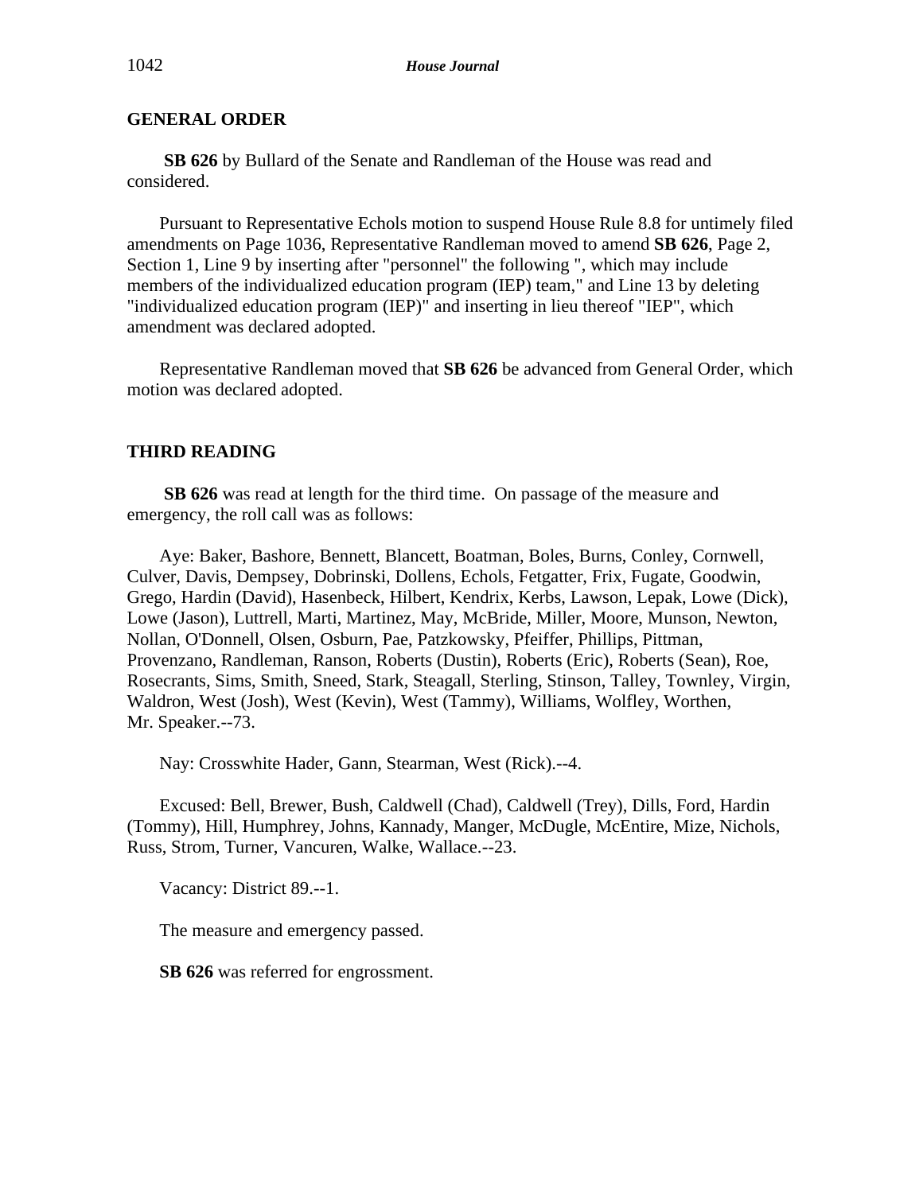## GENERAL ORDER

**SB 626** by Bullard of the Senate and Randleman of the House was read and considered.

Pursuant to Representative Echols motion to suspend House Rule 8.8 for untimely filed amendments on Page 1036, Representative Randleman moved to amend **SB 626**, Page 2, Section 1, Line 9 by inserting after "personnel" the following ", which may include members of the individualized education program (IEP) team," and Line 13 by deleting "individualized education program (IEP)" and inserting in lieu thereof "IEP", which amendment was declared adopted.

Representative Randleman moved that **SB 626** be advanced from General Order, which motion was declared adopted.

## THIRD READING

**SB 626** was read at length for the third time. On passage of the measure and emergency, the roll call was as follows:

Aye: Baker, Bashore, Bennett, Blancett, Boatman, Boles, Burns, Conley, Cornwell, Culver, Davis, Dempsey, Dobrinski, Dollens, Echols, Fetgatter, Frix, Fugate, Goodwin, Grego, Hardin (David), Hasenbeck, Hilbert, Kendrix, Kerbs, Lawson, Lepak, Lowe (Dick), Lowe (Jason), Luttrell, Marti, Martinez, May, McBride, Miller, Moore, Munson, Newton, Nollan, O'Donnell, Olsen, Osburn, Pae, Patzkowsky, Pfeiffer, Phillips, Pittman, Provenzano, Randleman, Ranson, Roberts (Dustin), Roberts (Eric), Roberts (Sean), Roe, Rosecrants, Sims, Smith, Sneed, Stark, Steagall, Sterling, Stinson, Talley, Townley, Virgin, Waldron, West (Josh), West (Kevin), West (Tammy), Williams, Wolfley, Worthen, Mr. Speaker.--73.

Nay: Crosswhite Hader, Gann, Stearman, West (Rick).--4.

Excused: Bell, Brewer, Bush, Caldwell (Chad), Caldwell (Trey), Dills, Ford, Hardin (Tommy), Hill, Humphrey, Johns, Kannady, Manger, McDugle, McEntire, Mize, Nichols, Russ, Strom, Turner, Vancuren, Walke, Wallace.--23.

Vacancy: District 89.--1.

The measure and emergency passed.

**SB 626** was referred for engrossment.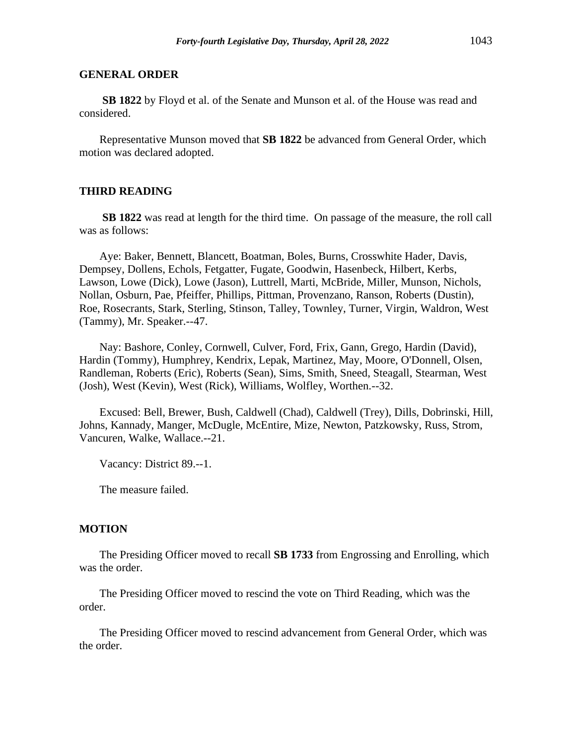## GENERAL ORDER

**SB 1822** by Floyd et al. of the Senate and Munson et al. of the House was read and considered.

Representative Munson moved that **SB 1822** be advanced from General Order, which motion was declared adopted.

## THIRD READING

**SB 1822** was read at length for the third time. On passage of the measure, the roll call was as follows:

Aye: Baker, Bennett, Blancett, Boatman, Boles, Burns, Crosswhite Hader, Davis, Dempsey, Dollens, Echols, Fetgatter, Fugate, Goodwin, Hasenbeck, Hilbert, Kerbs, Lawson, Lowe (Dick), Lowe (Jason), Luttrell, Marti, McBride, Miller, Munson, Nichols, Nollan, Osburn, Pae, Pfeiffer, Phillips, Pittman, Provenzano, Ranson, Roberts (Dustin), Roe, Rosecrants, Stark, Sterling, Stinson, Talley, Townley, Turner, Virgin, Waldron, West (Tammy), Mr. Speaker.--47.

Nay: Bashore, Conley, Cornwell, Culver, Ford, Frix, Gann, Grego, Hardin (David), Hardin (Tommy), Humphrey, Kendrix, Lepak, Martinez, May, Moore, O'Donnell, Olsen, Randleman, Roberts (Eric), Roberts (Sean), Sims, Smith, Sneed, Steagall, Stearman, West (Josh), West (Kevin), West (Rick), Williams, Wolfley, Worthen.--32.

Excused: Bell, Brewer, Bush, Caldwell (Chad), Caldwell (Trey), Dills, Dobrinski, Hill, Johns, Kannady, Manger, McDugle, McEntire, Mize, Newton, Patzkowsky, Russ, Strom, Vancuren, Walke, Wallace.--21.

Vacancy: District 89.--1.

The measure failed.

## MOTION

The Presiding Officer moved to recall **SB 1733** from Engrossing and Enrolling, which was the order.

The Presiding Officer moved to rescind the vote on Third Reading, which was the order.

The Presiding Officer moved to rescind advancement from General Order, which was the order.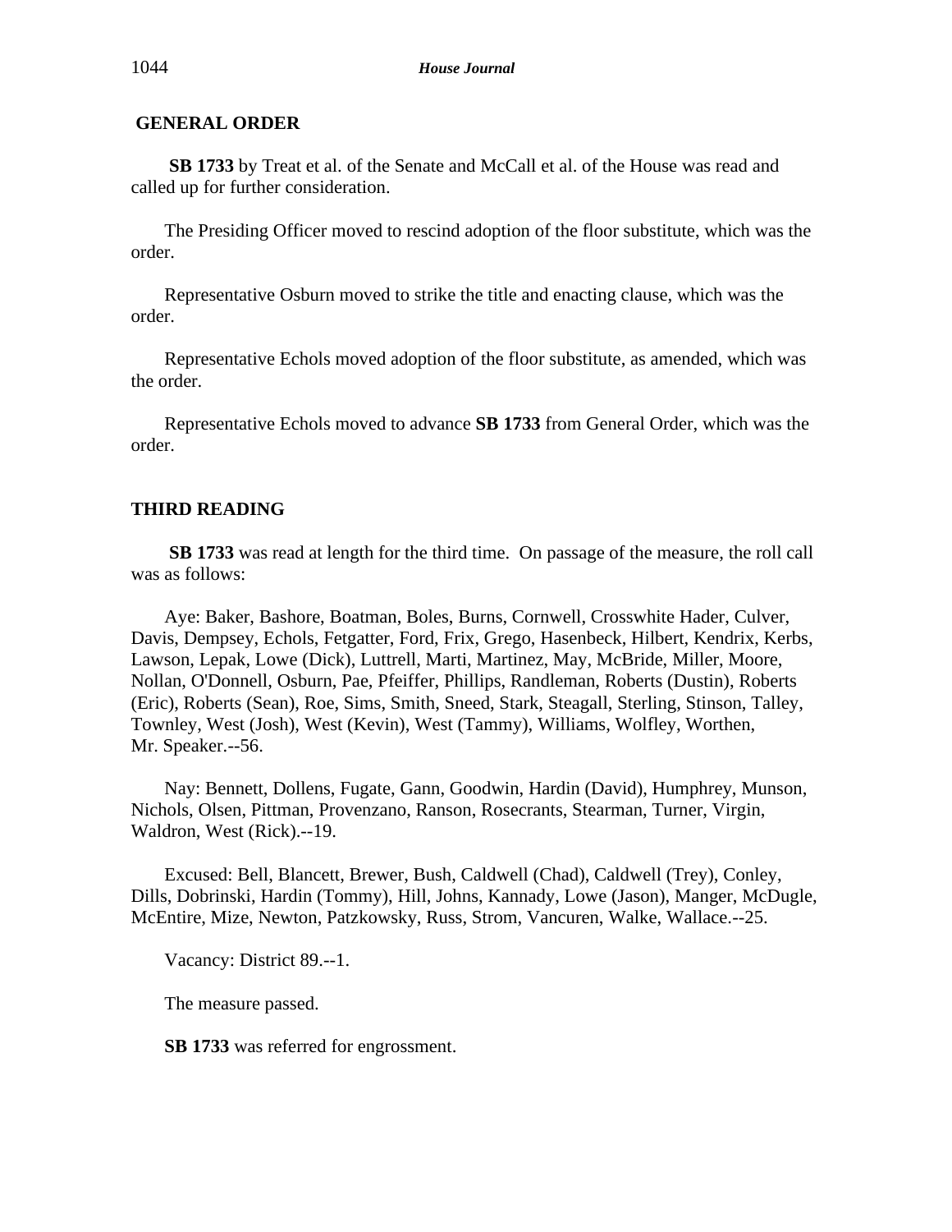## GENERAL ORDER

**SB 1733** by Treat et al. of the Senate and McCall et al. of the House was read and called up for further consideration.

The Presiding Officer moved to rescind adoption of the floor substitute, which was the order.

Representative Osburn moved to strike the title and enacting clause, which was the order.

Representative Echols moved adoption of the floor substitute, as amended, which was the order.

Representative Echols moved to advance **SB 1733** from General Order, which was the order.

## THIRD READING

**SB 1733** was read at length for the third time. On passage of the measure, the roll call was as follows:

Aye: Baker, Bashore, Boatman, Boles, Burns, Cornwell, Crosswhite Hader, Culver, Davis, Dempsey, Echols, Fetgatter, Ford, Frix, Grego, Hasenbeck, Hilbert, Kendrix, Kerbs, Lawson, Lepak, Lowe (Dick), Luttrell, Marti, Martinez, May, McBride, Miller, Moore, Nollan, O'Donnell, Osburn, Pae, Pfeiffer, Phillips, Randleman, Roberts (Dustin), Roberts (Eric), Roberts (Sean), Roe, Sims, Smith, Sneed, Stark, Steagall, Sterling, Stinson, Talley, Townley, West (Josh), West (Kevin), West (Tammy), Williams, Wolfley, Worthen, Mr. Speaker.--56.

Nay: Bennett, Dollens, Fugate, Gann, Goodwin, Hardin (David), Humphrey, Munson, Nichols, Olsen, Pittman, Provenzano, Ranson, Rosecrants, Stearman, Turner, Virgin, Waldron, West (Rick).--19.

Excused: Bell, Blancett, Brewer, Bush, Caldwell (Chad), Caldwell (Trey), Conley, Dills, Dobrinski, Hardin (Tommy), Hill, Johns, Kannady, Lowe (Jason), Manger, McDugle, McEntire, Mize, Newton, Patzkowsky, Russ, Strom, Vancuren, Walke, Wallace.--25.

Vacancy: District 89.--1.

The measure passed.

**SB 1733** was referred for engrossment.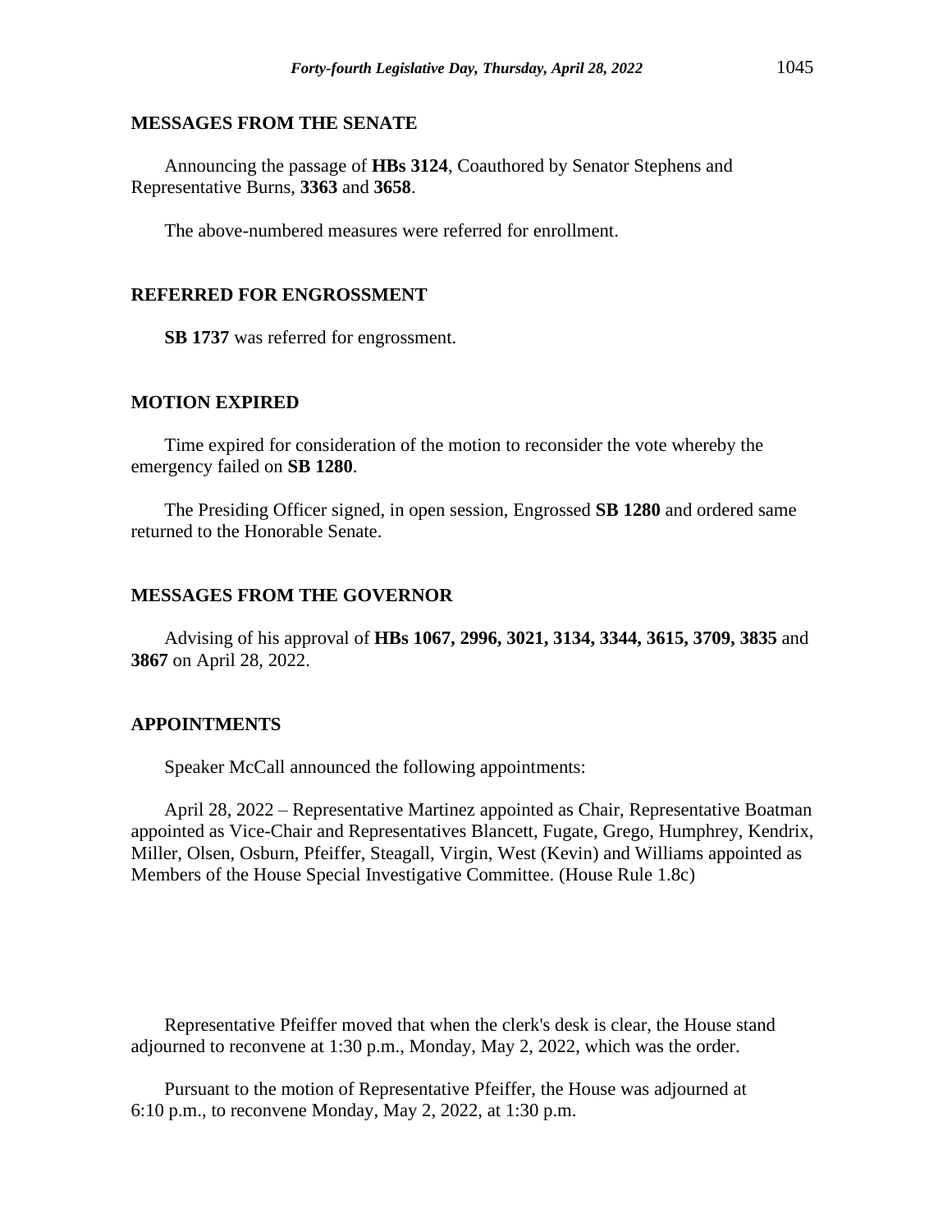## MESSAGES FROM THE SENATE

Announcing the passage of **HBs 3124**, Coauthored by Senator Stephens and Representative Burns, **3363** and **3658**.

The above-numbered measures were referred for enrollment.

## REFERRED FOR ENGROSSMENT

**SB 1737** was referred for engrossment.

## MOTION EXPIRED

Time expired for consideration of the motion to reconsider the vote whereby the emergency failed on **SB 1280**.

The Presiding Officer signed, in open session, Engrossed **SB 1280** and ordered same returned to the Honorable Senate.

## MESSAGES FROM THE GOVERNOR

Advising of his approval of **HBs 1067, 2996, 3021, 3134, 3344, 3615, 3709, 3835** and **3867** on April 28, 2022.

## APPOINTMENTS

Speaker McCall announced the following appointments:

April 28, 2022 – Representative Martinez appointed as Chair, Representative Boatman appointed as Vice-Chair and Representatives Blancett, Fugate, Grego, Humphrey, Kendrix, Miller, Olsen, Osburn, Pfeiffer, Steagall, Virgin, West (Kevin) and Williams appointed as Members of the House Special Investigative Committee. (House Rule 1.8c)

Representative Pfeiffer moved that when the clerk's desk is clear, the House stand adjourned to reconvene at 1:30 p.m., Monday, May 2, 2022, which was the order.

Pursuant to the motion of Representative Pfeiffer, the House was adjourned at 6:10 p.m., to reconvene Monday, May 2, 2022, at 1:30 p.m.